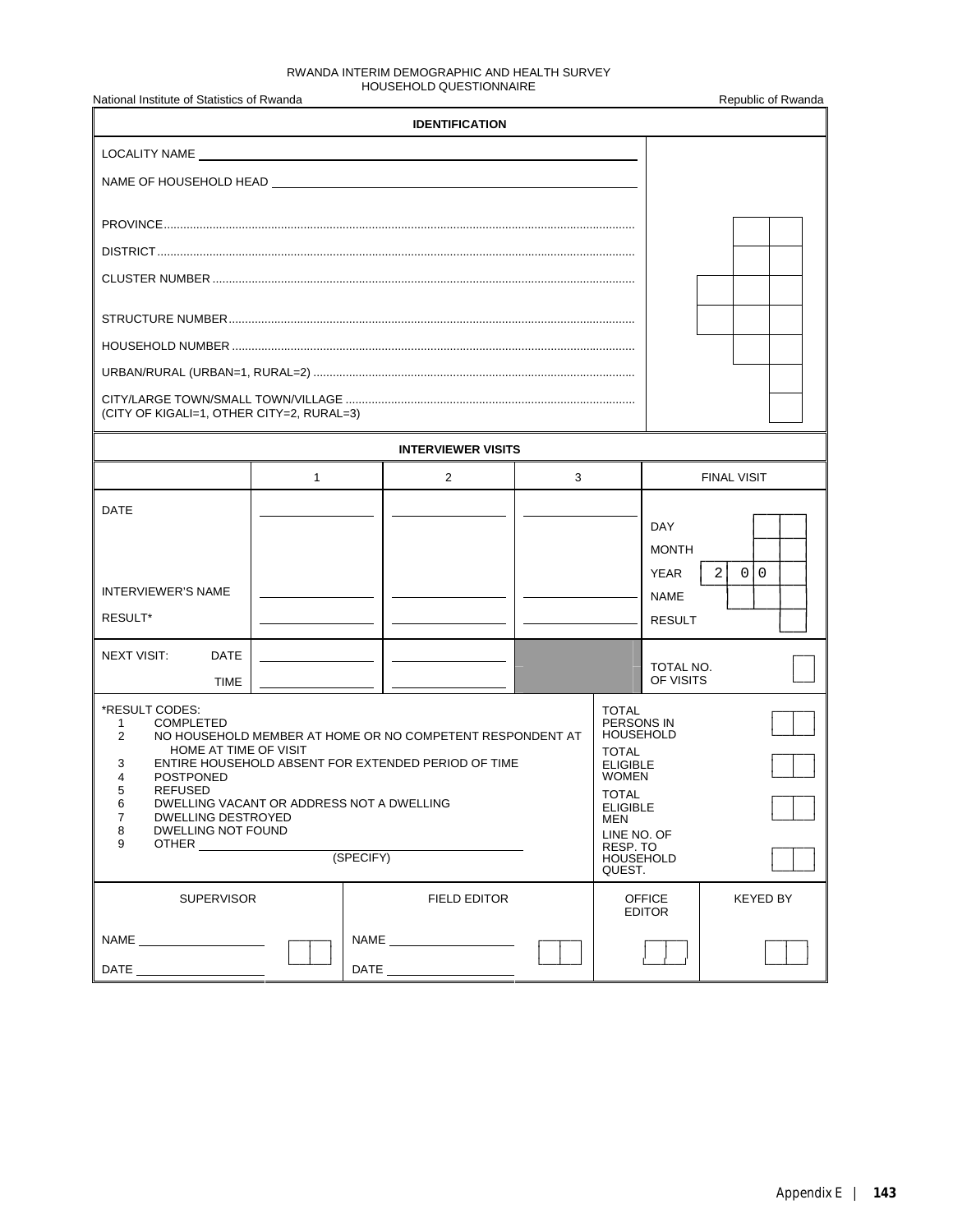RWANDA INTERIM DEMOGRAPHIC AND HEALTH SURVEY
HOUSEHOLD QUESTIONNAIRE

National Institute of Statistics of Rwanda — Republic of Rwanda

## IDENTIFICATION

LOCALITY NAME ____________________

NAME OF HOUSEHOLD HEAD ____________________

| | |
|---|---|
| PROVINCE | [ ][ ] |
| DISTRICT | [ ][ ] |
| CLUSTER NUMBER | [ ][ ][ ] |
| STRUCTURE NUMBER | [ ][ ][ ] |
| HOUSEHOLD NUMBER | [ ][ ] |
| URBAN/RURAL (URBAN=1, RURAL=2) | [ ] |
| CITY/LARGE TOWN/SMALL TOWN/VILLAGE (CITY OF KIGALI=1, OTHER CITY=2, RURAL=3) | [ ] |

## INTERVIEWER VISITS

| | 1 | 2 | 3 | FINAL VISIT |
|---|---|---|---|---|
| DATE | ______ | ______ | ______ | DAY [ ][ ] MONTH [ ][ ] YEAR [2][0][0][ ] |
| INTERVIEWER'S NAME | ______ | ______ | ______ | NAME [ ][ ] |
| RESULT* | ______ | ______ | ______ | RESULT [ ] |
| NEXT VISIT: DATE | ______ | ______ | | TOTAL NO. OF VISITS [ ] |
| TIME | ______ | ______ | | |

*RESULT CODES:
1. COMPLETED
2. NO HOUSEHOLD MEMBER AT HOME OR NO COMPETENT RESPONDENT AT HOME AT TIME OF VISIT
3. ENTIRE HOUSEHOLD ABSENT FOR EXTENDED PERIOD OF TIME
4. POSTPONED
5. REFUSED
6. DWELLING VACANT OR ADDRESS NOT A DWELLING
7. DWELLING DESTROYED
8. DWELLING NOT FOUND
9. OTHER ____________________ (SPECIFY)

| | |
|---|---|
| TOTAL PERSONS IN HOUSEHOLD | [ ][ ] |
| TOTAL ELIGIBLE WOMEN | [ ][ ] |
| TOTAL ELIGIBLE MEN | [ ][ ] |
| LINE NO. OF RESP. TO HOUSEHOLD QUEST. | [ ][ ] |

| SUPERVISOR | FIELD EDITOR | OFFICE EDITOR | KEYED BY |
|---|---|---|---|
| NAME ______ DATE ______ [ ][ ] | NAME ______ DATE ______ [ ][ ] | [ ][ ] | [ ][ ] |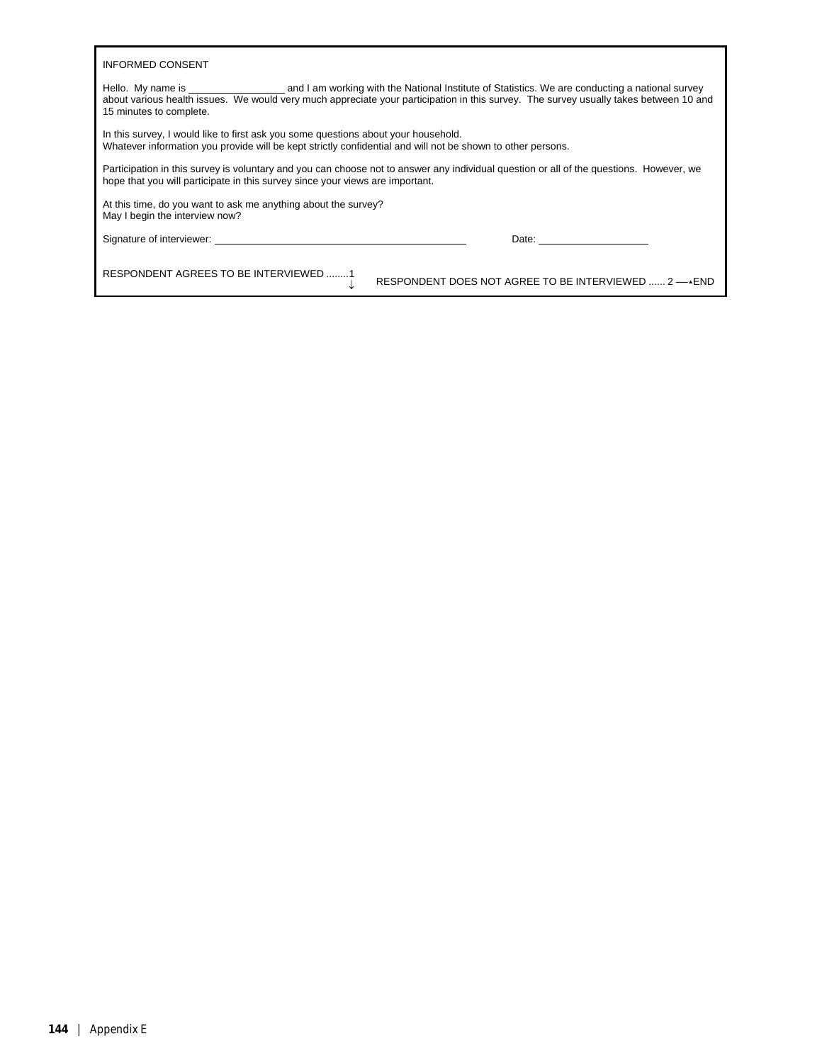INFORMED CONSENT

Hello. My name is \_\_\_\_\_\_\_\_\_\_\_\_\_\_\_\_\_\_ and I am working with the National Institute of Statistics. We are conducting a national survey about various health issues. We would very much appreciate your participation in this survey. The survey usually takes between 10 and 15 minutes to complete.

In this survey, I would like to first ask you some questions about your household.
Whatever information you provide will be kept strictly confidential and will not be shown to other persons.

Participation in this survey is voluntary and you can choose not to answer any individual question or all of the questions. However, we hope that you will participate in this survey since your views are important.

At this time, do you want to ask me anything about the survey?
May I begin the interview now?

Signature of interviewer: \_\_\_\_\_\_\_\_\_\_\_\_\_\_\_\_\_\_\_\_\_\_\_\_\_\_\_\_\_\_\_\_\_\_\_\_\_\_\_\_\_\_\_\_ Date: \_\_\_\_\_\_\_\_\_\_\_\_\_\_\_\_\_\_\_\_

RESPONDENT AGREES TO BE INTERVIEWED ........1 ↓

RESPONDENT DOES NOT AGREE TO BE INTERVIEWED ...... 2 → END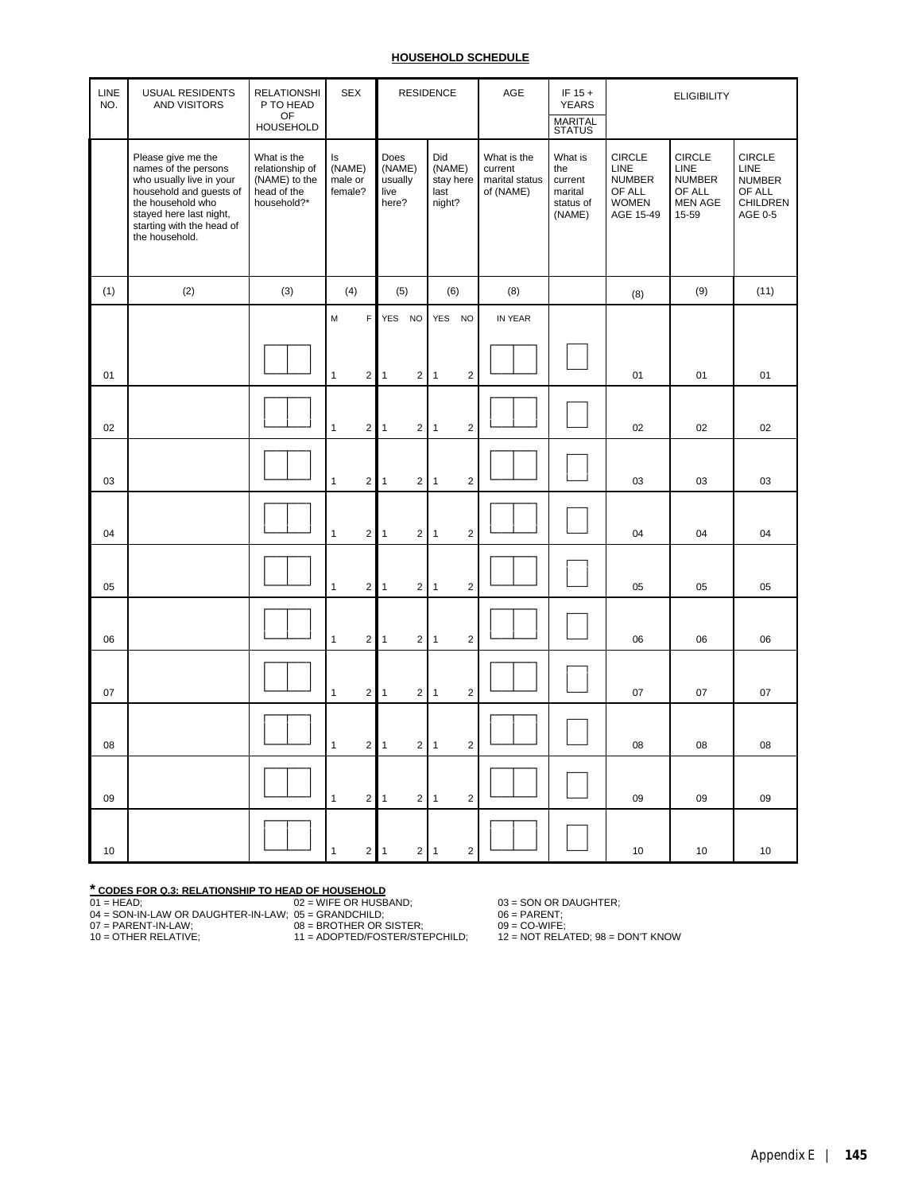**HOUSEHOLD SCHEDULE**

| LINE NO. | USUAL RESIDENTS AND VISITORS | RELATIONSHIP TO HEAD OF HOUSEHOLD | SEX | RESIDENCE | | AGE | IF 15 + YEARS MARITAL STATUS | ELIGIBILITY | | |
|---|---|---|---|---|---|---|---|---|---|---|
| | Please give me the names of the persons who usually live in your household and guests of the household who stayed here last night, starting with the head of the household. | What is the relationship of (NAME) to the head of the household?* | Is (NAME) male or female? | Does (NAME) usually live here? | Did (NAME) stay here last night? | What is the current marital status of (NAME) | What is the current marital status of (NAME) | CIRCLE LINE NUMBER OF ALL WOMEN AGE 15-49 | CIRCLE LINE NUMBER OF ALL MEN AGE 15-59 | CIRCLE LINE NUMBER OF ALL CHILDREN AGE 0-5 |
| (1) | (2) | (3) | (4) | (5) | (6) | (8) | | (8) | (9) | (11) |
| | | | M F | YES NO | YES NO | IN YEAR | | | | |
| 01 | | | 1 2 | 1 2 | 1 2 | | | 01 | 01 | 01 |
| 02 | | | 1 2 | 1 2 | 1 2 | | | 02 | 02 | 02 |
| 03 | | | 1 2 | 1 2 | 1 2 | | | 03 | 03 | 03 |
| 04 | | | 1 2 | 1 2 | 1 2 | | | 04 | 04 | 04 |
| 05 | | | 1 2 | 1 2 | 1 2 | | | 05 | 05 | 05 |
| 06 | | | 1 2 | 1 2 | 1 2 | | | 06 | 06 | 06 |
| 07 | | | 1 2 | 1 2 | 1 2 | | | 07 | 07 | 07 |
| 08 | | | 1 2 | 1 2 | 1 2 | | | 08 | 08 | 08 |
| 09 | | | 1 2 | 1 2 | 1 2 | | | 09 | 09 | 09 |
| 10 | | | 1 2 | 1 2 | 1 2 | | | 10 | 10 | 10 |

**\* CODES FOR Q.3: RELATIONSHIP TO HEAD OF HOUSEHOLD**

01 = HEAD; 02 = WIFE OR HUSBAND; 03 = SON OR DAUGHTER;
04 = SON-IN-LAW OR DAUGHTER-IN-LAW; 05 = GRANDCHILD; 06 = PARENT;
07 = PARENT-IN-LAW; 08 = BROTHER OR SISTER; 09 = CO-WIFE;
10 = OTHER RELATIVE; 11 = ADOPTED/FOSTER/STEPCHILD; 12 = NOT RELATED; 98 = DON'T KNOW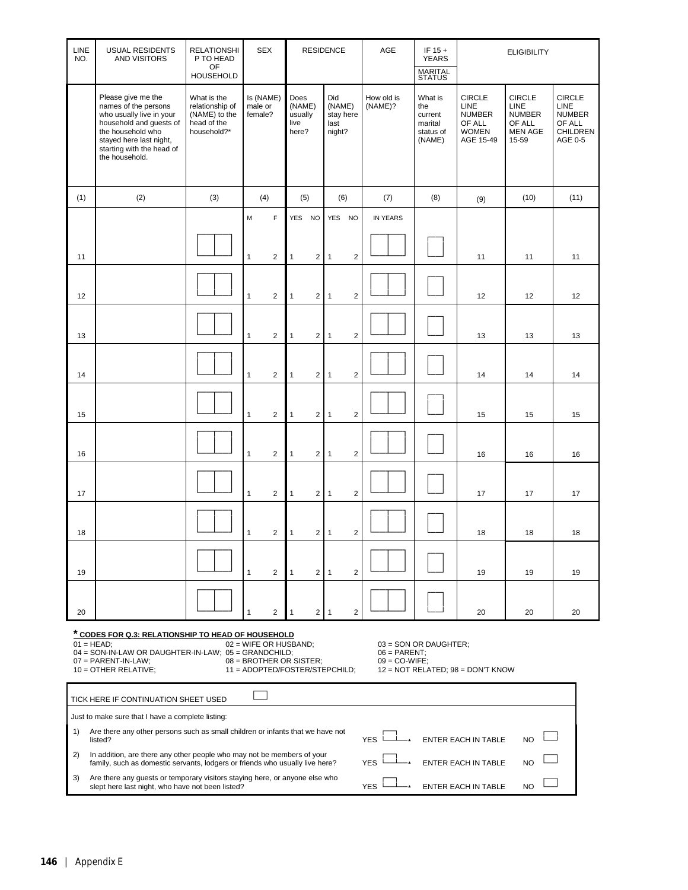| LINE NO. | USUAL RESIDENTS AND VISITORS | RELATIONSHIP TO HEAD OF HOUSEHOLD | SEX | | RESIDENCE | | | | AGE | IF 15 + YEARS MARITAL STATUS | ELIGIBILITY | | |
|---|---|---|---|---|---|---|---|---|---|---|---|---|---|
| | Please give me the names of the persons who usually live in your household and guests of the household who stayed here last night, starting with the head of the household. | What is the relationship of (NAME) to the head of the household?* | Is (NAME) male or female? | | Does (NAME) usually live here? | | Did (NAME) stay here last night? | | How old is (NAME)? | What is the current marital status of (NAME) | CIRCLE LINE NUMBER OF ALL WOMEN AGE 15-49 | CIRCLE LINE NUMBER OF ALL MEN AGE 15-59 | CIRCLE LINE NUMBER OF ALL CHILDREN AGE 0-5 |
| (1) | (2) | (3) | (4) | | (5) | | (6) | | (7) | (8) | (9) | (10) | (11) |
| | | | M | F | YES | NO | YES | NO | IN YEARS | | | | |
| 11 | | | 1 | 2 | 1 | 2 | 1 | 2 | | | 11 | 11 | 11 |
| 12 | | | 1 | 2 | 1 | 2 | 1 | 2 | | | 12 | 12 | 12 |
| 13 | | | 1 | 2 | 1 | 2 | 1 | 2 | | | 13 | 13 | 13 |
| 14 | | | 1 | 2 | 1 | 2 | 1 | 2 | | | 14 | 14 | 14 |
| 15 | | | 1 | 2 | 1 | 2 | 1 | 2 | | | 15 | 15 | 15 |
| 16 | | | 1 | 2 | 1 | 2 | 1 | 2 | | | 16 | 16 | 16 |
| 17 | | | 1 | 2 | 1 | 2 | 1 | 2 | | | 17 | 17 | 17 |
| 18 | | | 1 | 2 | 1 | 2 | 1 | 2 | | | 18 | 18 | 18 |
| 19 | | | 1 | 2 | 1 | 2 | 1 | 2 | | | 19 | 19 | 19 |
| 20 | | | 1 | 2 | 1 | 2 | 1 | 2 | | | 20 | 20 | 20 |

**\* CODES FOR Q.3: RELATIONSHIP TO HEAD OF HOUSEHOLD**

01 = HEAD; 02 = WIFE OR HUSBAND; 03 = SON OR DAUGHTER;
04 = SON-IN-LAW OR DAUGHTER-IN-LAW; 05 = GRANDCHILD; 06 = PARENT;
07 = PARENT-IN-LAW; 08 = BROTHER OR SISTER; 09 = CO-WIFE;
10 = OTHER RELATIVE; 11 = ADOPTED/FOSTER/STEPCHILD; 12 = NOT RELATED; 98 = DON'T KNOW

TICK HERE IF CONTINUATION SHEET USED ☐

Just to make sure that I have a complete listing:

1) Are there any other persons such as small children or infants that we have not listed? YES ☐ → ENTER EACH IN TABLE NO ☐

2) In addition, are there any other people who may not be members of your family, such as domestic servants, lodgers or friends who usually live here? YES ☐ → ENTER EACH IN TABLE NO ☐

3) Are there any guests or temporary visitors staying here, or anyone else who slept here last night, who have not been listed? YES ☐ → ENTER EACH IN TABLE NO ☐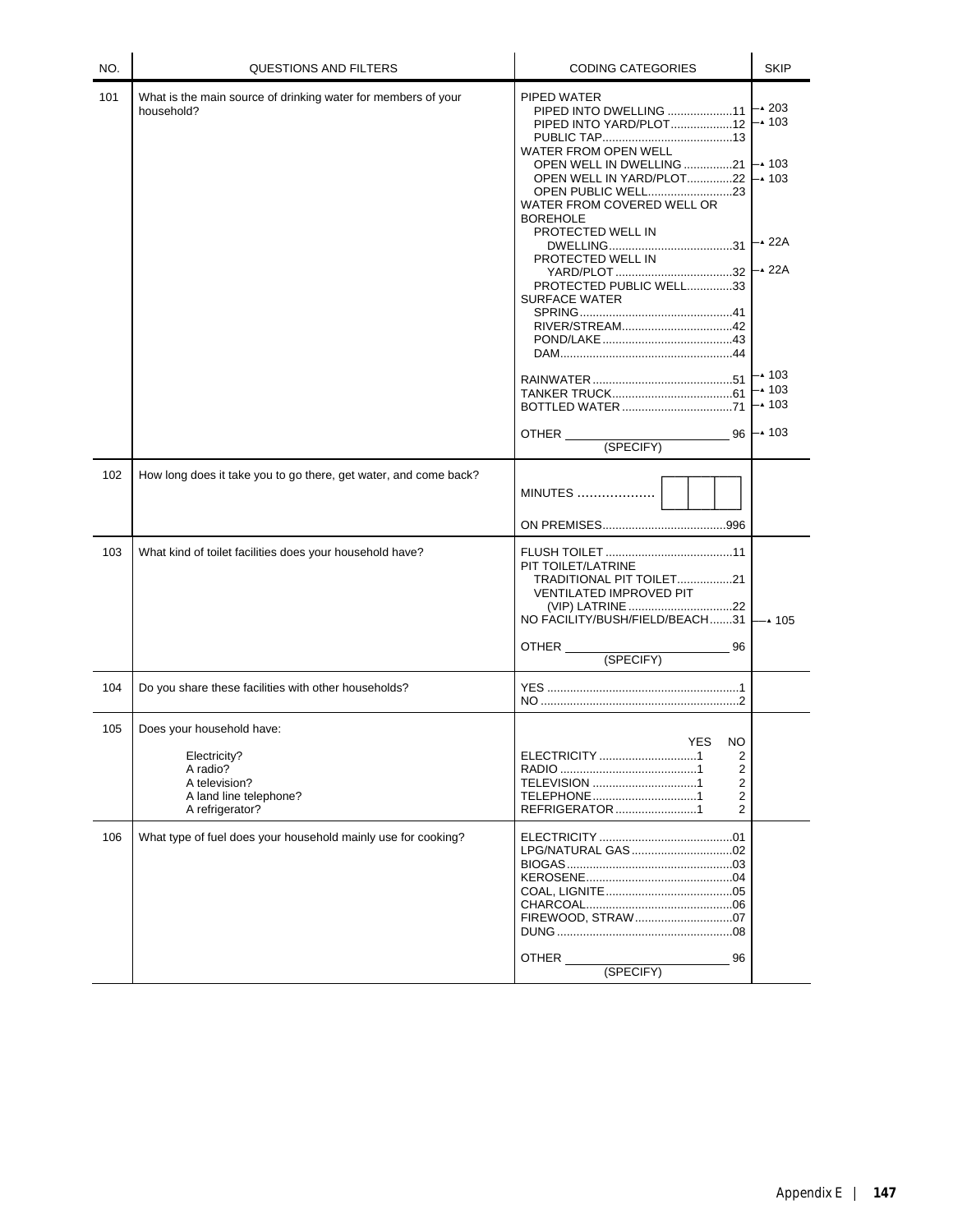| NO. | QUESTIONS AND FILTERS | CODING CATEGORIES | SKIP |
| --- | --- | --- | --- |
| 101 | What is the main source of drinking water for members of your household? | PIPED WATER<br>PIPED INTO DWELLING ....................11<br>PIPED INTO YARD/PLOT...................12<br>PUBLIC TAP.......................................13<br>WATER FROM OPEN WELL<br>OPEN WELL IN DWELLING ...............21<br>OPEN WELL IN YARD/PLOT..............22<br>OPEN PUBLIC WELL..........................23<br>WATER FROM COVERED WELL OR BOREHOLE<br>PROTECTED WELL IN DWELLING......................................31<br>PROTECTED WELL IN YARD/PLOT ....................................32<br>PROTECTED PUBLIC WELL..............33<br>SURFACE WATER<br>SPRING...............................................41<br>RIVER/STREAM..................................42<br>POND/LAKE........................................43<br>DAM....................................................44<br>RAINWATER ...........................................51<br>TANKER TRUCK.....................................61<br>BOTTLED WATER ..................................71<br>OTHER ___________ 96<br>(SPECIFY) | 11 → 203<br>12 → 103<br>21 → 103<br>22 → 103<br>31 → 22A<br>32 → 22A<br>51 → 103<br>61 → 103<br>71 → 103<br>96 → 103 |
| 102 | How long does it take you to go there, get water, and come back? | MINUTES ................... [ ][ ][ ]<br>ON PREMISES.....................................996 | |
| 103 | What kind of toilet facilities does your household have? | FLUSH TOILET .......................................11<br>PIT TOILET/LATRINE<br>TRADITIONAL PIT TOILET.................21<br>VENTILATED IMPROVED PIT (VIP) LATRINE ................................22<br>NO FACILITY/BUSH/FIELD/BEACH.......31<br>OTHER ___________ 96<br>(SPECIFY) | 31 → 105 |
| 104 | Do you share these facilities with other households? | YES ...........................................................1<br>NO .............................................................2 | |
| 105 | Does your household have:<br>Electricity?<br>A radio?<br>A television?<br>A land line telephone?<br>A refrigerator? | YES NO<br>ELECTRICITY ..............................1 2<br>RADIO ..........................................1 2<br>TELEVISION ................................1 2<br>TELEPHONE................................1 2<br>REFRIGERATOR .........................1 2 | |
| 106 | What type of fuel does your household mainly use for cooking? | ELECTRICITY .........................................01<br>LPG/NATURAL GAS ...............................02<br>BIOGAS..................................................03<br>KEROSENE.............................................04<br>COAL, LIGNITE.......................................05<br>CHARCOAL.............................................06<br>FIREWOOD, STRAW..............................07<br>DUNG .....................................................08<br>OTHER ___________ 96<br>(SPECIFY) | |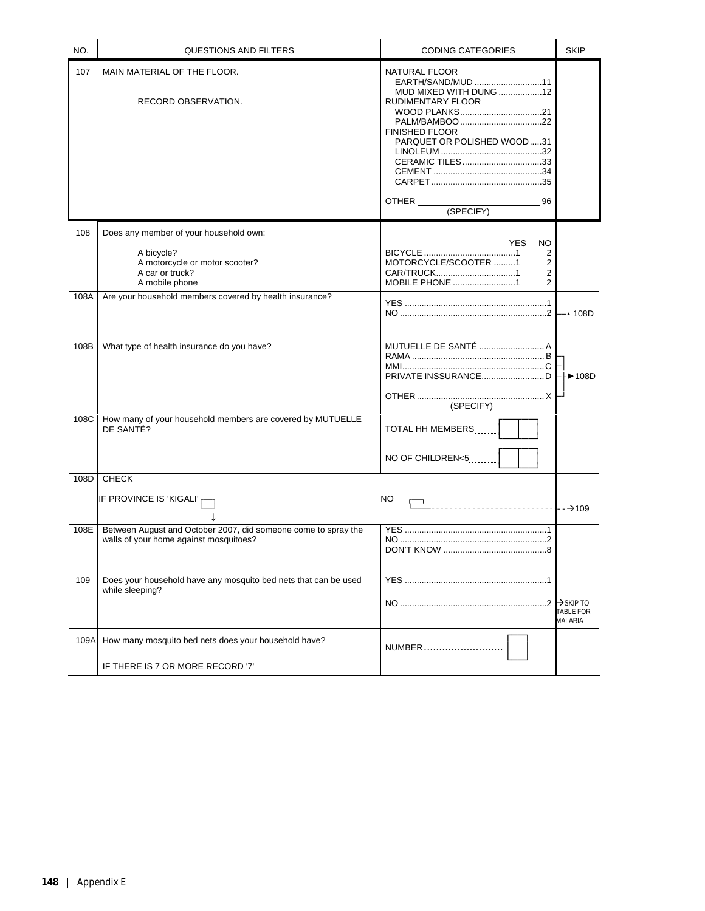| NO. | QUESTIONS AND FILTERS | CODING CATEGORIES | SKIP |
|---|---|---|---|
| 107 | MAIN MATERIAL OF THE FLOOR.<br><br>RECORD OBSERVATION. | NATURAL FLOOR<br>EARTH/SAND/MUD ............................11<br>MUD MIXED WITH DUNG ..................12<br>RUDIMENTARY FLOOR<br>WOOD PLANKS..................................21<br>PALM/BAMBOO ..................................22<br>FINISHED FLOOR<br>PARQUET OR POLISHED WOOD.....31<br>LINOLEUM ..........................................32<br>CERAMIC TILES.................................33<br>CEMENT .............................................34<br>CARPET..............................................35<br><br>OTHER ______________________ 96<br>(SPECIFY) | |
| 108 | Does any member of your household own:<br><br>A bicycle?<br>A motorcycle or motor scooter?<br>A car or truck?<br>A mobile phone | YES NO<br>BICYCLE ......................................1 2<br>MOTORCYCLE/SCOOTER .........1 2<br>CAR/TRUCK.................................1 2<br>MOBILE PHONE ..........................1 2 | |
| 108A | Are your household members covered by health insurance? | YES ...........................................................1<br>NO .............................................................2 | NO → 108D |
| 108B | What type of health insurance do you have? | MUTUELLE DE SANTÉ ........................... A<br>RAMA ....................................................... B<br>MMI........................................................... C<br>PRIVATE INSSURANCE.......................... D<br><br>OTHER ..................................................... X<br>(SPECIFY) | B, C, D, X → 108D |
| 108C | How many of your household members are covered by MUTUELLE DE SANTÉ? | TOTAL HH MEMBERS....... [ ][ ]<br><br>NO OF CHILDREN<5......... [ ][ ] | |
| 108D | CHECK<br><br>IF PROVINCE IS 'KIGALI' [ ]<br>↓ | NO [ ] | NO → 109 |
| 108E | Between August and October 2007, did someone come to spray the walls of your home against mosquitoes? | YES ...........................................................1<br>NO .............................................................2<br>DON'T KNOW ...........................................8 | |
| 109 | Does your household have any mosquito bed nets that can be used while sleeping? | YES ...........................................................1<br><br>NO .............................................................2 | NO → SKIP TO TABLE FOR MALARIA |
| 109A | How many mosquito bed nets does your household have?<br><br>IF THERE IS 7 OR MORE RECORD '7' | NUMBER.......................... [ ] | |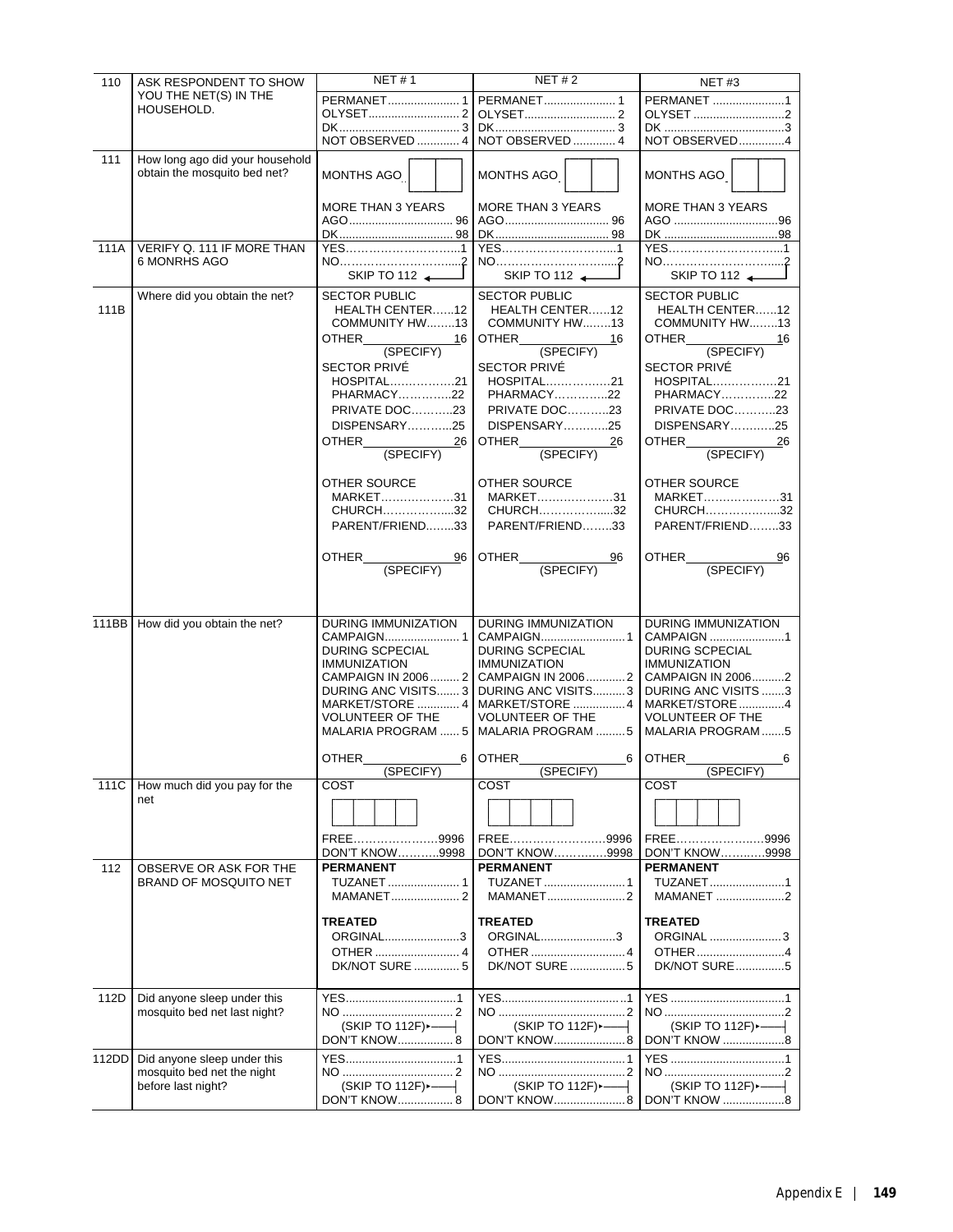| | | NET # 1 | NET # 2 | NET #3 |
|---|---|---|---|---|
| 110 | ASK RESPONDENT TO SHOW YOU THE NET(S) IN THE HOUSEHOLD. | PERMANET...................... 1<br>OLYSET............................ 2<br>DK..................................... 3<br>NOT OBSERVED ............. 4 | PERMANET...................... 1<br>OLYSET............................ 2<br>DK..................................... 3<br>NOT OBSERVED ............. 4 | PERMANET ......................1<br>OLYSET ............................2<br>DK .....................................3<br>NOT OBSERVED..............4 |
| 111 | How long ago did your household obtain the mosquito bed net? | MONTHS AGO [ ][ ]<br><br>MORE THAN 3 YEARS AGO................................ 96<br>DK.................................... 98 | MONTHS AGO [ ][ ]<br><br>MORE THAN 3 YEARS AGO................................ 96<br>DK.................................... 98 | MONTHS AGO [ ][ ]<br><br>MORE THAN 3 YEARS AGO ................................96<br>DK ....................................98 |
| 111A | VERIFY Q. 111 IF MORE THAN 6 MONRHS AGO | YES………………………...1<br>NO……………………………2<br>SKIP TO 112 | YES………………………...1<br>NO……………………………2<br>SKIP TO 112 | YES………………………...1<br>NO……………………………2<br>SKIP TO 112 |
| 111B | Where did you obtain the net? | SECTOR PUBLIC<br>HEALTH CENTER……12<br>COMMUNITY HW……..13<br>OTHER______________16<br>(SPECIFY)<br>SECTOR PRIVÉ<br>HOSPITAL……………..21<br>PHARMACY…………..22<br>PRIVATE DOC………..23<br>DISPENSARY………...25<br>OTHER______________26<br>(SPECIFY)<br><br>OTHER SOURCE<br>MARKET……………….31<br>CHURCH……………....32<br>PARENT/FRIEND……..33<br><br>OTHER______________96<br>(SPECIFY) | SECTOR PUBLIC<br>HEALTH CENTER……12<br>COMMUNITY HW……..13<br>OTHER______________16<br>(SPECIFY)<br>SECTOR PRIVÉ<br>HOSPITAL……………..21<br>PHARMACY…………..22<br>PRIVATE DOC………..23<br>DISPENSARY………...25<br>OTHER______________26<br>(SPECIFY)<br><br>OTHER SOURCE<br>MARKET……………….31<br>CHURCH……………....32<br>PARENT/FRIEND……..33<br><br>OTHER______________96<br>(SPECIFY) | SECTOR PUBLIC<br>HEALTH CENTER……12<br>COMMUNITY HW……..13<br>OTHER______________16<br>(SPECIFY)<br>SECTOR PRIVÉ<br>HOSPITAL……………..21<br>PHARMACY…………..22<br>PRIVATE DOC………..23<br>DISPENSARY………...25<br>OTHER______________26<br>(SPECIFY)<br><br>OTHER SOURCE<br>MARKET……………….31<br>CHURCH……………....32<br>PARENT/FRIEND……..33<br><br>OTHER______________96<br>(SPECIFY) |
| 111BB | How did you obtain the net? | DURING IMMUNIZATION CAMPAIGN....................... 1<br>DURING SCPECIAL IMMUNIZATION CAMPAIGN IN 2006......... 2<br>DURING ANC VISITS....... 3<br>MARKET/STORE ............. 4<br>VOLUNTEER OF THE MALARIA PROGRAM ...... 5<br><br>OTHER________________6<br>(SPECIFY) | DURING IMMUNIZATION CAMPAIGN..........................1<br>DURING SCPECIAL IMMUNIZATION CAMPAIGN IN 2006............2<br>DURING ANC VISITS..........3<br>MARKET/STORE ................4<br>VOLUNTEER OF THE MALARIA PROGRAM .........5<br><br>OTHER________________6<br>(SPECIFY) | DURING IMMUNIZATION CAMPAIGN .......................1<br>DURING SCPECIAL IMMUNIZATION CAMPAIGN IN 2006..........2<br>DURING ANC VISITS .......3<br>MARKET/STORE ..............4<br>VOLUNTEER OF THE MALARIA PROGRAM .......5<br><br>OTHER________________6<br>(SPECIFY) |
| 111C | How much did you pay for the net | COST<br>[ ][ ][ ][ ]<br><br>FREE………………….9996<br>DON'T KNOW………..9998 | COST<br>[ ][ ][ ][ ]<br><br>FREE……………………..9996<br>DON'T KNOW…………..9998 | COST<br>[ ][ ][ ][ ]<br><br>FREE………………….9996<br>DON'T KNOW………..9998 |
| 112 | OBSERVE OR ASK FOR THE BRAND OF MOSQUITO NET | **PERMANENT**<br>TUZANET ...................... 1<br>MAMANET..................... 2<br><br>**TREATED**<br>ORGINAL.......................3<br>OTHER .......................... 4<br>DK/NOT SURE ............. 5 | **PERMANENT**<br>TUZANET .........................1<br>MAMANET........................2<br><br>**TREATED**<br>ORGINAL......................3<br>OTHER .............................4<br>DK/NOT SURE .................5 | **PERMANENT**<br>TUZANET.......................1<br>MAMANET .....................2<br><br>**TREATED**<br>ORGINAL ......................3<br>OTHER...........................4<br>DK/NOT SURE...............5 |
| 112D | Did anyone sleep under this mosquito bed net last night? | YES.................................1<br>NO .................................. 2<br>(SKIP TO 112F)<br>DON'T KNOW................. 8 | YES.....................................1<br>NO ......................................2<br>(SKIP TO 112F)<br>DON'T KNOW......................8 | YES ..................................1<br>NO ....................................2<br>(SKIP TO 112F)<br>DON'T KNOW ...................8 |
| 112DD | Did anyone sleep under this mosquito bed net the night before last night? | YES.................................1<br>NO .................................. 2<br>(SKIP TO 112F)<br>DON'T KNOW................. 8 | YES.....................................1<br>NO ......................................2<br>(SKIP TO 112F)<br>DON'T KNOW......................8 | YES ..................................1<br>NO ....................................2<br>(SKIP TO 112F)<br>DON'T KNOW ...................8 |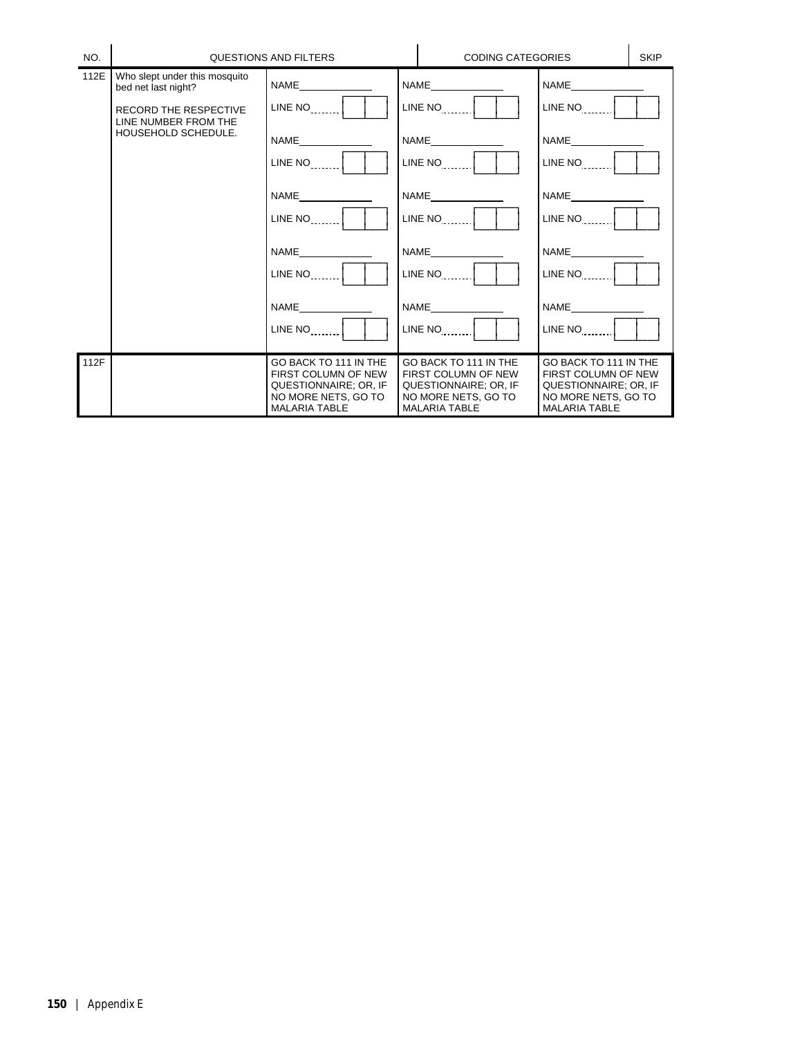| NO. | QUESTIONS AND FILTERS | CODING CATEGORIES | | | SKIP |
|---|---|---|---|---|---|
| 112E | Who slept under this mosquito bed net last night?<br><br>RECORD THE RESPECTIVE LINE NUMBER FROM THE HOUSEHOLD SCHEDULE. | NAME______<br>LINE NO......[ ][ ]<br><br>NAME______<br>LINE NO......[ ][ ]<br><br>NAME______<br>LINE NO......[ ][ ]<br><br>NAME______<br>LINE NO......[ ][ ]<br><br>NAME______<br>LINE NO......[ ][ ] | NAME______<br>LINE NO......[ ][ ]<br><br>NAME______<br>LINE NO......[ ][ ]<br><br>NAME______<br>LINE NO......[ ][ ]<br><br>NAME______<br>LINE NO......[ ][ ]<br><br>NAME______<br>LINE NO......[ ][ ] | NAME______<br>LINE NO......[ ][ ]<br><br>NAME______<br>LINE NO......[ ][ ]<br><br>NAME______<br>LINE NO......[ ][ ]<br><br>NAME______<br>LINE NO......[ ][ ]<br><br>NAME______<br>LINE NO......[ ][ ] | |
| 112F | | GO BACK TO 111 IN THE FIRST COLUMN OF NEW QUESTIONNAIRE; OR, IF NO MORE NETS, GO TO MALARIA TABLE | GO BACK TO 111 IN THE FIRST COLUMN OF NEW QUESTIONNAIRE; OR, IF NO MORE NETS, GO TO MALARIA TABLE | GO BACK TO 111 IN THE FIRST COLUMN OF NEW QUESTIONNAIRE; OR, IF NO MORE NETS, GO TO MALARIA TABLE | |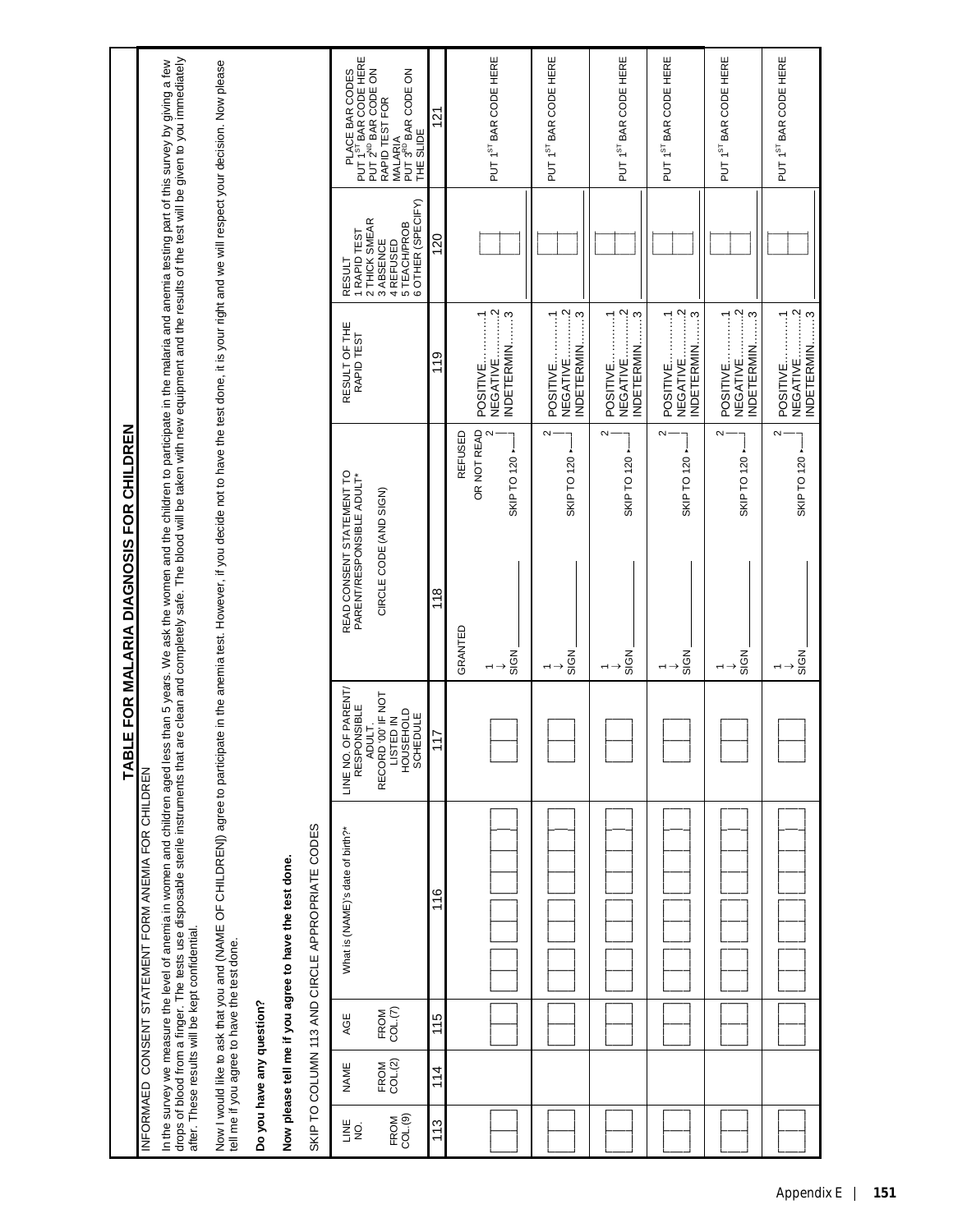# TABLE FOR MALARIA DIAGNOSIS FOR CHILDREN

INFORMAED CONSENT STATEMENT FORM ANEMIA FOR CHILDREN

In the survey we measure the level of anemia in women and children aged less than 5 years. We ask the women and the children to participate in the malaria and anemia testing part of this survey by giving a few drops of blood from a finger. The tests use disposable sterile instruments that are clean and completely safe. The blood will be taken with new equipment and the results of the test will be given to you immediately after. These results will be kept confidential.

Now I would like to ask that you and (NAME OF CHILDREN]) agree to participate in the anemia test. However, if you decide not to have the test done, it is your right and we will respect your decision. Now please tell me if you agree to have the test done.

**Do you have any question?**

**Now please tell me if you agree to have the test done.**

SKIP TO COLUMN 113 AND CIRCLE APPROPRIATE CODES

| LINE NO. FROM COL.(9) | NAME FROM COL.(2) | AGE FROM COL.(7) | What is (NAME)'s date of birth?* | LINE NO. OF PARENT/ RESPONSIBLE ADULT. RECORD '00' IF NOT LISTED IN HOUSEHOLD SCHEDULE | READ CONSENT STATEMENT TO PARENT/RESPONSIBLE ADULT* CIRCLE CODE (AND SIGN) | RESULT OF THE RAPID TEST | RESULT 1 RAPID TEST 2 THICK SMEAR 3 ABSENCE 4 REFUSED 5 TEACH/PROB 6 OTHER (SPECIFY) | PLACE BAR CODES PUT 1[ST] BAR CODE HERE PUT 2[ND] BAR CODE ON RAPID TEST FOR MALARIA PUT 3[RD] BAR CODE ON THE SLIDE |
|---|---|---|---|---|---|---|---|---|
| 113 | 114 | 115 | 116 | 117 | 118 | 119 | 120 | 121 |
| \|\_\|\_\| | | \|\_\|\_\| | \|\_\|\_\|\_\|\_\|\_\|\_\|\_\|\_\| | \|\_\|\_\| | GRANTED 1 → SIGN\_\_\_ / REFUSED OR NOT READ 2 → SKIP TO 120 | POSITIVE........1 NEGATIVE.......2 INDETERMIN.....3 | \|\_\|\_\| | PUT 1[ST] BAR CODE HERE |
| \|\_\|\_\| | | \|\_\|\_\| | \|\_\|\_\|\_\|\_\|\_\|\_\|\_\|\_\| | \|\_\|\_\| | 1 → SIGN\_\_\_ / 2 → SKIP TO 120 | POSITIVE........1 NEGATIVE.......2 INDETERMIN.....3 | \|\_\|\_\| | PUT 1[ST] BAR CODE HERE |
| \|\_\|\_\| | | \|\_\|\_\| | \|\_\|\_\|\_\|\_\|\_\|\_\|\_\|\_\| | \|\_\|\_\| | 1 → SIGN\_\_\_ / 2 → SKIP TO 120 | POSITIVE........1 NEGATIVE.......2 INDETERMIN.....3 | \|\_\|\_\| | PUT 1[ST] BAR CODE HERE |
| \|\_\|\_\| | | \|\_\|\_\| | \|\_\|\_\|\_\|\_\|\_\|\_\|\_\|\_\| | \|\_\|\_\| | 1 → SIGN\_\_\_ / 2 → SKIP TO 120 | POSITIVE........1 NEGATIVE.......2 INDETERMIN.....3 | \|\_\|\_\| | PUT 1[ST] BAR CODE HERE |
| \|\_\|\_\| | | \|\_\|\_\| | \|\_\|\_\|\_\|\_\|\_\|\_\|\_\|\_\| | \|\_\|\_\| | 1 → SIGN\_\_\_ / 2 → SKIP TO 120 | POSITIVE........1 NEGATIVE.......2 INDETERMIN.....3 | \|\_\|\_\| | PUT 1[ST] BAR CODE HERE |
| \|\_\|\_\| | | \|\_\|\_\| | \|\_\|\_\|\_\|\_\|\_\|\_\|\_\|\_\| | \|\_\|\_\| | 1 → SIGN\_\_\_ / 2 → SKIP TO 120 | POSITIVE........1 NEGATIVE.......2 INDETERMIN.....3 | \|\_\|\_\| | PUT 1[ST] BAR CODE HERE |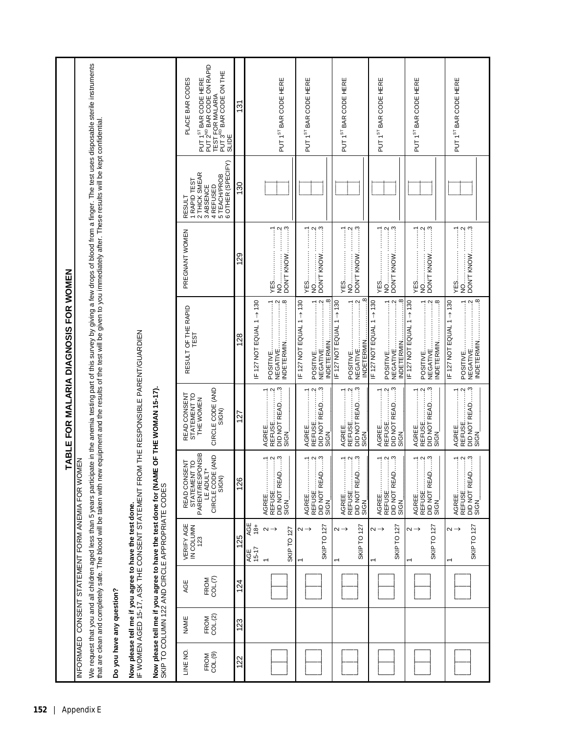# TABLE FOR MALARIA DIAGNOSIS FOR WOMEN

INFORMAED CONSENT STATEMENT FORM ANEMIA FOR WOMEN

We request that you and all children aged less than 5 years participate in the anemia testing part of this survey by giving a few drops of blood from a finger. The test uses disposable sterile instruments that are clean and completely safe. The blood will be taken with new equipment and the results of the test will be given to you immediately after. These results will be kept confidential.

**Do you have any question?**

**Now please tell me if you agree to have the test done.**
IF WOMEN AGED 15-17, ASK THE CONSENT STATEMENT FROM THE RESPONSIBLE PARENT/GUARDIEN

**Now please tell me if you agree to have the test done for (NAME OF THE WOMAN 15-17).**
SKIP TO COLUMN 122 AND CIRCLE APPROPRIATE CODES

| LINE NO. FROM COL.(9) | NAME FROM COL.(2) | AGE FROM COL.(7) | VERIFY AGE IN COLUMN 123 | READ CONSENT STATEMENT TO PARENT/RESPONSIBLE ADULT* CIRCLE CODE (AND SIGN) | READ CONSENT STATEMENT TO THE WOMEN CIRCLE CODE (AND SIGN) | RESULT OF THE RAPID TEST | PREGNANT WOMEN | RESULT 1 RAPID TEST 2 THICK SMEAR 3 ABSENCE 4 REFUSED 5 TEACH/PROB 6 OTHER (SPECIFY) | PLACE BAR CODES PUT 1ST BAR CODE HERE PUT 2ND BAR CODE ON RAPID TEST FOR MALARIA PUT 3RD BAR CODE ON THE SLIDE |
|---|---|---|---|---|---|---|---|---|---|
| 122 | 123 | 124 | 125 | 126 | 127 | 128 | 129 | 130 | 131 |
| ▢▢ | | ▢▢ | AGE 15-17: 1 / AGE 18+: 2 → SKIP TO 127 | AGREE.....1 REFUSE.....2 DID NOT READ.....3 SIGN____ | AGREE.....1 REFUSE.....2 DID NOT READ.....3 SIGN____ | IF 127 NOT EQUAL 1 → 130 POSITIVE.....1 NEGATIVE.....2 INDETERMIN.....8 | YES.....1 NO.....2 DON'T KNOW.....3 | ▢▢ | PUT 1ST BAR CODE HERE |
| ▢▢ | | ▢▢ | 1 / 2 → SKIP TO 127 | AGREE.....1 REFUSE.....2 DID NOT READ.....3 SIGN____ | AGREE.....1 REFUSE.....2 DID NOT READ.....3 SIGN____ | IF 127 NOT EQUAL 1 → 130 POSITIVE.....1 NEGATIVE.....2 INDETERMIN.....8 | YES.....1 NO.....2 DON'T KNOW.....3 | ▢▢ | PUT 1ST BAR CODE HERE |
| ▢▢ | | ▢▢ | 1 / 2 → SKIP TO 127 | AGREE.....1 REFUSE.....2 DID NOT READ.....3 SIGN____ | AGREE.....1 REFUSE.....2 DID NOT READ.....3 SIGN____ | IF 127 NOT EQUAL 1 → 130 POSITIVE.....1 NEGATIVE.....2 INDETERMIN.....8 | YES.....1 NO.....2 DON'T KNOW.....3 | ▢▢ | PUT 1ST BAR CODE HERE |
| ▢▢ | | ▢▢ | 1 / 2 → SKIP TO 127 | AGREE.....1 REFUSE.....2 DID NOT READ.....3 SIGN____ | AGREE.....1 REFUSE.....2 DID NOT READ.....3 SIGN____ | IF 127 NOT EQUAL 1 → 130 POSITIVE.....1 NEGATIVE.....2 INDETERMIN.....8 | YES.....1 NO.....2 DON'T KNOW.....3 | ▢▢ | PUT 1ST BAR CODE HERE |
| ▢▢ | | ▢▢ | 1 / 2 → SKIP TO 127 | AGREE.....1 REFUSE.....2 DID NOT READ.....3 SIGN____ | AGREE.....1 REFUSE.....2 DID NOT READ.....3 SIGN____ | IF 127 NOT EQUAL 1 → 130 POSITIVE.....1 NEGATIVE.....2 INDETERMIN.....8 | YES.....1 NO.....2 DON'T KNOW.....3 | ▢▢ | PUT 1ST BAR CODE HERE |
| ▢▢ | | ▢▢ | 1 / 2 → SKIP TO 127 | AGREE.....1 REFUSE.....2 DID NOT READ.....3 SIGN____ | AGREE.....1 REFUSE.....2 DID NOT READ.....3 SIGN____ | IF 127 NOT EQUAL 1 → 130 POSITIVE.....1 NEGATIVE.....2 INDETERMIN.....8 | YES.....1 NO.....2 DON'T KNOW.....3 | ▢▢ | PUT 1ST BAR CODE HERE |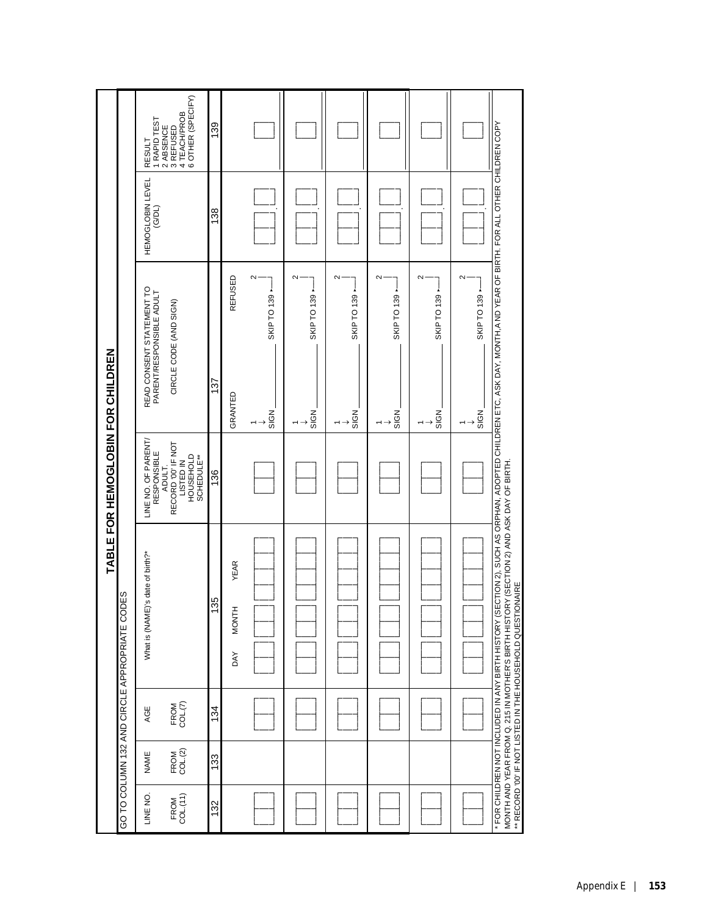# TABLE FOR HEMOGLOBIN FOR CHILDREN

GO TO COLUMN 132 AND CIRCLE APPROPRIATE CODES

| LINE NO. FROM COL.(11) | NAME FROM COL.(2) | AGE FROM COL.(7) | What is (NAME)'s date of birth?* | LINE NO. OF PARENT/ RESPONSIBLE ADULT. RECORD '00' IF NOT LISTED IN HOUSEHOLD SCHEDULE** | READ CONSENT STATEMENT TO PARENT/RESPONSIBLE ADULT CIRCLE CODE (AND SIGN) | HEMOGLOBIN LEVEL (G/DL) | RESULT 1 RAPID TEST 2 ABSENCE 3 REFUSED 4 TEACH/PROB 6 OTHER (SPECIFY) |
|---|---|---|---|---|---|---|---|
| 132 | 133 | 134 | 135 | 136 | 137 | 138 | 139 |
| \_\_ \_\_ | | \_\_ \_\_ | DAY \_\_ \_\_ MONTH \_\_ \_\_ YEAR \_\_ \_\_ \_\_ \_\_ | \_\_ \_\_ | GRANTED 1 → SIGN \_\_\_\_\_ REFUSED 2 → SKIP TO 139 | \_\_ \_\_ . \_\_ | \_\_ |
| \_\_ \_\_ | | \_\_ \_\_ | \_\_ \_\_ \_\_ \_\_ \_\_ \_\_ \_\_ \_\_ | \_\_ \_\_ | 1 → SIGN \_\_\_\_\_ 2 → SKIP TO 139 | \_\_ \_\_ . \_\_ | \_\_ |
| \_\_ \_\_ | | \_\_ \_\_ | \_\_ \_\_ \_\_ \_\_ \_\_ \_\_ \_\_ \_\_ | \_\_ \_\_ | 1 → SIGN \_\_\_\_\_ 2 → SKIP TO 139 | \_\_ \_\_ . \_\_ | \_\_ |
| \_\_ \_\_ | | \_\_ \_\_ | \_\_ \_\_ \_\_ \_\_ \_\_ \_\_ \_\_ \_\_ | \_\_ \_\_ | 1 → SIGN \_\_\_\_\_ 2 → SKIP TO 139 | \_\_ \_\_ . \_\_ | \_\_ |
| \_\_ \_\_ | | \_\_ \_\_ | \_\_ \_\_ \_\_ \_\_ \_\_ \_\_ \_\_ \_\_ | \_\_ \_\_ | 1 → SIGN \_\_\_\_\_ 2 → SKIP TO 139 | \_\_ \_\_ . \_\_ | \_\_ |
| \_\_ \_\_ | | \_\_ \_\_ | \_\_ \_\_ \_\_ \_\_ \_\_ \_\_ \_\_ \_\_ | \_\_ \_\_ | 1 → SIGN \_\_\_\_\_ 2 → SKIP TO 139 | \_\_ \_\_ . \_\_ | \_\_ |

* FOR CHILDREN NOT INCLUDED IN ANY BIRTH HISTORY (SECTION 2), SUCH AS ORPHAN, ADOPTED CHILDREN ETC, ASK DAY, MONTH,AND YEAR OF BIRTH. FOR ALL OTHER CHILDREN COPY MONTH AND YEAR FROM Q. 215 IN MOTHER'S BIRTH HISTORY (SECTION 2) AND ASK DAY OF BIRTH.

** RECORD '00' IF NOT LISTED IN THE HOUSEHOLD QUESTIONAIRE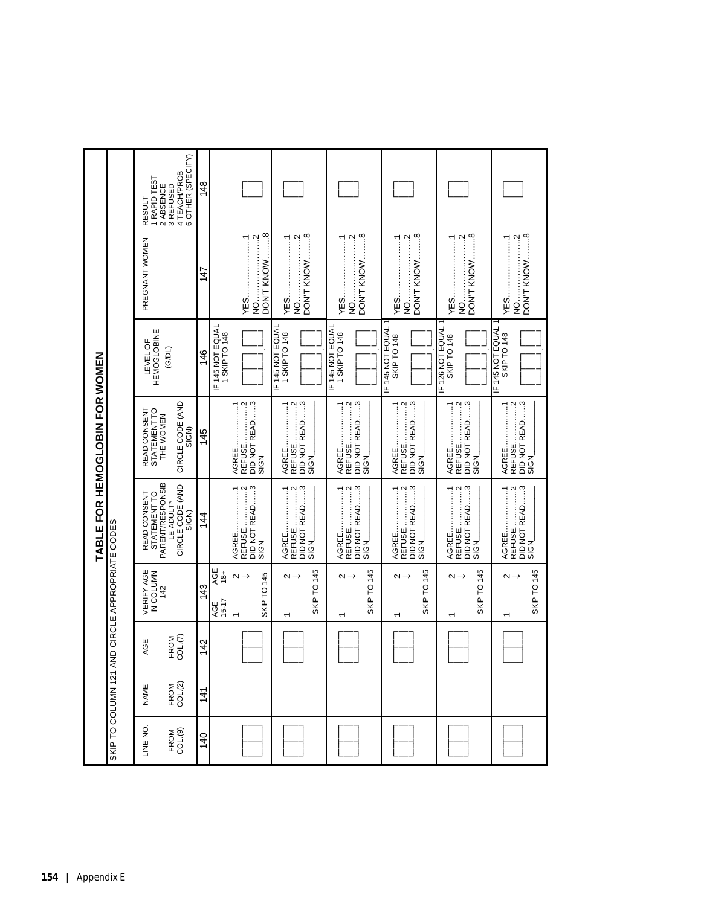# TABLE FOR HEMOGLOBIN FOR WOMEN

SKIP TO COLUMN 121 AND CIRCLE APPROPRIATE CODES

| LINE NO. FROM COL.(9) | NAME FROM COL.(2) | AGE FROM COL.(7) | VERIFY AGE IN COLUMN 142 | READ CONSENT STATEMENT TO PARENT/RESPONSIBLE ADULT* CIRCLE CODE (AND SIGN) | READ CONSENT STATEMENT TO THE WOMEN CIRCLE CODE (AND SIGN) | LEVEL OF HEMOGLOBINE (G/DL) | PREGNANT WOMEN | RESULT 1 RAPID TEST 2 ABSENCE 3 REFUSED 4 TEACH/PROB 6 OTHER (SPECIFY) |
|---|---|---|---|---|---|---|---|---|
| 140 | 141 | 142 | 143 | 144 | 145 | 146 | 147 | 148 |
| ___ |  | ___ | AGE 15-17 1 / AGE 18+ 2 → SKIP TO 145 | AGREE....1 REFUSE....2 DID NOT READ....3 SIGN___ | AGREE....1 REFUSE....2 DID NOT READ....3 SIGN___ | IF 145 NOT EQUAL 1 SKIP TO 148 ___.___ | YES....1 NO....2 DON'T KNOW....8 | ___ |
| ___ |  | ___ | 1 / 2 → SKIP TO 145 | AGREE....1 REFUSE....2 DID NOT READ....3 SIGN___ | AGREE....1 REFUSE....2 DID NOT READ....3 SIGN___ | IF 145 NOT EQUAL 1 SKIP TO 148 ___.___ | YES....1 NO....2 DON'T KNOW....8 | ___ |
| ___ |  | ___ | 1 / 2 → SKIP TO 145 | AGREE....1 REFUSE....2 DID NOT READ....3 SIGN___ | AGREE....1 REFUSE....2 DID NOT READ....3 SIGN___ | IF 145 NOT EQUAL 1 SKIP TO 148 ___.___ | YES....1 NO....2 DON'T KNOW....8 | ___ |
| ___ |  | ___ | 1 / 2 → SKIP TO 145 | AGREE....1 REFUSE....2 DID NOT READ....3 SIGN___ | AGREE....1 REFUSE....2 DID NOT READ....3 SIGN___ | IF 145 NOT EQUAL 1 SKIP TO 148 ___.___ | YES....1 NO....2 DON'T KNOW....8 | ___ |
| ___ |  | ___ | 1 / 2 → SKIP TO 145 | AGREE....1 REFUSE....2 DID NOT READ....3 SIGN___ | AGREE....1 REFUSE....2 DID NOT READ....3 SIGN___ | IF 126 NOT EQUAL 1 SKIP TO 148 ___.___ | YES....1 NO....2 DON'T KNOW....8 | ___ |
| ___ |  | ___ | 1 / 2 → SKIP TO 145 | AGREE....1 REFUSE....2 DID NOT READ....3 SIGN___ | AGREE....1 REFUSE....2 DID NOT READ....3 SIGN___ | IF 145 NOT EQUAL 1 SKIP TO 148 ___.___ | YES....1 NO....2 DON'T KNOW....8 | ___ |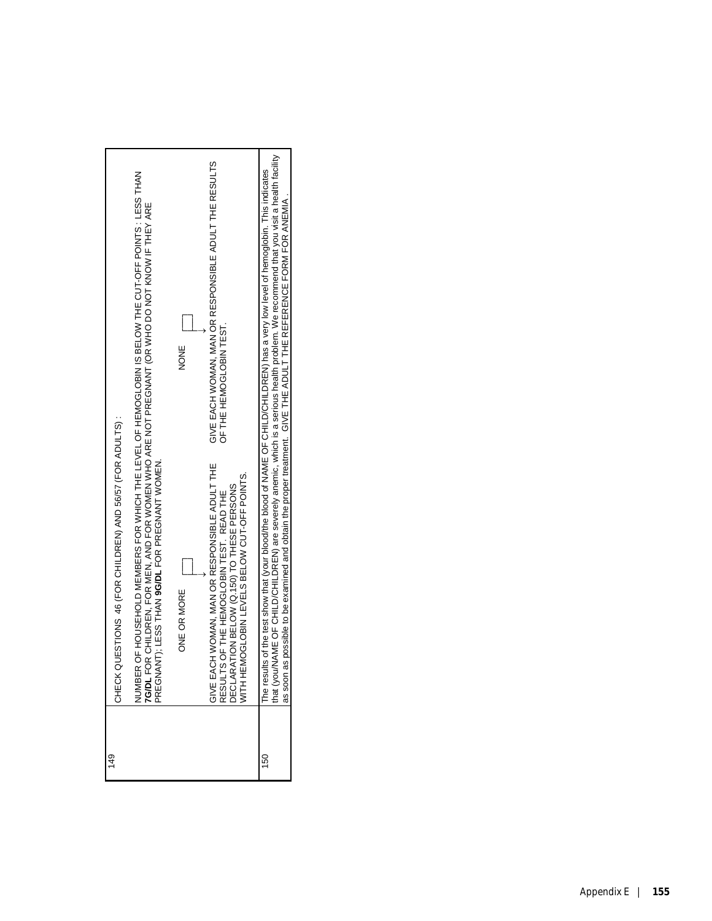| | |
|---|---|
| 149 | CHECK QUESTIONS 46 (FOR CHILDREN) AND 56/57 (FOR ADULTS) :<br><br>NUMBER OF HOUSEHOLD MEMBERS FOR WHICH THE LEVEL OF HEMOGLOBIN IS BELOW THE CUT-OFF POINTS : LESS THAN **7G/DL** FOR CHILDREN, FOR MEN, AND FOR WOMEN WHO ARE NOT PREGNANT (OR WHO DO NOT KNOW IF THEY ARE PREGNANT); LESS THAN **9G/DL** FOR PREGNANT WOMEN.<br><br>ONE OR MORE ☐ → GIVE EACH WOMAN, MAN OR RESPONSIBLE ADULT THE RESULTS OF THE HEMOGLOBIN TEST. READ THE DECLARATION BELOW (Q.150) TO THESE PERSONS WITH HEMOGLOBIN LEVELS BELOW CUT-OFF POINTS.<br><br>NONE ☐ → GIVE EACH WOMAN, MAN OR RESPONSIBLE ADULT THE RESULTS OF THE HEMOGLOBIN TEST. |
| 150 | The results of the test show that (your blood/the blood of NAME OF CHILD/CHILDREN) has a very low level of hemoglobin. This indicates that (you/NAME OF CHILD/CHILDREN) are severely anemic, which is a serious health problem. We recommend that you visit a health facility as soon as possible to be examined and obtain the proper treatment. GIVE THE ADULT THE REFERENCE FORM FOR ANEMIA . |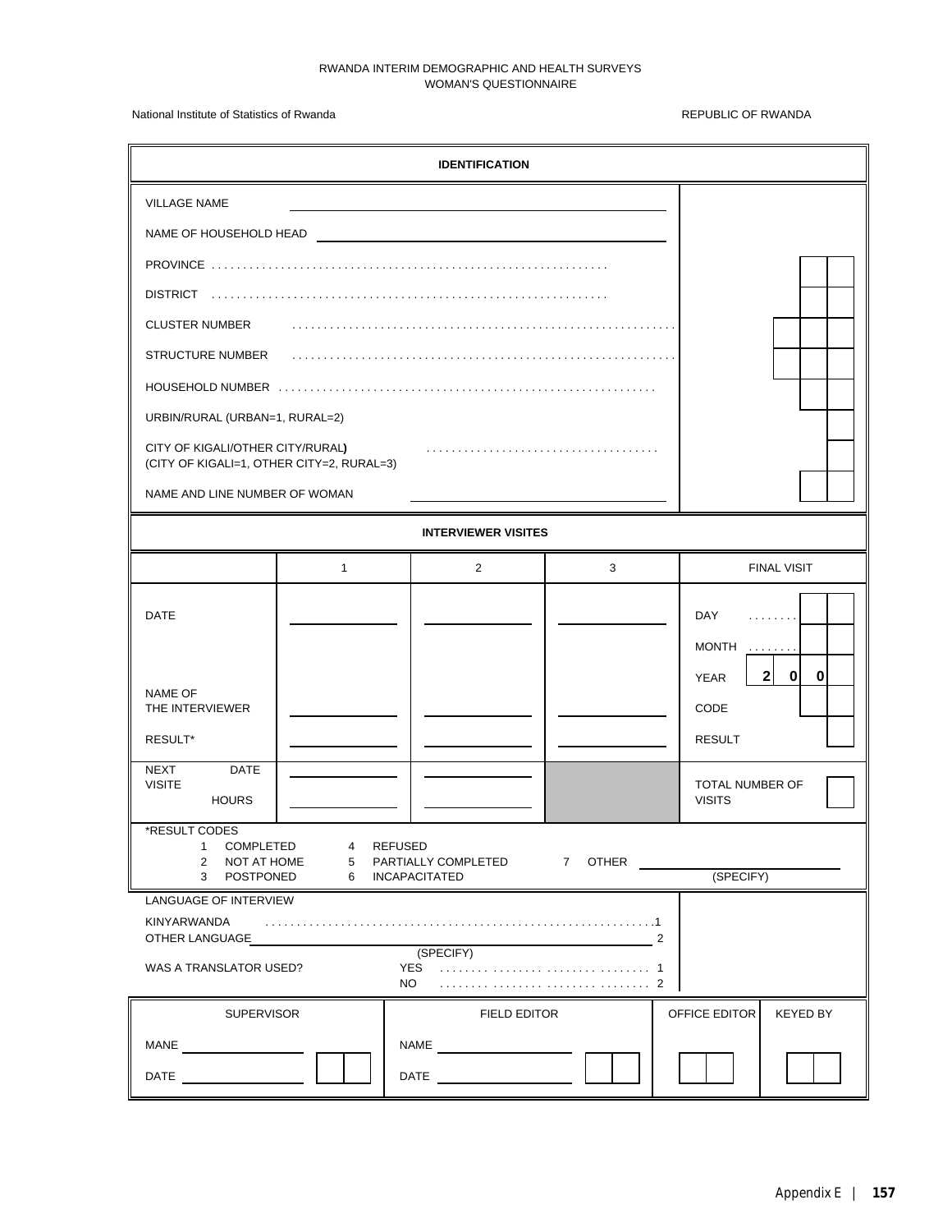RWANDA INTERIM DEMOGRAPHIC AND HEALTH SURVEYS
WOMAN'S QUESTIONNAIRE

National Institute of Statistics of Rwanda

REPUBLIC OF RWANDA

## IDENTIFICATION

| | |
|---|---|
| VILLAGE NAME ______________________________ | |
| NAME OF HOUSEHOLD HEAD ______________________________ | |
| PROVINCE . . . . . . . . . . . . . . . . . . . . . . . . . . . . . . . . . . . . . . . . . . . . . . . . . . . . . . . . . . . . . | ☐☐ |
| DISTRICT . . . . . . . . . . . . . . . . . . . . . . . . . . . . . . . . . . . . . . . . . . . . . . . . . . . . . . . . . . . . . | ☐☐ |
| CLUSTER NUMBER . . . . . . . . . . . . . . . . . . . . . . . . . . . . . . . . . . . . . . . . . . . . . . . . . . . . . . . . . . . | ☐☐☐ |
| STRUCTURE NUMBER . . . . . . . . . . . . . . . . . . . . . . . . . . . . . . . . . . . . . . . . . . . . . . . . . . . . . . . . . . . | ☐☐☐ |
| HOUSEHOLD NUMBER . . . . . . . . . . . . . . . . . . . . . . . . . . . . . . . . . . . . . . . . . . . . . . . . . . . . . . . . . . . | ☐☐ |
| URBIN/RURAL (URBAN=1, RURAL=2) | ☐ |
| CITY OF KIGALI/OTHER CITY/RURAL) (CITY OF KIGALI=1, OTHER CITY=2, RURAL=3) . . . . . . . . . . . . . . . . . . . . . . . . . . . . . . . . . . . . | ☐ |
| NAME AND LINE NUMBER OF WOMAN ______________________________ | ☐☐ |

## INTERVIEWER VISITES

| | 1 | 2 | 3 | FINAL VISIT | |
|---|---|---|---|---|---|
| DATE | ________ | ________ | ________ | DAY . . . . . . . . | ☐☐ |
| | | | | MONTH . . . . . . . . | ☐☐ |
| | | | | YEAR | 2 0 ☐ 0 ☐ |
| NAME OF THE INTERVIEWER | ________ | ________ | ________ | CODE | ☐☐ |
| RESULT* | ________ | ________ | ________ | RESULT | ☐ |
| NEXT VISITE — DATE | ________ | ________ | | TOTAL NUMBER OF VISITS | ☐ |
| NEXT VISITE — HOURS | ________ | ________ | | | |

*RESULT CODES

| | | |
|---|---|---|
| 1 COMPLETED | 4 REFUSED | |
| 2 NOT AT HOME | 5 PARTIALLY COMPLETED | 7 OTHER ______________ (SPECIFY) |
| 3 POSTPONED | 6 INCAPACITATED | |

LANGUAGE OF INTERVIEW

KINYARWANDA . . . . . . . . . . . . . . . . . . . . . . . . . . . . . . . . . . . . . . . . . . . . . . . . . . . . . . . . . . . . . . 1
OTHER LANGUAGE______________________________ 2
(SPECIFY)

WAS A TRANSLATOR USED? YES . . . . . . . . . . . . . . . . . . . . . . . . . . . . . . . 1
NO . . . . . . . . . . . . . . . . . . . . . . . . . . . . . . . 2

| SUPERVISOR | FIELD EDITOR | OFFICE EDITOR | KEYED BY |
|---|---|---|---|
| MANE ____________ ☐☐ | NAME ____________ ☐☐ | ☐☐ | ☐☐ |
| DATE ____________ | DATE ____________ | | |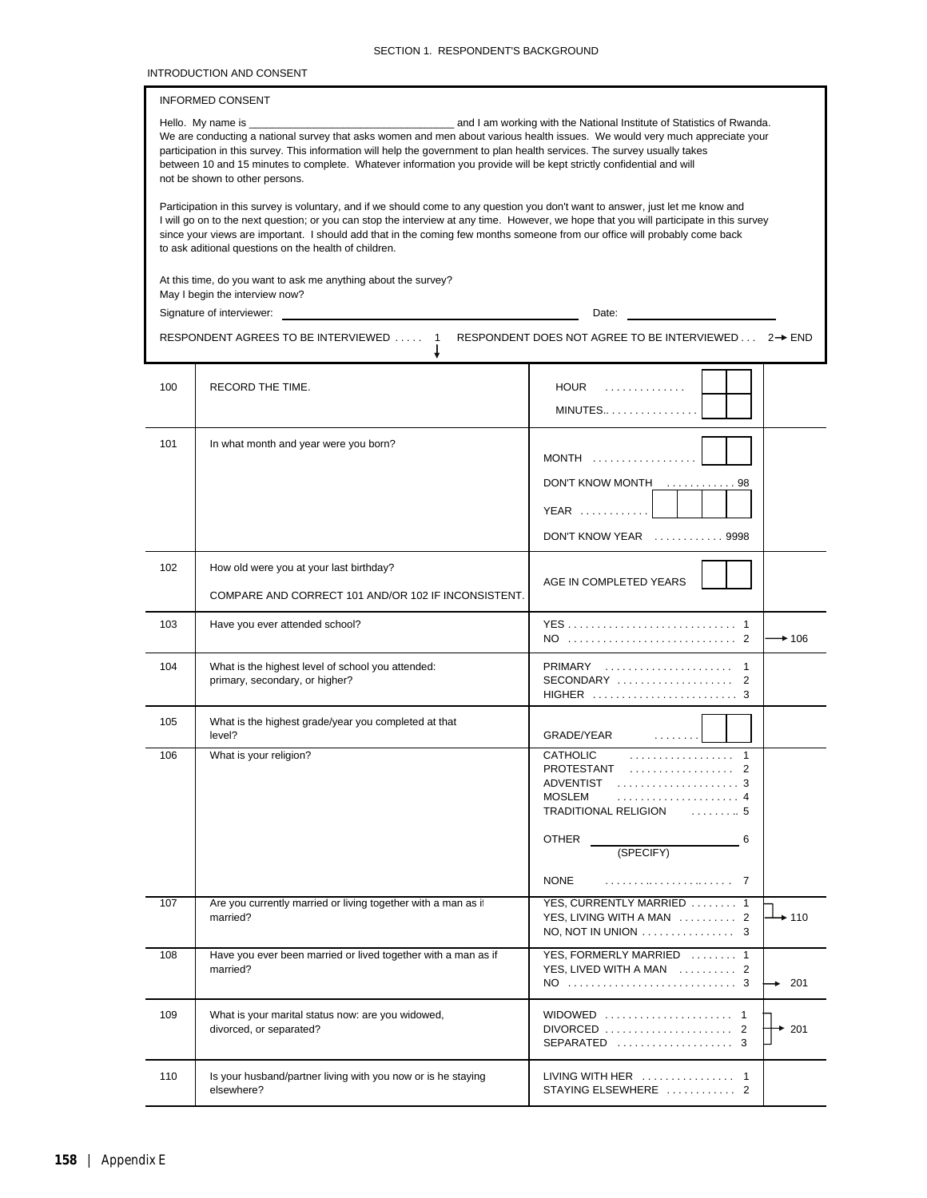## SECTION 1. RESPONDENT'S BACKGROUND

INTRODUCTION AND CONSENT

**INFORMED CONSENT**

Hello. My name is ___________________________________ and I am working with the National Institute of Statistics of Rwanda. We are conducting a national survey that asks women and men about various health issues. We would very much appreciate your participation in this survey. This information will help the government to plan health services. The survey usually takes between 10 and 15 minutes to complete. Whatever information you provide will be kept strictly confidential and will not be shown to other persons.

Participation in this survey is voluntary, and if we should come to any question you don't want to answer, just let me know and I will go on to the next question; or you can stop the interview at any time. However, we hope that you will participate in this survey since your views are important. I should add that in the coming few months someone from our office will probably come back to ask aditional questions on the health of children.

At this time, do you want to ask me anything about the survey?
May I begin the interview now?

Signature of interviewer: ______________________________ Date: ____________________

RESPONDENT AGREES TO BE INTERVIEWED . . . . . 1 ↓ RESPONDENT DOES NOT AGREE TO BE INTERVIEWED . . . 2 → END

| No. | Question | Coding categories | Skip |
|---|---|---|---|
| 100 | RECORD THE TIME. | HOUR . . . . . . . . . . . . . . [ ][ ]<br>MINUTES. . . . . . . . . . . . . . . [ ][ ] | |
| 101 | In what month and year were you born? | MONTH . . . . . . . . . . . . . . . . . [ ][ ]<br>DON'T KNOW MONTH . . . . . . . . . . . . 98<br>YEAR . . . . . . . . . . . . [ ][ ][ ][ ]<br>DON'T KNOW YEAR . . . . . . . . . . . 9998 | |
| 102 | How old were you at your last birthday?<br><br>COMPARE AND CORRECT 101 AND/OR 102 IF INCONSISTENT. | AGE IN COMPLETED YEARS [ ][ ] | |
| 103 | Have you ever attended school? | YES . . . . . . . . . . . . . . . . . . . . . . . . . . . . 1<br>NO . . . . . . . . . . . . . . . . . . . . . . . . . . . . 2 | NO → 106 |
| 104 | What is the highest level of school you attended: primary, secondary, or higher? | PRIMARY . . . . . . . . . . . . . . . . . . . . . . 1<br>SECONDARY . . . . . . . . . . . . . . . . . . . 2<br>HIGHER . . . . . . . . . . . . . . . . . . . . . . . . 3 | |
| 105 | What is the highest grade/year you completed at that level? | GRADE/YEAR . . . . . . . . [ ][ ] | |
| 106 | What is your religion? | CATHOLIC . . . . . . . . . . . . . . . . . . 1<br>PROTESTANT . . . . . . . . . . . . . . . . . . 2<br>ADVENTIST . . . . . . . . . . . . . . . . . . . . . 3<br>MOSLEM . . . . . . . . . . . . . . . . . . . . . 4<br>TRADITIONAL RELIGION . . . . . . . . . 5<br>OTHER ______________________ 6<br>(SPECIFY)<br>NONE . . . . . . . . . . . . . . . . . . . . 7 | |
| 107 | Are you currently married or living together with a man as if married? | YES, CURRENTLY MARRIED . . . . . . . . 1<br>YES, LIVING WITH A MAN . . . . . . . . . . 2<br>NO, NOT IN UNION . . . . . . . . . . . . . . . . 3 | 1, 2 → 110 |
| 108 | Have you ever been married or lived together with a man as if married? | YES, FORMERLY MARRIED . . . . . . . . 1<br>YES, LIVED WITH A MAN . . . . . . . . . . 2<br>NO . . . . . . . . . . . . . . . . . . . . . . . . . . . . 3 | NO → 201 |
| 109 | What is your marital status now: are you widowed, divorced, or separated? | WIDOWED . . . . . . . . . . . . . . . . . . . . . . 1<br>DIVORCED . . . . . . . . . . . . . . . . . . . . . . 2<br>SEPARATED . . . . . . . . . . . . . . . . . . . . 3 | → 201 |
| 110 | Is your husband/partner living with you now or is he staying elsewhere? | LIVING WITH HER . . . . . . . . . . . . . . . . 1<br>STAYING ELSEWHERE . . . . . . . . . . . . 2 | |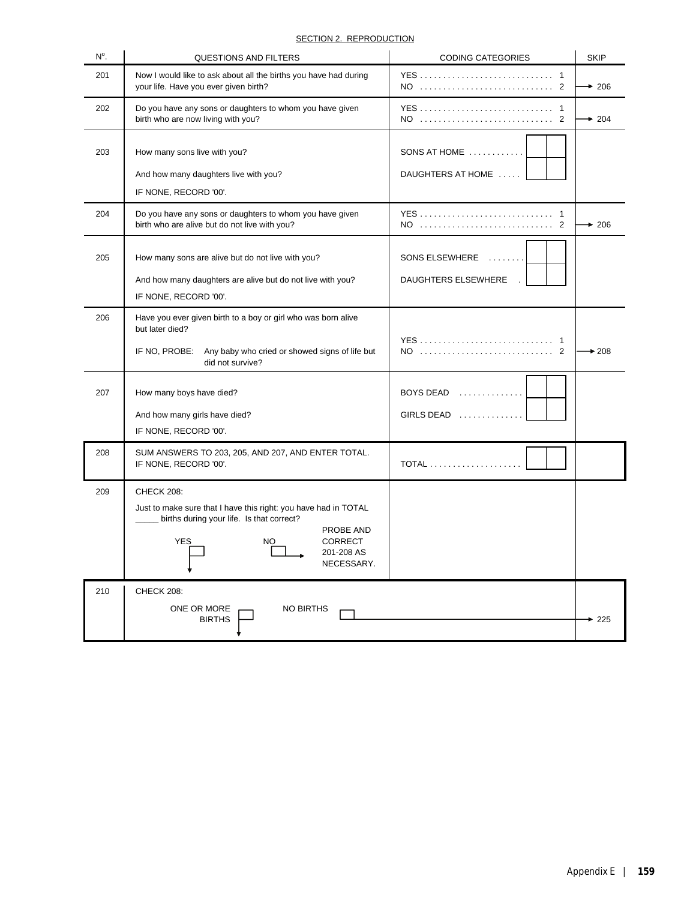## SECTION 2. REPRODUCTION

| Nº. | QUESTIONS AND FILTERS | CODING CATEGORIES | SKIP |
|---|---|---|---|
| 201 | Now I would like to ask about all the births you have had during your life. Have you ever given birth? | YES . . . . . . . . . . . . . . . . . . . . . . . . . . . . 1<br>NO . . . . . . . . . . . . . . . . . . . . . . . . . . . . 2 | <br>→ 206 |
| 202 | Do you have any sons or daughters to whom you have given birth who are now living with you? | YES . . . . . . . . . . . . . . . . . . . . . . . . . . . . 1<br>NO . . . . . . . . . . . . . . . . . . . . . . . . . . . . 2 | <br>→ 204 |
| 203 | How many sons live with you?<br><br>And how many daughters live with you?<br><br>IF NONE, RECORD '00'. | SONS AT HOME . . . . . . . . . . . [ ][ ]<br><br>DAUGHTERS AT HOME . . . . . [ ][ ] | |
| 204 | Do you have any sons or daughters to whom you have given birth who are alive but do not live with you? | YES . . . . . . . . . . . . . . . . . . . . . . . . . . . . 1<br>NO . . . . . . . . . . . . . . . . . . . . . . . . . . . . 2 | <br>→ 206 |
| 205 | How many sons are alive but do not live with you?<br><br>And how many daughters are alive but do not live with you?<br><br>IF NONE, RECORD '00'. | SONS ELSEWHERE . . . . . . . . [ ][ ]<br><br>DAUGHTERS ELSEWHERE . [ ][ ] | |
| 206 | Have you ever given birth to a boy or girl who was born alive but later died?<br><br>IF NO, PROBE: Any baby who cried or showed signs of life but did not survive? | YES . . . . . . . . . . . . . . . . . . . . . . . . . . . . 1<br>NO . . . . . . . . . . . . . . . . . . . . . . . . . . . . 2 | <br>→ 208 |
| 207 | How many boys have died?<br><br>And how many girls have died?<br><br>IF NONE, RECORD '00'. | BOYS DEAD . . . . . . . . . . . . . . [ ][ ]<br><br>GIRLS DEAD . . . . . . . . . . . . . . [ ][ ] | |
| 208 | SUM ANSWERS TO 203, 205, AND 207, AND ENTER TOTAL.<br>IF NONE, RECORD '00'. | TOTAL . . . . . . . . . . . . . . . . . . . . [ ][ ] | |
| 209 | CHECK 208:<br><br>Just to make sure that I have this right: you have had in TOTAL _____ births during your life. Is that correct?<br><br>YES [ ] ↓ NO [ ] → PROBE AND CORRECT 201-208 AS NECESSARY. | | |
| 210 | CHECK 208:<br><br>ONE OR MORE BIRTHS [ ] ↓ NO BIRTHS [ ] | | → 225 |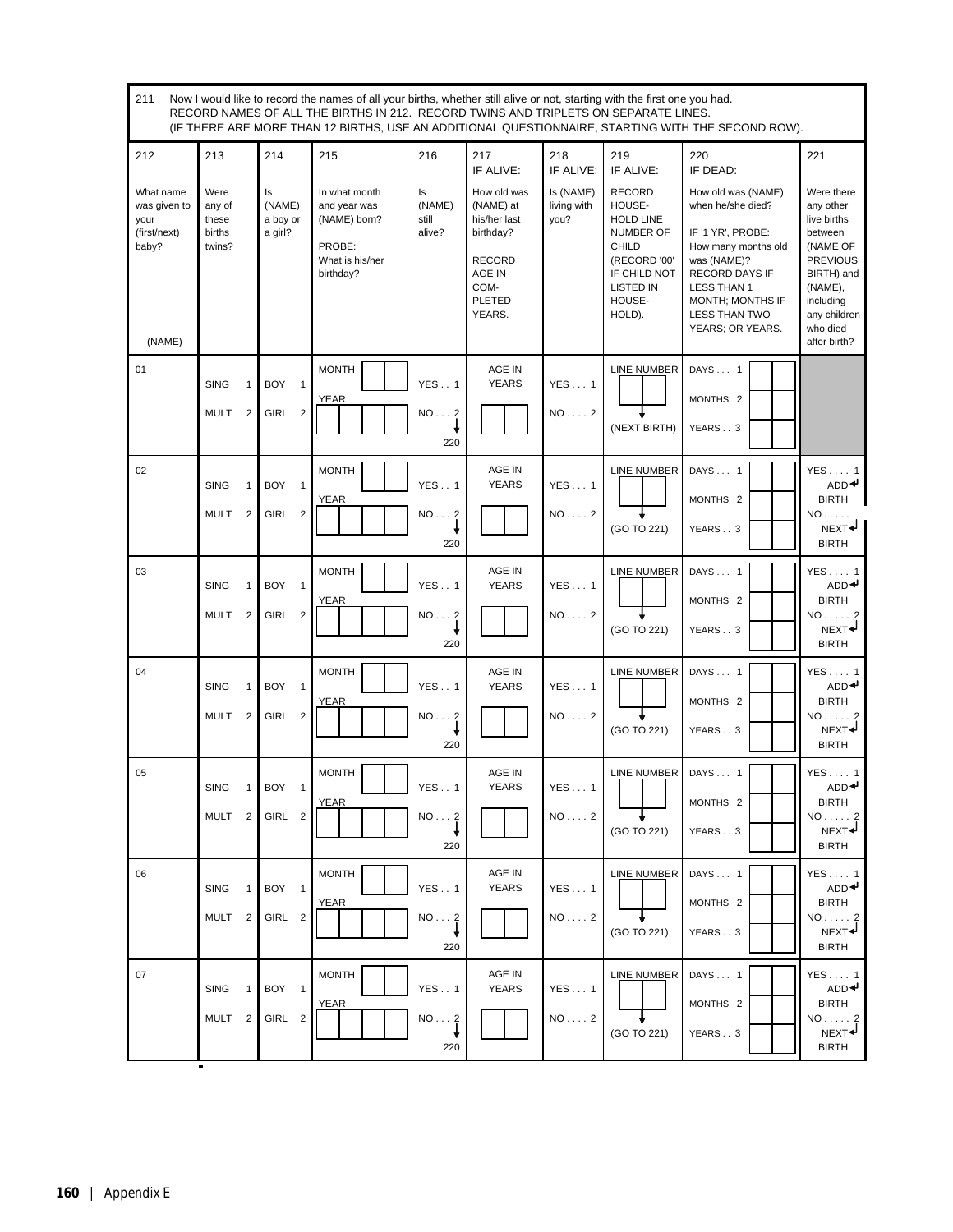211 Now I would like to record the names of all your births, whether still alive or not, starting with the first one you had.
RECORD NAMES OF ALL THE BIRTHS IN 212. RECORD TWINS AND TRIPLETS ON SEPARATE LINES.
(IF THERE ARE MORE THAN 12 BIRTHS, USE AN ADDITIONAL QUESTIONNAIRE, STARTING WITH THE SECOND ROW).

| 212 | 213 | 214 | 215 | 216 | 217 IF ALIVE: | 218 IF ALIVE: | 219 IF ALIVE: | 220 IF DEAD: | 221 |
|---|---|---|---|---|---|---|---|---|---|
| What name was given to your (first/next) baby? (NAME) | Were any of these births twins? | Is (NAME) a boy or a girl? | In what month and year was (NAME) born? PROBE: What is his/her birthday? | Is (NAME) still alive? | How old was (NAME) at his/her last birthday? RECORD AGE IN COM-PLETED YEARS. | Is (NAME) living with you? | RECORD HOUSE-HOLD LINE NUMBER OF CHILD (RECORD '00' IF CHILD NOT LISTED IN HOUSE-HOLD). | How old was (NAME) when he/she died? IF '1 YR', PROBE: How many months old was (NAME)? RECORD DAYS IF LESS THAN 1 MONTH; MONTHS IF LESS THAN TWO YEARS; OR YEARS. | Were there any other live births between (NAME OF PREVIOUS BIRTH) and (NAME), including any children who died after birth? |
| 01 | SING 1<br>MULT 2 | BOY 1<br>GIRL 2 | MONTH<br>YEAR | YES . . 1<br>NO . . . 2 → 220 | AGE IN YEARS | YES . . . 1<br>NO . . . . 2 | LINE NUMBER<br>(NEXT BIRTH) | DAYS . . . 1<br>MONTHS 2<br>YEARS . . 3 | |
| 02 | SING 1<br>MULT 2 | BOY 1<br>GIRL 2 | MONTH<br>YEAR | YES . . 1<br>NO . . . 2 → 220 | AGE IN YEARS | YES . . . 1<br>NO . . . . 2 | LINE NUMBER<br>(GO TO 221) | DAYS . . . 1<br>MONTHS 2<br>YEARS . . 3 | YES . . . . 1 ADD BIRTH<br>NO . . . . . NEXT BIRTH |
| 03 | SING 1<br>MULT 2 | BOY 1<br>GIRL 2 | MONTH<br>YEAR | YES . . 1<br>NO . . . 2 → 220 | AGE IN YEARS | YES . . . 1<br>NO . . . . 2 | LINE NUMBER<br>(GO TO 221) | DAYS . . . 1<br>MONTHS 2<br>YEARS . . 3 | YES . . . . 1 ADD BIRTH<br>NO . . . . . 2 NEXT BIRTH |
| 04 | SING 1<br>MULT 2 | BOY 1<br>GIRL 2 | MONTH<br>YEAR | YES . . 1<br>NO . . . 2 → 220 | AGE IN YEARS | YES . . . 1<br>NO . . . . 2 | LINE NUMBER<br>(GO TO 221) | DAYS . . . 1<br>MONTHS 2<br>YEARS . . 3 | YES . . . . 1 ADD BIRTH<br>NO . . . . . 2 NEXT BIRTH |
| 05 | SING 1<br>MULT 2 | BOY 1<br>GIRL 2 | MONTH<br>YEAR | YES . . 1<br>NO . . . 2 → 220 | AGE IN YEARS | YES . . . 1<br>NO . . . . 2 | LINE NUMBER<br>(GO TO 221) | DAYS . . . 1<br>MONTHS 2<br>YEARS . . 3 | YES . . . . 1 ADD BIRTH<br>NO . . . . . 2 NEXT BIRTH |
| 06 | SING 1<br>MULT 2 | BOY 1<br>GIRL 2 | MONTH<br>YEAR | YES . . 1<br>NO . . . 2 → 220 | AGE IN YEARS | YES . . . 1<br>NO . . . . 2 | LINE NUMBER<br>(GO TO 221) | DAYS . . . 1<br>MONTHS 2<br>YEARS . . 3 | YES . . . . 1 ADD BIRTH<br>NO . . . . . 2 NEXT BIRTH |
| 07 | SING 1<br>MULT 2 | BOY 1<br>GIRL 2 | MONTH<br>YEAR | YES . . 1<br>NO . . . 2 → 220 | AGE IN YEARS | YES . . . 1<br>NO . . . . 2 | LINE NUMBER<br>(GO TO 221) | DAYS . . . 1<br>MONTHS 2<br>YEARS . . 3 | YES . . . . 1 ADD BIRTH<br>NO . . . . . 2 NEXT BIRTH |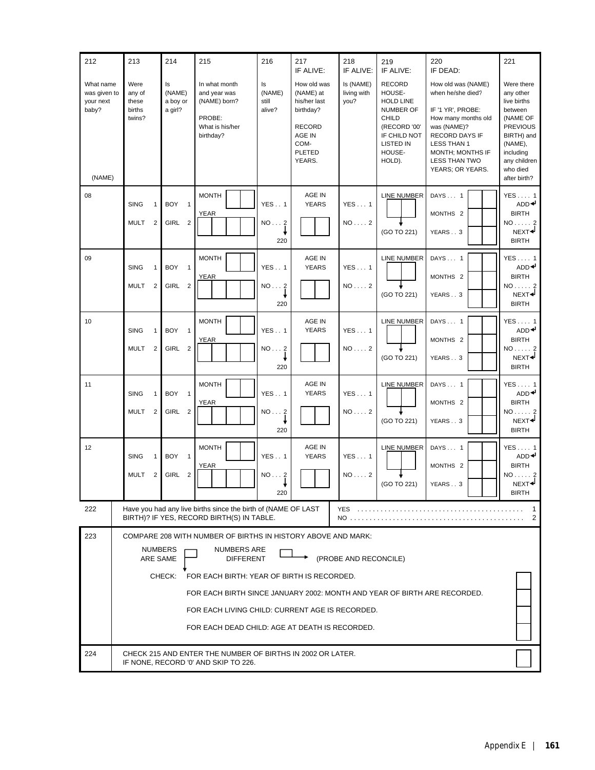| 212 | 213 | 214 | 215 | 216 | 217 IF ALIVE: | 218 IF ALIVE: | 219 IF ALIVE: | 220 IF DEAD: | 221 |
|---|---|---|---|---|---|---|---|---|---|
| What name was given to your next baby? (NAME) | Were any of these births twins? | Is (NAME) a boy or a girl? | In what month and year was (NAME) born? PROBE: What is his/her birthday? | Is (NAME) still alive? | How old was (NAME) at his/her last birthday? RECORD AGE IN COM-PLETED YEARS. | Is (NAME) living with you? | RECORD HOUSE-HOLD LINE NUMBER OF CHILD (RECORD '00' IF CHILD NOT LISTED IN HOUSE-HOLD). | How old was (NAME) when he/she died? IF '1 YR', PROBE: How many months old was (NAME)? RECORD DAYS IF LESS THAN 1 MONTH; MONTHS IF LESS THAN TWO YEARS; OR YEARS. | Were there any other live births between (NAME OF PREVIOUS BIRTH) and (NAME), including any children who died after birth? |
| 08 | SING 1 / MULT 2 | BOY 1 / GIRL 2 | MONTH ☐☐ / YEAR ☐☐☐☐ | YES . . 1 / NO . . . 2 → 220 | AGE IN YEARS ☐☐ | YES . . . 1 / NO . . . . 2 | LINE NUMBER ☐☐ (GO TO 221) | DAYS . . . 1 ☐☐ / MONTHS 2 ☐☐ / YEARS . . 3 ☐☐ | YES . . . . 1 ADD BIRTH / NO . . . . . 2 NEXT BIRTH |
| 09 | SING 1 / MULT 2 | BOY 1 / GIRL 2 | MONTH ☐☐ / YEAR ☐☐☐☐ | YES . . 1 / NO . . . 2 → 220 | AGE IN YEARS ☐☐ | YES . . . 1 / NO . . . . 2 | LINE NUMBER ☐☐ (GO TO 221) | DAYS . . . 1 ☐☐ / MONTHS 2 ☐☐ / YEARS . . 3 ☐☐ | YES . . . . 1 ADD BIRTH / NO . . . . . 2 NEXT BIRTH |
| 10 | SING 1 / MULT 2 | BOY 1 / GIRL 2 | MONTH ☐☐ / YEAR ☐☐☐☐ | YES . . 1 / NO . . . 2 → 220 | AGE IN YEARS ☐☐ | YES . . . 1 / NO . . . . 2 | LINE NUMBER ☐☐ (GO TO 221) | DAYS . . . 1 ☐☐ / MONTHS 2 ☐☐ / YEARS . . 3 ☐☐ | YES . . . . 1 ADD BIRTH / NO . . . . . 2 NEXT BIRTH |
| 11 | SING 1 / MULT 2 | BOY 1 / GIRL 2 | MONTH ☐☐ / YEAR ☐☐☐☐ | YES . . 1 / NO . . . 2 → 220 | AGE IN YEARS ☐☐ | YES . . . 1 / NO . . . . 2 | LINE NUMBER ☐☐ (GO TO 221) | DAYS . . . 1 ☐☐ / MONTHS 2 ☐☐ / YEARS . . 3 ☐☐ | YES . . . . 1 ADD BIRTH / NO . . . . . 2 NEXT BIRTH |
| 12 | SING 1 / MULT 2 | BOY 1 / GIRL 2 | MONTH ☐☐ / YEAR ☐☐☐☐ | YES . . 1 / NO . . . 2 → 220 | AGE IN YEARS ☐☐ | YES . . . 1 / NO . . . . 2 | LINE NUMBER ☐☐ (GO TO 221) | DAYS . . . 1 ☐☐ / MONTHS 2 ☐☐ / YEARS . . 3 ☐☐ | YES . . . . 1 ADD BIRTH / NO . . . . . 2 NEXT BIRTH |

| No. | Question | Response |
|---|---|---|
| 222 | Have you had any live births since the birth of (NAME OF LAST BIRTH)? IF YES, RECORD BIRTH(S) IN TABLE. | YES . . . . . . . . . . 1 / NO . . . . . . . . . . 2 |
| 223 | COMPARE 208 WITH NUMBER OF BIRTHS IN HISTORY ABOVE AND MARK: NUMBERS ARE SAME ☐ NUMBERS ARE DIFFERENT ☐ → (PROBE AND RECONCILE)<br>CHECK: FOR EACH BIRTH: YEAR OF BIRTH IS RECORDED. ☐<br>FOR EACH BIRTH SINCE JANUARY 2002: MONTH AND YEAR OF BIRTH ARE RECORDED. ☐<br>FOR EACH LIVING CHILD: CURRENT AGE IS RECORDED. ☐<br>FOR EACH DEAD CHILD: AGE AT DEATH IS RECORDED. ☐ | |
| 224 | CHECK 215 AND ENTER THE NUMBER OF BIRTHS IN 2002 OR LATER. IF NONE, RECORD '0' AND SKIP TO 226. | ☐ |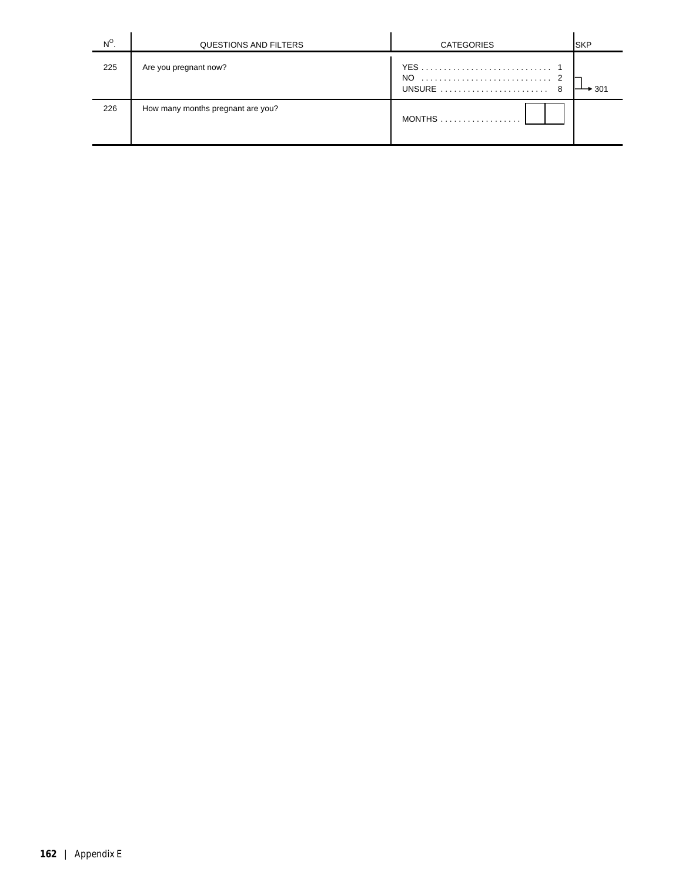| N°. | QUESTIONS AND FILTERS | CATEGORIES | SKP |
|---|---|---|---|
| 225 | Are you pregnant now? | YES . . . . . . . . . . . . . . . . . . . . . . . . . . . . 1<br>NO . . . . . . . . . . . . . . . . . . . . . . . . . . . . 2<br>UNSURE . . . . . . . . . . . . . . . . . . . . . . . . 8 | NO, UNSURE → 301 |
| 226 | How many months pregnant are you? | MONTHS . . . . . . . . . . . . . . . . . . [ ][ ] | |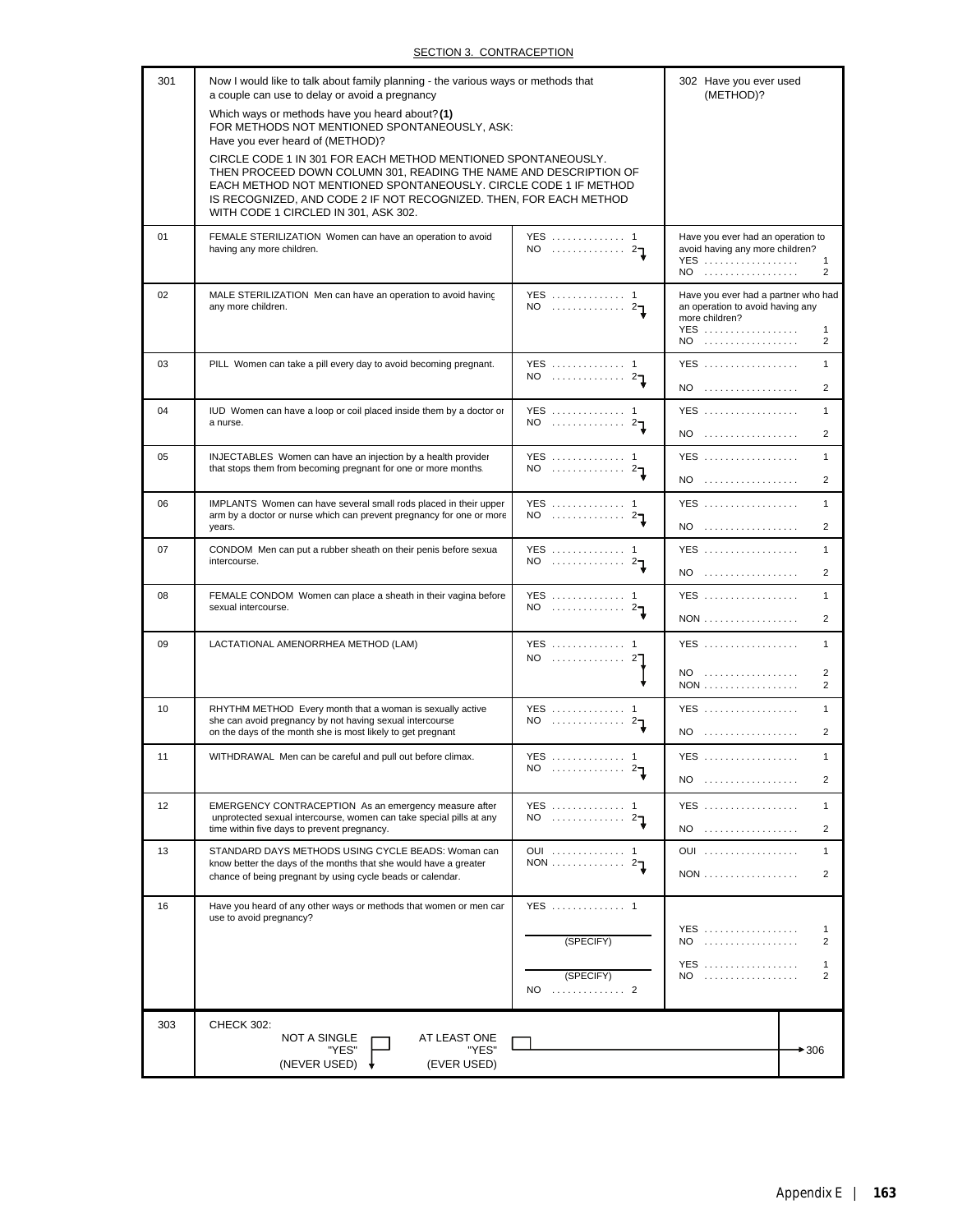## SECTION 3. CONTRACEPTION

| 301 | Now I would like to talk about family planning - the various ways or methods that a couple can use to delay or avoid a pregnancy<br><br>Which ways or methods have you heard about? **(1)**<br>FOR METHODS NOT MENTIONED SPONTANEOUSLY, ASK:<br>Have you ever heard of (METHOD)?<br><br>CIRCLE CODE 1 IN 301 FOR EACH METHOD MENTIONED SPONTANEOUSLY. THEN PROCEED DOWN COLUMN 301, READING THE NAME AND DESCRIPTION OF EACH METHOD NOT MENTIONED SPONTANEOUSLY. CIRCLE CODE 1 IF METHOD IS RECOGNIZED, AND CODE 2 IF NOT RECOGNIZED. THEN, FOR EACH METHOD WITH CODE 1 CIRCLED IN 301, ASK 302. | | 302 Have you ever used (METHOD)? |
|---|---|---|---|
| 01 | FEMALE STERILIZATION Women can have an operation to avoid having any more children. | YES . . . . . . . . . . . . . 1<br>NO . . . . . . . . . . . . . 2 ↓ | Have you ever had an operation to avoid having any more children?<br>YES . . . . . . . . . . . . . . . . . 1<br>NO . . . . . . . . . . . . . . . . . 2 |
| 02 | MALE STERILIZATION Men can have an operation to avoid having any more children. | YES . . . . . . . . . . . . . 1<br>NO . . . . . . . . . . . . . 2 ↓ | Have you ever had a partner who had an operation to avoid having any more children?<br>YES . . . . . . . . . . . . . . . . . 1<br>NO . . . . . . . . . . . . . . . . . 2 |
| 03 | PILL Women can take a pill every day to avoid becoming pregnant. | YES . . . . . . . . . . . . . 1<br>NO . . . . . . . . . . . . . 2 ↓ | YES . . . . . . . . . . . . . . . . . 1<br>NO . . . . . . . . . . . . . . . . . 2 |
| 04 | IUD Women can have a loop or coil placed inside them by a doctor or a nurse. | YES . . . . . . . . . . . . . 1<br>NO . . . . . . . . . . . . . 2 ↓ | YES . . . . . . . . . . . . . . . . . 1<br>NO . . . . . . . . . . . . . . . . . 2 |
| 05 | INJECTABLES Women can have an injection by a health provider that stops them from becoming pregnant for one or more months. | YES . . . . . . . . . . . . . 1<br>NO . . . . . . . . . . . . . 2 ↓ | YES . . . . . . . . . . . . . . . . . 1<br>NO . . . . . . . . . . . . . . . . . 2 |
| 06 | IMPLANTS Women can have several small rods placed in their upper arm by a doctor or nurse which can prevent pregnancy for one or more years. | YES . . . . . . . . . . . . . 1<br>NO . . . . . . . . . . . . . 2 ↓ | YES . . . . . . . . . . . . . . . . . 1<br>NO . . . . . . . . . . . . . . . . . 2 |
| 07 | CONDOM Men can put a rubber sheath on their penis before sexual intercourse. | YES . . . . . . . . . . . . . 1<br>NO . . . . . . . . . . . . . 2 ↓ | YES . . . . . . . . . . . . . . . . . 1<br>NO . . . . . . . . . . . . . . . . . 2 |
| 08 | FEMALE CONDOM Women can place a sheath in their vagina before sexual intercourse. | YES . . . . . . . . . . . . . 1<br>NO . . . . . . . . . . . . . 2 ↓ | YES . . . . . . . . . . . . . . . . . 1<br>NON . . . . . . . . . . . . . . . . . 2 |
| 09 | LACTATIONAL AMENORRHEA METHOD (LAM) | YES . . . . . . . . . . . . . 1<br>NO . . . . . . . . . . . . . 2 ↓ | YES . . . . . . . . . . . . . . . . . 1<br>NO . . . . . . . . . . . . . . . . . 2<br>NON . . . . . . . . . . . . . . . . . 2 |
| 10 | RHYTHM METHOD Every month that a woman is sexually active she can avoid pregnancy by not having sexual intercourse on the days of the month she is most likely to get pregnant | YES . . . . . . . . . . . . . 1<br>NO . . . . . . . . . . . . . 2 ↓ | YES . . . . . . . . . . . . . . . . . 1<br>NO . . . . . . . . . . . . . . . . . 2 |
| 11 | WITHDRAWAL Men can be careful and pull out before climax. | YES . . . . . . . . . . . . . 1<br>NO . . . . . . . . . . . . . 2 ↓ | YES . . . . . . . . . . . . . . . . . 1<br>NO . . . . . . . . . . . . . . . . . 2 |
| 12 | EMERGENCY CONTRACEPTION As an emergency measure after unprotected sexual intercourse, women can take special pills at any time within five days to prevent pregnancy. | YES . . . . . . . . . . . . . 1<br>NO . . . . . . . . . . . . . 2 ↓ | YES . . . . . . . . . . . . . . . . . 1<br>NO . . . . . . . . . . . . . . . . . 2 |
| 13 | STANDARD DAYS METHODS USING CYCLE BEADS: Woman can know better the days of the months that she would have a greater chance of being pregnant by using cycle beads or calendar. | OUI . . . . . . . . . . . . . 1<br>NON . . . . . . . . . . . . . 2 ↓ | OUI . . . . . . . . . . . . . . . . . 1<br>NON . . . . . . . . . . . . . . . . . 2 |
| 16 | Have you heard of any other ways or methods that women or men can use to avoid pregnancy? | YES . . . . . . . . . . . . . 1<br>\_\_\_\_\_\_\_\_\_\_<br>(SPECIFY)<br>\_\_\_\_\_\_\_\_\_\_<br>(SPECIFY)<br>NO . . . . . . . . . . . . . 2 | YES . . . . . . . . . . . . . . . . . 1<br>NO . . . . . . . . . . . . . . . . . 2<br><br>YES . . . . . . . . . . . . . . . . . 1<br>NO . . . . . . . . . . . . . . . . . 2 |
| 303 | CHECK 302:<br>NOT A SINGLE "YES" (NEVER USED) ☐ ↓<br>AT LEAST ONE "YES" (EVER USED) ☐ | | → 306 |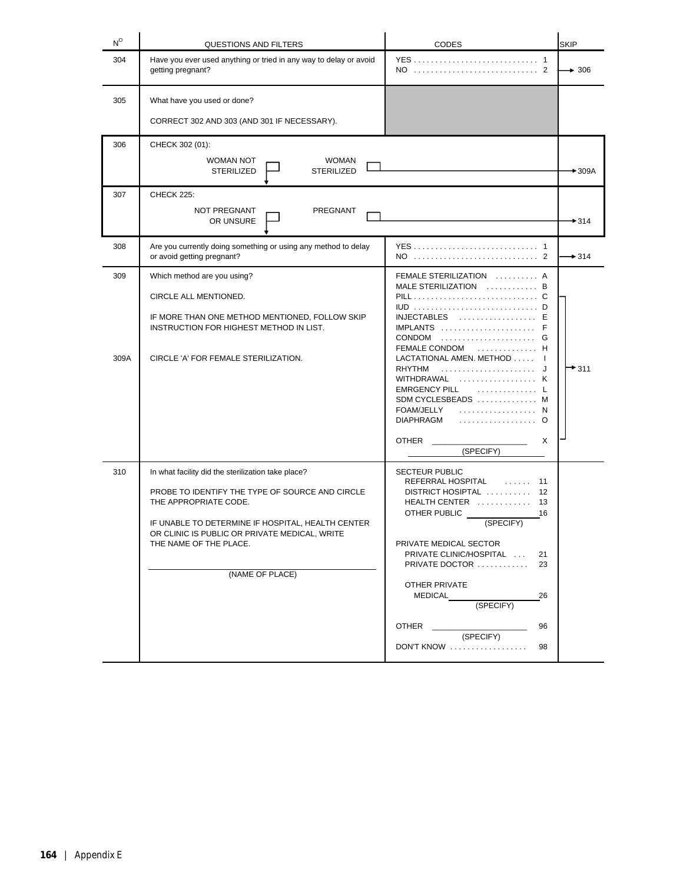| N° | QUESTIONS AND FILTERS | CODES | SKIP |
|---|---|---|---|
| 304 | Have you ever used anything or tried in any way to delay or avoid getting pregnant? | YES . . . . . . . . . . 1<br>NO . . . . . . . . . . 2 | → 306 |
| 305 | What have you used or done?<br><br>CORRECT 302 AND 303 (AND 301 IF NECESSARY). | | |
| 306 | CHECK 302 (01):<br><br>WOMAN NOT STERILIZED ☐ ↓ &nbsp;&nbsp; WOMAN STERILIZED ☐ | | → 309A |
| 307 | CHECK 225:<br><br>NOT PREGNANT OR UNSURE ☐ ↓ &nbsp;&nbsp; PREGNANT ☐ | | → 314 |
| 308 | Are you currently doing something or using any method to delay or avoid getting pregnant? | YES . . . . . . . . . . 1<br>NO . . . . . . . . . . 2 | → 314 |
| 309<br><br><br><br><br><br>309A | Which method are you using?<br><br>CIRCLE ALL MENTIONED.<br><br>IF MORE THAN ONE METHOD MENTIONED, FOLLOW SKIP INSTRUCTION FOR HIGHEST METHOD IN LIST.<br><br>CIRCLE 'A' FOR FEMALE STERILIZATION. | FEMALE STERILIZATION . . . . . . . . . . A<br>MALE STERILIZATION . . . . . . . . . . B<br>PILL . . . . . . . . . . C<br>IUD . . . . . . . . . . D<br>INJECTABLES . . . . . . . . . . E<br>IMPLANTS . . . . . . . . . . F<br>CONDOM . . . . . . . . . . G<br>FEMALE CONDOM . . . . . . . . . . H<br>LACTATIONAL AMEN. METHOD . . . . . I<br>RHYTHM . . . . . . . . . . J<br>WITHDRAWAL . . . . . . . . . . K<br>EMRGENCY PILL . . . . . . . . . . L<br>SDM CYCLESBEADS . . . . . . . . . . M<br>FOAM/JELLY . . . . . . . . . . N<br>DIAPHRAGM . . . . . . . . . . O<br><br>OTHER ______________ X<br>(SPECIFY) | C–X → 311 |
| 310 | In what facility did the sterilization take place?<br><br>PROBE TO IDENTIFY THE TYPE OF SOURCE AND CIRCLE THE APPROPRIATE CODE.<br><br>IF UNABLE TO DETERMINE IF HOSPITAL, HEALTH CENTER OR CLINIC IS PUBLIC OR PRIVATE MEDICAL, WRITE THE NAME OF THE PLACE.<br><br>______________________<br>(NAME OF PLACE) | SECTEUR PUBLIC<br>REFERRAL HOSPITAL . . . . . . 11<br>DISTRICT HOSIPTAL . . . . . . . . . . 12<br>HEALTH CENTER . . . . . . . . . . 13<br>OTHER PUBLIC ______________ 16<br>(SPECIFY)<br><br>PRIVATE MEDICAL SECTOR<br>PRIVATE CLINIC/HOSPITAL . . . 21<br>PRIVATE DOCTOR . . . . . . . . . . 23<br><br>OTHER PRIVATE<br>MEDICAL ______________ 26<br>(SPECIFY)<br><br>OTHER ______________ 96<br>(SPECIFY)<br>DON'T KNOW . . . . . . . . . . 98 | |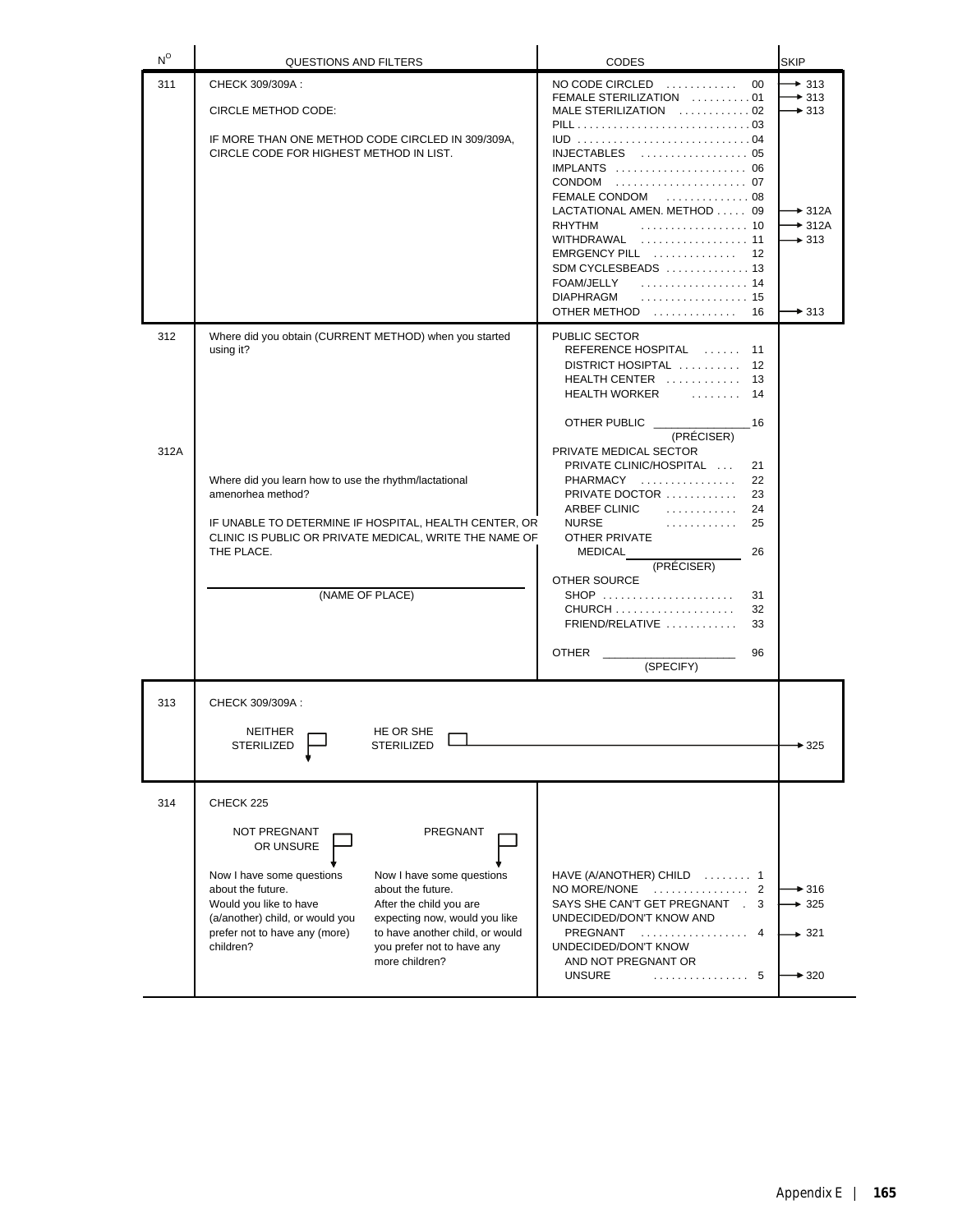| N° | QUESTIONS AND FILTERS | CODES | SKIP |
|---|---|---|---|
| 311 | CHECK 309/309A :<br><br>CIRCLE METHOD CODE:<br><br>IF MORE THAN ONE METHOD CODE CIRCLED IN 309/309A, CIRCLE CODE FOR HIGHEST METHOD IN LIST. | NO CODE CIRCLED . . . . . . . . . . . 00<br>FEMALE STERILIZATION . . . . . . . . . . 01<br>MALE STERILIZATION . . . . . . . . . . . 02<br>PILL . . . . . . . . . . . . . . . . . . . . . . . . . . . . 03<br>IUD . . . . . . . . . . . . . . . . . . . . . . . . . . . . 04<br>INJECTABLES . . . . . . . . . . . . . . . . . 05<br>IMPLANTS . . . . . . . . . . . . . . . . . . . . . 06<br>CONDOM . . . . . . . . . . . . . . . . . . . . . 07<br>FEMALE CONDOM . . . . . . . . . . . . . 08<br>LACTATIONAL AMEN. METHOD . . . . . 09<br>RHYTHM . . . . . . . . . . . . . . . . . 10<br>WITHDRAWAL . . . . . . . . . . . . . . . . . 11<br>EMRGENCY PILL . . . . . . . . . . . . . 12<br>SDM CYCLESBEADS . . . . . . . . . . . . . 13<br>FOAM/JELLY . . . . . . . . . . . . . . . . . 14<br>DIAPHRAGM . . . . . . . . . . . . . . . . . 15<br>OTHER METHOD . . . . . . . . . . . . . 16 | → 313 (00)<br>→ 313 (01)<br>→ 313 (02)<br><br><br><br><br><br><br>→ 312A (09)<br>→ 312A (10)<br>→ 313 (11)<br><br><br><br><br>→ 313 (16) |
| 312<br><br><br><br><br><br><br><br>312A | Where did you obtain (CURRENT METHOD) when you started using it?<br><br><br><br><br><br><br><br>Where did you learn how to use the rhythm/lactational amenorhea method?<br><br>IF UNABLE TO DETERMINE IF HOSPITAL, HEALTH CENTER, OR CLINIC IS PUBLIC OR PRIVATE MEDICAL, WRITE THE NAME OF THE PLACE.<br><br>\_\_\_\_\_\_\_\_\_\_\_\_\_\_\_\_\_\_\_\_<br>(NAME OF PLACE) | PUBLIC SECTOR<br>REFERENCE HOSPITAL . . . . . . 11<br>DISTRICT HOSIPTAL . . . . . . . . . . 12<br>HEALTH CENTER . . . . . . . . . . . . 13<br>HEALTH WORKER . . . . . . . . 14<br><br>OTHER PUBLIC \_\_\_\_\_\_\_\_\_\_ 16<br>(PRÉCISER)<br>PRIVATE MEDICAL SECTOR<br>PRIVATE CLINIC/HOSPITAL . . . 21<br>PHARMACY . . . . . . . . . . . . . . . . 22<br>PRIVATE DOCTOR . . . . . . . . . . . . 23<br>ARBEF CLINIC . . . . . . . . . . . . 24<br>NURSE . . . . . . . . . . . . 25<br>OTHER PRIVATE<br>MEDICAL \_\_\_\_\_\_\_\_\_\_ 26<br>(PRÉCISER)<br>OTHER SOURCE<br>SHOP . . . . . . . . . . . . . . . . . . . . . . 31<br>CHURCH . . . . . . . . . . . . . . . . . . . . 32<br>FRIEND/RELATIVE . . . . . . . . . . . . 33<br><br>OTHER \_\_\_\_\_\_\_\_\_\_ 96<br>(SPECIFY) | |
| 313 | CHECK 309/309A :<br><br>NEITHER STERILIZED ☐ ↓ HE OR SHE STERILIZED ☐ → | | → 325 (HE OR SHE STERILIZED) |
| 314 | CHECK 225<br><br>NOT PREGNANT OR UNSURE ☐ ↓ PREGNANT ☐ ↓<br><br>**NOT PREGNANT OR UNSURE:** Now I have some questions about the future. Would you like to have (a/another) child, or would you prefer not to have any (more) children?<br><br>**PREGNANT:** Now I have some questions about the future. After the child you are expecting now, would you like to have another child, or would you prefer not to have any more children? | HAVE (A/ANOTHER) CHILD . . . . . . . . 1<br>NO MORE/NONE . . . . . . . . . . . . . . . 2<br>SAYS SHE CAN'T GET PREGNANT . 3<br>UNDECIDED/DON'T KNOW AND PREGNANT . . . . . . . . . . . . . . . . . 4<br>UNDECIDED/DON'T KNOW AND NOT PREGNANT OR UNSURE . . . . . . . . . . . . . . . . 5 | <br>→ 316 (2)<br>→ 325 (3)<br>→ 321 (4)<br>→ 320 (5) |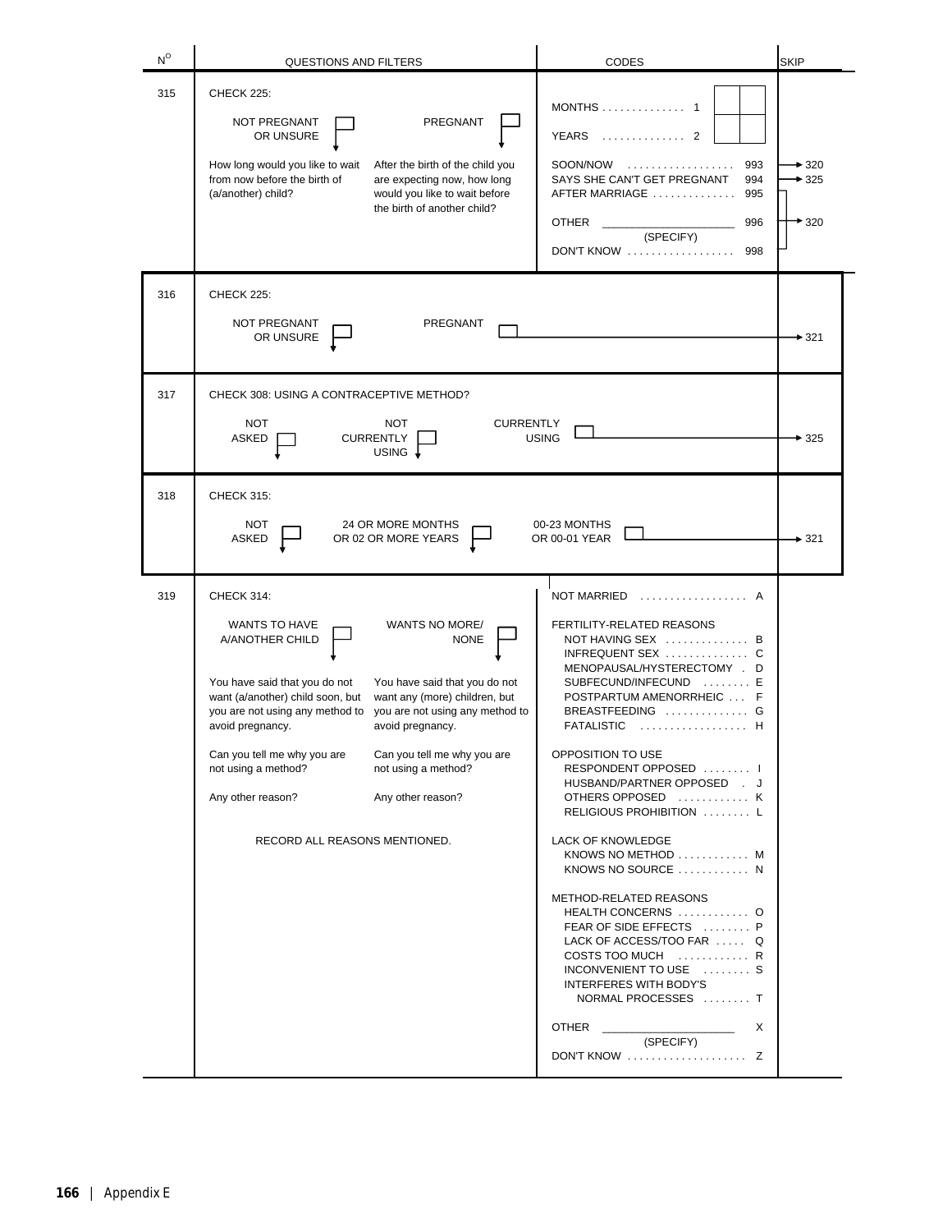| N° | QUESTIONS AND FILTERS | CODES | SKIP |
|---|---|---|---|
| 315 | CHECK 225:<br><br>NOT PREGNANT OR UNSURE ☐ — PREGNANT ☐<br><br>(NOT PREGNANT OR UNSURE) How long would you like to wait from now before the birth of (a/another) child?<br><br>(PREGNANT) After the birth of the child you are expecting now, how long would you like to wait before the birth of another child? | MONTHS . . . . . . . . . . . . . . 1 [ ][ ]<br>YEARS . . . . . . . . . . . . . . 2 [ ][ ]<br><br>SOON/NOW . . . . . . . . . . . . . . . . . 993<br>SAYS SHE CAN'T GET PREGNANT 994<br>AFTER MARRIAGE . . . . . . . . . . . . . . 995<br><br>OTHER ______________________ 996<br>(SPECIFY)<br>DON'T KNOW . . . . . . . . . . . . . . . . . 998 | 993 → 320<br>994 → 325<br><br>996 → 320 |
| 316 | CHECK 225:<br><br>NOT PREGNANT OR UNSURE ☐ — PREGNANT ☐ | | PREGNANT → 321 |
| 317 | CHECK 308: USING A CONTRACEPTIVE METHOD?<br><br>NOT ASKED ☐ — NOT CURRENTLY USING ☐ — CURRENTLY USING ☐ | | CURRENTLY USING → 325 |
| 318 | CHECK 315:<br><br>NOT ASKED ☐ — 24 OR MORE MONTHS OR 02 OR MORE YEARS ☐ — 00-23 MONTHS OR 00-01 YEAR ☐ | | 00-23 MONTHS OR 00-01 YEAR → 321 |
| 319 | CHECK 314:<br><br>WANTS TO HAVE A/ANOTHER CHILD ☐ — WANTS NO MORE/NONE ☐<br><br>(WANTS TO HAVE A/ANOTHER CHILD) You have said that you do not want (a/another) child soon, but you are not using any method to avoid pregnancy.<br><br>Can you tell me why you are not using a method?<br><br>Any other reason?<br><br>(WANTS NO MORE/NONE) You have said that you do not want any (more) children, but you are not using any method to avoid pregnancy.<br><br>Can you tell me why you are not using a method?<br><br>Any other reason?<br><br>RECORD ALL REASONS MENTIONED. | NOT MARRIED . . . . . . . . . . . . . . . . . . A<br><br>FERTILITY-RELATED REASONS<br>NOT HAVING SEX . . . . . . . . . . . . . . B<br>INFREQUENT SEX . . . . . . . . . . . . . . C<br>MENOPAUSAL/HYSTERECTOMY . D<br>SUBFECUND/INFECUND . . . . . . . . E<br>POSTPARTUM AMENORRHEIC . . . F<br>BREASTFEEDING . . . . . . . . . . . . . . G<br>FATALISTIC . . . . . . . . . . . . . . . . . . H<br><br>OPPOSITION TO USE<br>RESPONDENT OPPOSED . . . . . . . . I<br>HUSBAND/PARTNER OPPOSED . J<br>OTHERS OPPOSED . . . . . . . . . . . . K<br>RELIGIOUS PROHIBITION . . . . . . . . L<br><br>LACK OF KNOWLEDGE<br>KNOWS NO METHOD . . . . . . . . . . . . M<br>KNOWS NO SOURCE . . . . . . . . . . . . N<br><br>METHOD-RELATED REASONS<br>HEALTH CONCERNS . . . . . . . . . . . . O<br>FEAR OF SIDE EFFECTS . . . . . . . . P<br>LACK OF ACCESS/TOO FAR . . . . . Q<br>COSTS TOO MUCH . . . . . . . . . . . . R<br>INCONVENIENT TO USE . . . . . . . . S<br>INTERFERES WITH BODY'S NORMAL PROCESSES . . . . . . . . T<br><br>OTHER ______________________ X<br>(SPECIFY)<br>DON'T KNOW . . . . . . . . . . . . . . . . . . . . Z | |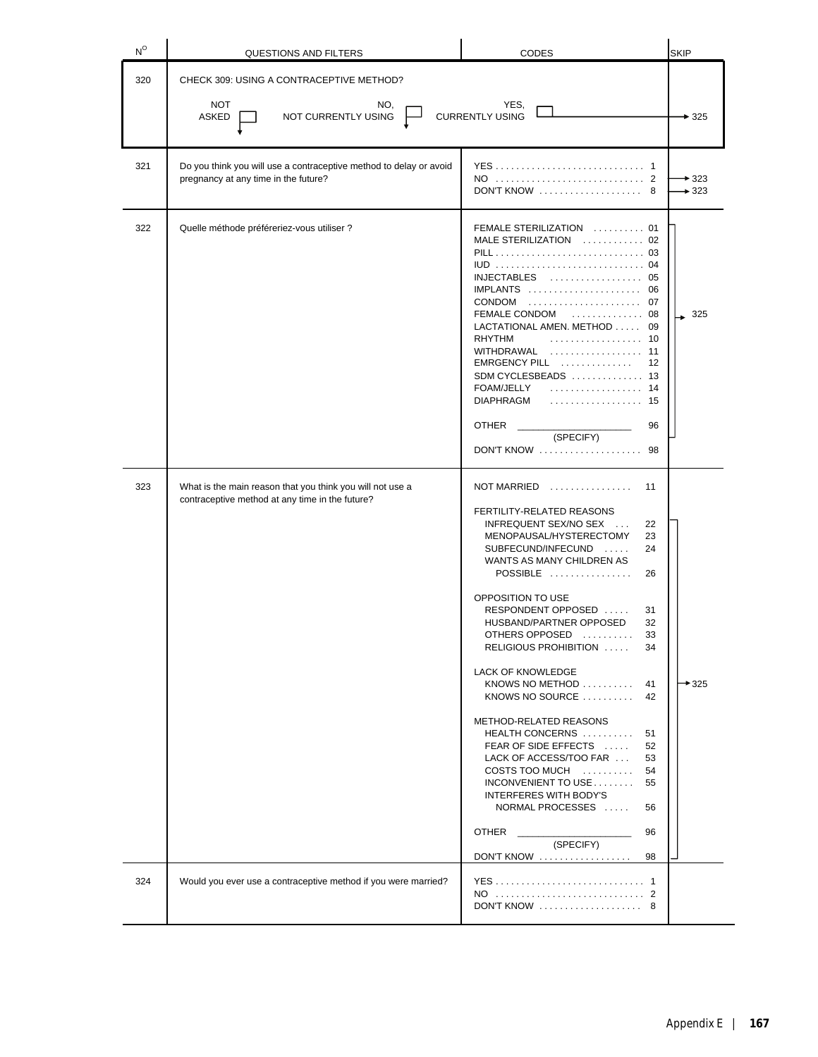| N° | QUESTIONS AND FILTERS | CODES | SKIP |
|---|---|---|---|
| 320 | CHECK 309: USING A CONTRACEPTIVE METHOD?<br><br>NOT ASKED ☐ ↓ NO, NOT CURRENTLY USING ☐ ↓ | YES, CURRENTLY USING ☐ | → 325 |
| 321 | Do you think you will use a contraceptive method to delay or avoid pregnancy at any time in the future? | YES . . . . . . . . . . . . . . . . . . . . . . . . . . . . . 1<br>NO . . . . . . . . . . . . . . . . . . . . . . . . . . . . . 2<br>DON'T KNOW . . . . . . . . . . . . . . . . . . . . 8 | <br>→ 323<br>→ 323 |
| 322 | Quelle méthode préféreriez-vous utiliser ? | FEMALE STERILIZATION . . . . . . . . . . 01<br>MALE STERILIZATION . . . . . . . . . . . . 02<br>PILL . . . . . . . . . . . . . . . . . . . . . . . . . . . . . 03<br>IUD . . . . . . . . . . . . . . . . . . . . . . . . . . . . . 04<br>INJECTABLES . . . . . . . . . . . . . . . . . . 05<br>IMPLANTS . . . . . . . . . . . . . . . . . . . . . . 06<br>CONDOM . . . . . . . . . . . . . . . . . . . . . . 07<br>FEMALE CONDOM . . . . . . . . . . . . . . 08<br>LACTATIONAL AMEN. METHOD . . . . . 09<br>RHYTHM . . . . . . . . . . . . . . . . . . 10<br>WITHDRAWAL . . . . . . . . . . . . . . . . . . 11<br>EMRGENCY PILL . . . . . . . . . . . . . . 12<br>SDM CYCLESBEADS . . . . . . . . . . . . . . 13<br>FOAM/JELLY . . . . . . . . . . . . . . . . . . 14<br>DIAPHRAGM . . . . . . . . . . . . . . . . . . 15<br><br>OTHER ____________________ 96<br>(SPECIFY)<br>DON'T KNOW . . . . . . . . . . . . . . . . . . . . 98 | → 325 |
| 323 | What is the main reason that you think you will not use a contraceptive method at any time in the future? | NOT MARRIED . . . . . . . . . . . . . . . . 11<br><br>FERTILITY-RELATED REASONS<br>INFREQUENT SEX/NO SEX . . . 22<br>MENOPAUSAL/HYSTERECTOMY 23<br>SUBFECUND/INFECUND . . . . . 24<br>WANTS AS MANY CHILDREN AS POSSIBLE . . . . . . . . . . . . . . . . 26<br><br>OPPOSITION TO USE<br>RESPONDENT OPPOSED . . . . . 31<br>HUSBAND/PARTNER OPPOSED 32<br>OTHERS OPPOSED . . . . . . . . . . 33<br>RELIGIOUS PROHIBITION . . . . . 34<br><br>LACK OF KNOWLEDGE<br>KNOWS NO METHOD . . . . . . . . . . 41<br>KNOWS NO SOURCE . . . . . . . . . . 42<br><br>METHOD-RELATED REASONS<br>HEALTH CONCERNS . . . . . . . . . . 51<br>FEAR OF SIDE EFFECTS . . . . . 52<br>LACK OF ACCESS/TOO FAR . . . 53<br>COSTS TOO MUCH . . . . . . . . . . 54<br>INCONVENIENT TO USE . . . . . . . . 55<br>INTERFERES WITH BODY'S NORMAL PROCESSES . . . . . 56<br><br>OTHER ____________________ 96<br>(SPECIFY)<br>DON'T KNOW . . . . . . . . . . . . . . . . . . 98 | → 325 |
| 324 | Would you ever use a contraceptive method if you were married? | YES . . . . . . . . . . . . . . . . . . . . . . . . . . . . . 1<br>NO . . . . . . . . . . . . . . . . . . . . . . . . . . . . . 2<br>DON'T KNOW . . . . . . . . . . . . . . . . . . . . 8 | |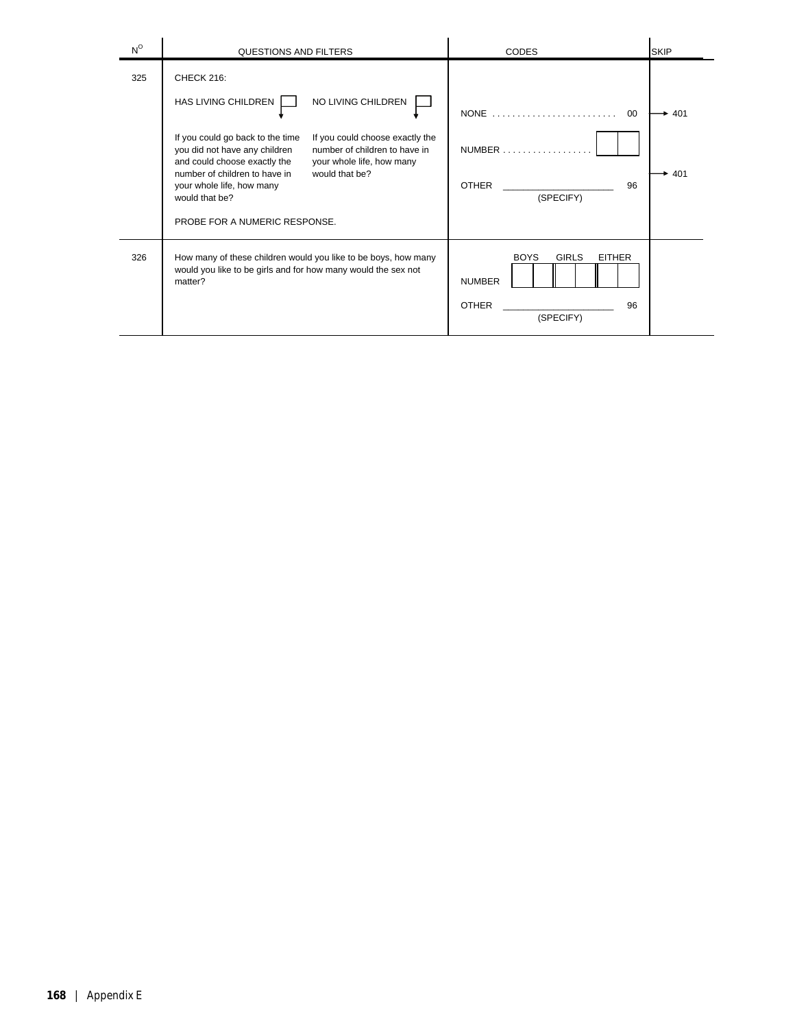| Nº | QUESTIONS AND FILTERS | CODES | SKIP |
|---|---|---|---|
| 325 | CHECK 216:<br><br>HAS LIVING CHILDREN ☐ → If you could go back to the time you did not have any children and could choose exactly the number of children to have in your whole life, how many would that be?<br><br>NO LIVING CHILDREN ☐ → If you could choose exactly the number of children to have in your whole life, how many would that be?<br><br>PROBE FOR A NUMERIC RESPONSE. | NONE . . . . . . . . . . . . . . . . . . . . . . . . . 00<br><br>NUMBER . . . . . . . . . . . . . . . . . . [ ][ ]<br><br>OTHER ______________________ 96<br>(SPECIFY) | → 401<br><br><br><br>→ 401 |
| 326 | How many of these children would you like to be boys, how many would you like to be girls and for how many would the sex not matter? | BOYS GIRLS EITHER<br>NUMBER [ ][ ] [ ][ ] [ ][ ]<br><br>OTHER ______________________ 96<br>(SPECIFY) | |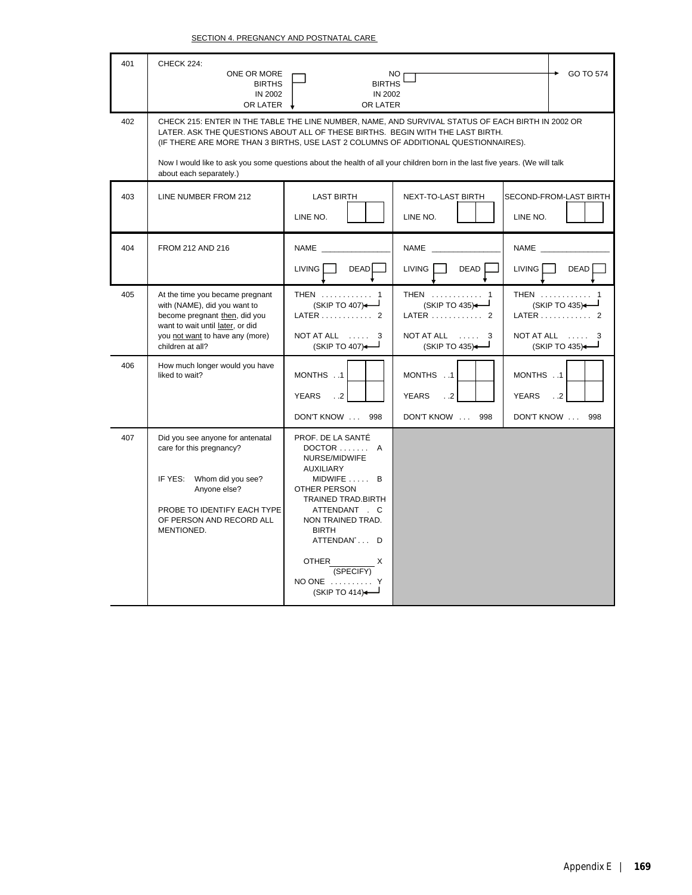SECTION 4. PREGNANCY AND POSTNATAL CARE

| | | | | |
|---|---|---|---|---|
| 401 | CHECK 224:<br>ONE OR MORE BIRTHS IN 2002 OR LATER ☐ ↓<br>NO BIRTHS IN 2002 OR LATER ☐ → GO TO 574 | | | |
| 402 | CHECK 215: ENTER IN THE TABLE THE LINE NUMBER, NAME, AND SURVIVAL STATUS OF EACH BIRTH IN 2002 OR LATER. ASK THE QUESTIONS ABOUT ALL OF THESE BIRTHS. BEGIN WITH THE LAST BIRTH. (IF THERE ARE MORE THAN 3 BIRTHS, USE LAST 2 COLUMNS OF ADDITIONAL QUESTIONNAIRES).<br><br>Now I would like to ask you some questions about the health of all your children born in the last five years. (We will talk about each separately.) | | | |
| 403 | LINE NUMBER FROM 212 | LAST BIRTH<br>LINE NO. ☐☐ | NEXT-TO-LAST BIRTH<br>LINE NO. ☐☐ | SECOND-FROM-LAST BIRTH<br>LINE NO. ☐☐ |
| 404 | FROM 212 AND 216 | NAME ________<br>LIVING ☐ DEAD ☐ | NAME ________<br>LIVING ☐ DEAD ☐ | NAME ________<br>LIVING ☐ DEAD ☐ |
| 405 | At the time you became pregnant with (NAME), did you want to become pregnant <u>then</u>, did you want to wait until <u>later</u>, or did you <u>not want</u> to have any (more) children at all? | THEN . . . . . . . . . . . . 1<br>(SKIP TO 407)<br>LATER . . . . . . . . . . . . 2<br>NOT AT ALL . . . . . 3<br>(SKIP TO 407) | THEN . . . . . . . . . . . . 1<br>(SKIP TO 435)<br>LATER . . . . . . . . . . . . 2<br>NOT AT ALL . . . . . 3<br>(SKIP TO 435) | THEN . . . . . . . . . . . . 1<br>(SKIP TO 435)<br>LATER . . . . . . . . . . . . 2<br>NOT AT ALL . . . . . 3<br>(SKIP TO 435) |
| 406 | How much longer would you have liked to wait? | MONTHS . .1 ☐☐<br>YEARS . .2 ☐☐<br>DON'T KNOW . . . 998 | MONTHS . .1 ☐☐<br>YEARS . .2 ☐☐<br>DON'T KNOW . . . 998 | MONTHS . .1 ☐☐<br>YEARS . .2 ☐☐<br>DON'T KNOW . . . 998 |
| 407 | Did you see anyone for antenatal care for this pregnancy?<br><br>IF YES: Whom did you see? Anyone else?<br><br>PROBE TO IDENTIFY EACH TYPE OF PERSON AND RECORD ALL MENTIONED. | PROF. DE LA SANTÉ<br>DOCTOR . . . . . . . A<br>NURSE/MIDWIFE<br>AUXILIARY<br>MIDWIFE . . . . . B<br>OTHER PERSON<br>TRAINED TRAD.BIRTH<br>ATTENDANT . C<br>NON TRAINED TRAD.<br>BIRTH<br>ATTENDANT . . . D<br><br>OTHER________ X<br>(SPECIFY)<br>NO ONE . . . . . . . . . . Y<br>(SKIP TO 414) | | |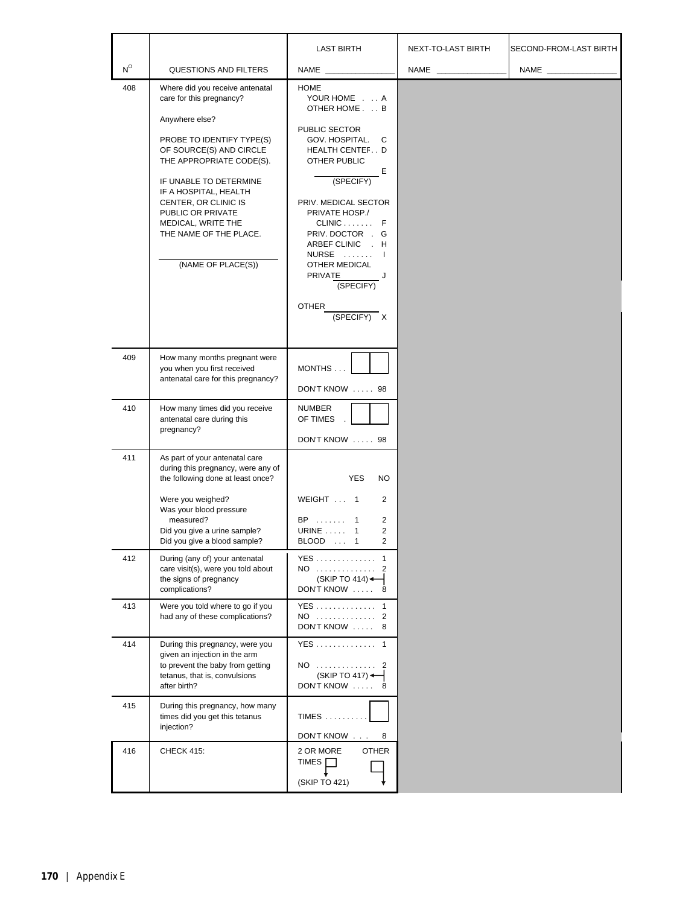| N° | QUESTIONS AND FILTERS | LAST BIRTH<br>NAME ______ | NEXT-TO-LAST BIRTH<br>NAME ______ | SECOND-FROM-LAST BIRTH<br>NAME ______ |
|---|---|---|---|---|
| 408 | Where did you receive antenatal care for this pregnancy?<br><br>Anywhere else?<br><br>PROBE TO IDENTIFY TYPE(S) OF SOURCE(S) AND CIRCLE THE APPROPRIATE CODE(S).<br><br>IF UNABLE TO DETERMINE IF A HOSPITAL, HEALTH CENTER, OR CLINIC IS PUBLIC OR PRIVATE MEDICAL, WRITE THE THE NAME OF THE PLACE.<br><br>______<br>(NAME OF PLACE(S)) | HOME<br>YOUR HOME . . . A<br>OTHER HOME . . . B<br><br>PUBLIC SECTOR<br>GOV. HOSPITAL. C<br>HEALTH CENTER . . D<br>OTHER PUBLIC<br>______ E<br>(SPECIFY)<br><br>PRIV. MEDICAL SECTOR<br>PRIVATE HOSP./ CLINIC . . . . . . . F<br>PRIV. DOCTOR . G<br>ARBEF CLINIC . H<br>NURSE . . . . . . . I<br>OTHER MEDICAL PRIVATE ______ J<br>(SPECIFY)<br><br>OTHER ______<br>(SPECIFY) X | | |
| 409 | How many months pregnant were you when you first received antenatal care for this pregnancy? | MONTHS . . . [ ][ ]<br><br>DON'T KNOW . . . . . 98 | | |
| 410 | How many times did you receive antenatal care during this pregnancy? | NUMBER OF TIMES . [ ][ ]<br><br>DON'T KNOW . . . . . 98 | | |
| 411 | As part of your antenatal care during this pregnancy, were any of the following done at least once?<br><br>Were you weighed?<br>Was your blood pressure measured?<br>Did you give a urine sample?<br>Did you give a blood sample? | YES NO<br><br>WEIGHT . . . 1 2<br>BP . . . . . . . 1 2<br>URINE . . . . . 1 2<br>BLOOD . . . 1 2 | | |
| 412 | During (any of) your antenatal care visit(s), were you told about the signs of pregnancy complications? | YES . . . . . . . . . . . . . . 1<br>NO . . . . . . . . . . . . . . 2<br>(SKIP TO 414)<br>DON'T KNOW . . . . . 8 | | |
| 413 | Were you told where to go if you had any of these complications? | YES . . . . . . . . . . . . . . 1<br>NO . . . . . . . . . . . . . . 2<br>DON'T KNOW . . . . . 8 | | |
| 414 | During this pregnancy, were you given an injection in the arm to prevent the baby from getting tetanus, that is, convulsions after birth? | YES . . . . . . . . . . . . . . 1<br>NO . . . . . . . . . . . . . . 2<br>(SKIP TO 417)<br>DON'T KNOW . . . . . 8 | | |
| 415 | During this pregnancy, how many times did you get this tetanus injection? | TIMES . . . . . . . . . . [ ]<br><br>DON'T KNOW . . . 8 | | |
| 416 | CHECK 415: | 2 OR MORE TIMES [ ] (SKIP TO 421)<br>OTHER [ ] | | |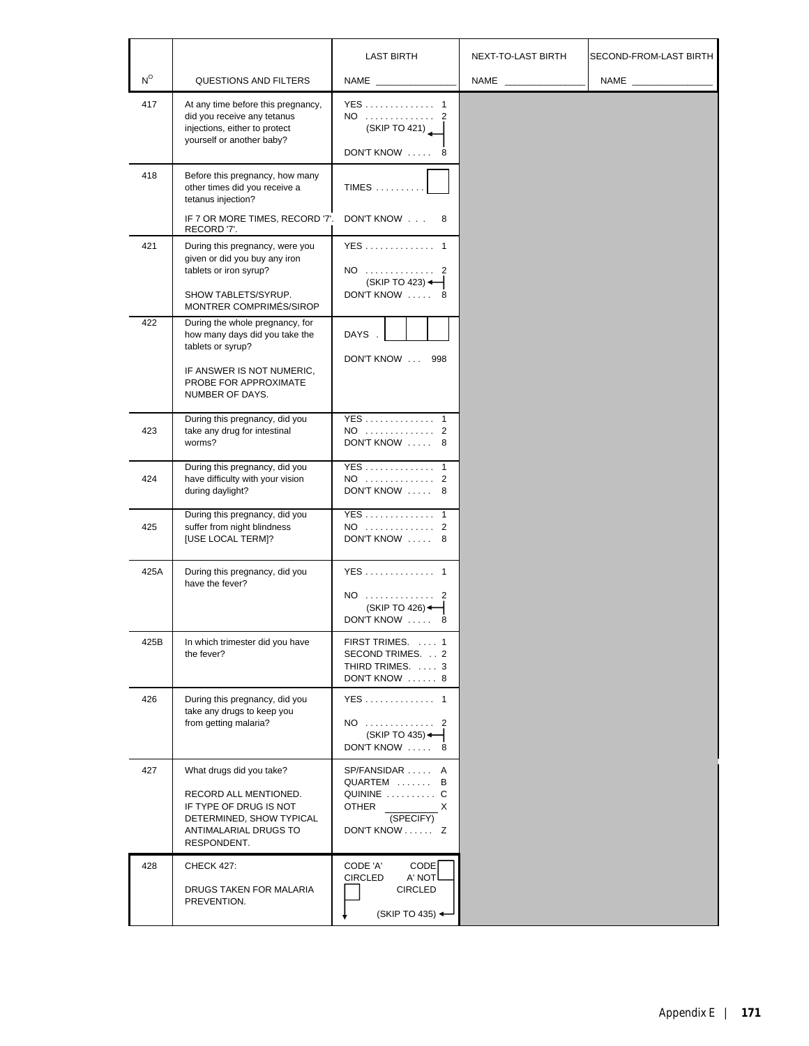| N° | QUESTIONS AND FILTERS | LAST BIRTH<br>NAME ______________ | NEXT-TO-LAST BIRTH<br>NAME ______________ | SECOND-FROM-LAST BIRTH<br>NAME ______________ |
|---|---|---|---|---|
| 417 | At any time before this pregnancy, did you receive any tetanus injections, either to protect yourself or another baby? | YES . . . . . . . . . . . . . . 1<br>NO . . . . . . . . . . . . . . 2<br>(SKIP TO 421)<br>DON'T KNOW . . . . . 8 | | |
| 418 | Before this pregnancy, how many other times did you receive a tetanus injection?<br><br>IF 7 OR MORE TIMES, RECORD '7'. | TIMES . . . . . . . . . . [ ]<br><br>DON'T KNOW . . . 8 | | |
| 421 | During this pregnancy, were you given or did you buy any iron tablets or iron syrup?<br><br>SHOW TABLETS/SYRUP.<br>MONTRER COMPRIMÉS/SIROP | YES . . . . . . . . . . . . . . 1<br>NO . . . . . . . . . . . . . . 2<br>(SKIP TO 423)<br>DON'T KNOW . . . . . 8 | | |
| 422 | During the whole pregnancy, for how many days did you take the tablets or syrup?<br><br>IF ANSWER IS NOT NUMERIC, PROBE FOR APPROXIMATE NUMBER OF DAYS. | DAYS . [ ][ ][ ]<br><br>DON'T KNOW . . . 998 | | |
| 423 | During this pregnancy, did you take any drug for intestinal worms? | YES . . . . . . . . . . . . . . 1<br>NO . . . . . . . . . . . . . . 2<br>DON'T KNOW . . . . . 8 | | |
| 424 | During this pregnancy, did you have difficulty with your vision during daylight? | YES . . . . . . . . . . . . . . 1<br>NO . . . . . . . . . . . . . . 2<br>DON'T KNOW . . . . . 8 | | |
| 425 | During this pregnancy, did you suffer from night blindness [USE LOCAL TERM]? | YES . . . . . . . . . . . . . . 1<br>NO . . . . . . . . . . . . . . 2<br>DON'T KNOW . . . . . 8 | | |
| 425A | During this pregnancy, did you have the fever? | YES . . . . . . . . . . . . . . 1<br>NO . . . . . . . . . . . . . . 2<br>(SKIP TO 426)<br>DON'T KNOW . . . . . 8 | | |
| 425B | In which trimester did you have the fever? | FIRST TRIMES. . . . . 1<br>SECOND TRIMES. . . 2<br>THIRD TRIMES. . . . . 3<br>DON'T KNOW . . . . . . 8 | | |
| 426 | During this pregnancy, did you take any drugs to keep you from getting malaria? | YES . . . . . . . . . . . . . . 1<br>NO . . . . . . . . . . . . . . 2<br>(SKIP TO 435)<br>DON'T KNOW . . . . . 8 | | |
| 427 | What drugs did you take?<br><br>RECORD ALL MENTIONED.<br>IF TYPE OF DRUG IS NOT DETERMINED, SHOW TYPICAL ANTIMALARIAL DRUGS TO RESPONDENT. | SP/FANSIDAR . . . . . A<br>QUARTEM . . . . . . . B<br>QUININE . . . . . . . . . . C<br>OTHER __________ X<br>(SPECIFY)<br>DON'T KNOW . . . . . . Z | | |
| 428 | CHECK 427:<br><br>DRUGS TAKEN FOR MALARIA PREVENTION. | CODE 'A' CIRCLED [ ]<br>CODE 'A' NOT CIRCLED [ ]<br>(SKIP TO 435) | | |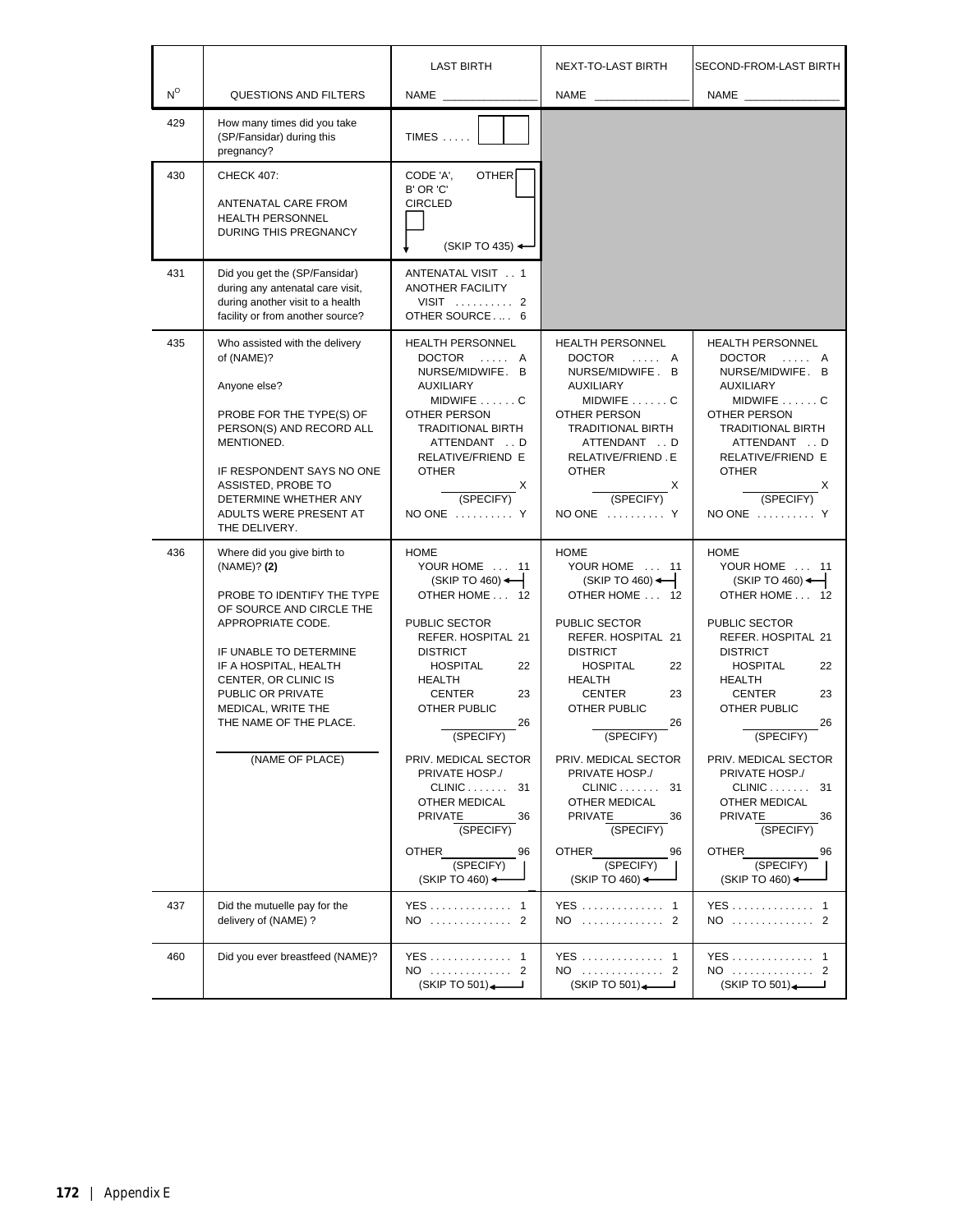| N° | QUESTIONS AND FILTERS | LAST BIRTH<br>NAME ______________ | NEXT-TO-LAST BIRTH<br>NAME ______________ | SECOND-FROM-LAST BIRTH<br>NAME ______________ |
|---|---|---|---|---|
| 429 | How many times did you take (SP/Fansidar) during this pregnancy? | TIMES . . . . . [ ][ ] | | |
| 430 | CHECK 407:<br><br>ANTENATAL CARE FROM HEALTH PERSONNEL DURING THIS PREGNANCY | CODE 'A', B' OR 'C' CIRCLED [ ]<br>OTHER [ ] (SKIP TO 435) | | |
| 431 | Did you get the (SP/Fansidar) during any antenatal care visit, during another visit to a health facility or from another source? | ANTENATAL VISIT . . 1<br>ANOTHER FACILITY VISIT . . . . . . . . . . 2<br>OTHER SOURCE . . . . 6 | | |
| 435 | Who assisted with the delivery of (NAME)?<br><br>Anyone else?<br><br>PROBE FOR THE TYPE(S) OF PERSON(S) AND RECORD ALL MENTIONED.<br><br>IF RESPONDENT SAYS NO ONE ASSISTED, PROBE TO DETERMINE WHETHER ANY ADULTS WERE PRESENT AT THE DELIVERY. | HEALTH PERSONNEL<br>DOCTOR . . . . . A<br>NURSE/MIDWIFE . B<br>AUXILIARY MIDWIFE . . . . . . C<br>OTHER PERSON<br>TRADITIONAL BIRTH ATTENDANT . . D<br>RELATIVE/FRIEND E<br>OTHER ______ X<br>(SPECIFY)<br>NO ONE . . . . . . . . . . Y | HEALTH PERSONNEL<br>DOCTOR . . . . . A<br>NURSE/MIDWIFE . B<br>AUXILIARY MIDWIFE . . . . . . C<br>OTHER PERSON<br>TRADITIONAL BIRTH ATTENDANT . . D<br>RELATIVE/FRIEND . E<br>OTHER ______ X<br>(SPECIFY)<br>NO ONE . . . . . . . . . . Y | HEALTH PERSONNEL<br>DOCTOR . . . . . A<br>NURSE/MIDWIFE . B<br>AUXILIARY MIDWIFE . . . . . . C<br>OTHER PERSON<br>TRADITIONAL BIRTH ATTENDANT . . D<br>RELATIVE/FRIEND E<br>OTHER ______ X<br>(SPECIFY)<br>NO ONE . . . . . . . . . . Y |
| 436 | Where did you give birth to (NAME)? **(2)**<br><br>PROBE TO IDENTIFY THE TYPE OF SOURCE AND CIRCLE THE APPROPRIATE CODE.<br><br>IF UNABLE TO DETERMINE IF A HOSPITAL, HEALTH CENTER, OR CLINIC IS PUBLIC OR PRIVATE MEDICAL, WRITE THE THE NAME OF THE PLACE.<br><br>______________<br>(NAME OF PLACE) | HOME<br>YOUR HOME . . . 11 (SKIP TO 460)<br>OTHER HOME . . . 12<br><br>PUBLIC SECTOR<br>REFER. HOSPITAL 21<br>DISTRICT HOSPITAL 22<br>HEALTH CENTER 23<br>OTHER PUBLIC ______ 26<br>(SPECIFY)<br><br>PRIV. MEDICAL SECTOR<br>PRIVATE HOSP./ CLINIC . . . . . . . 31<br>OTHER MEDICAL PRIVATE ______ 36<br>(SPECIFY)<br><br>OTHER ______ 96<br>(SPECIFY)<br>(SKIP TO 460) | HOME<br>YOUR HOME . . . 11 (SKIP TO 460)<br>OTHER HOME . . . 12<br><br>PUBLIC SECTOR<br>REFER. HOSPITAL 21<br>DISTRICT HOSPITAL 22<br>HEALTH CENTER 23<br>OTHER PUBLIC ______ 26<br>(SPECIFY)<br><br>PRIV. MEDICAL SECTOR<br>PRIVATE HOSP./ CLINIC . . . . . . . 31<br>OTHER MEDICAL PRIVATE ______ 36<br>(SPECIFY)<br><br>OTHER ______ 96<br>(SPECIFY)<br>(SKIP TO 460) | HOME<br>YOUR HOME . . . 11 (SKIP TO 460)<br>OTHER HOME . . . 12<br><br>PUBLIC SECTOR<br>REFER. HOSPITAL 21<br>DISTRICT HOSPITAL 22<br>HEALTH CENTER 23<br>OTHER PUBLIC ______ 26<br>(SPECIFY)<br><br>PRIV. MEDICAL SECTOR<br>PRIVATE HOSP./ CLINIC . . . . . . . 31<br>OTHER MEDICAL PRIVATE ______ 36<br>(SPECIFY)<br><br>OTHER ______ 96<br>(SPECIFY)<br>(SKIP TO 460) |
| 437 | Did the mutuelle pay for the delivery of (NAME) ? | YES . . . . . . . . . . . . . . 1<br>NO . . . . . . . . . . . . . . 2 | YES . . . . . . . . . . . . . . 1<br>NO . . . . . . . . . . . . . . 2 | YES . . . . . . . . . . . . . . 1<br>NO . . . . . . . . . . . . . . 2 |
| 460 | Did you ever breastfeed (NAME)? | YES . . . . . . . . . . . . . . 1<br>NO . . . . . . . . . . . . . . 2<br>(SKIP TO 501) | YES . . . . . . . . . . . . . . 1<br>NO . . . . . . . . . . . . . . 2<br>(SKIP TO 501) | YES . . . . . . . . . . . . . . 1<br>NO . . . . . . . . . . . . . . 2<br>(SKIP TO 501) |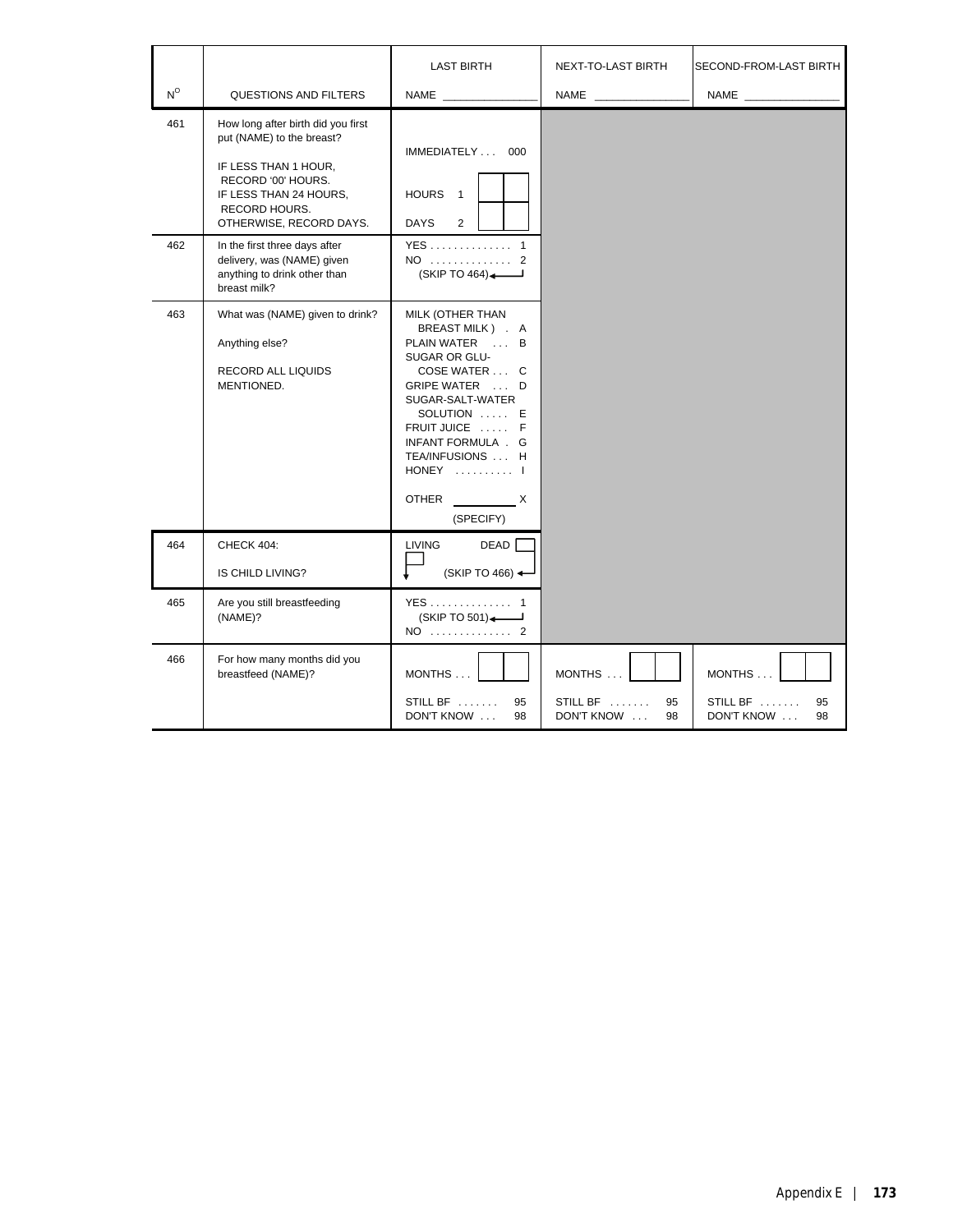| N° | QUESTIONS AND FILTERS | LAST BIRTH<br>NAME _______________ | NEXT-TO-LAST BIRTH<br>NAME _______________ | SECOND-FROM-LAST BIRTH<br>NAME _______________ |
|---|---|---|---|---|
| 461 | How long after birth did you first put (NAME) to the breast?<br><br>IF LESS THAN 1 HOUR, RECORD '00' HOURS.<br>IF LESS THAN 24 HOURS, RECORD HOURS.<br>OTHERWISE, RECORD DAYS. | IMMEDIATELY . . . 000<br><br>HOURS 1 [ ][ ]<br><br>DAYS 2 [ ][ ] | | |
| 462 | In the first three days after delivery, was (NAME) given anything to drink other than breast milk? | YES . . . . . . . . . . . . . . 1<br>NO . . . . . . . . . . . . . . 2<br>(SKIP TO 464) | | |
| 463 | What was (NAME) given to drink?<br><br>Anything else?<br><br>RECORD ALL LIQUIDS MENTIONED. | MILK (OTHER THAN BREAST MILK) . A<br>PLAIN WATER . . . B<br>SUGAR OR GLUCOSE WATER . . . C<br>GRIPE WATER . . . D<br>SUGAR-SALT-WATER SOLUTION . . . . . E<br>FRUIT JUICE . . . . . F<br>INFANT FORMULA . G<br>TEA/INFUSIONS . . . H<br>HONEY . . . . . . . . . . I<br><br>OTHER __________ X<br>(SPECIFY) | | |
| 464 | CHECK 404:<br><br>IS CHILD LIVING? | LIVING [ ]  DEAD [ ]<br>(SKIP TO 466) | | |
| 465 | Are you still breastfeeding (NAME)? | YES . . . . . . . . . . . . . . 1<br>(SKIP TO 501)<br>NO . . . . . . . . . . . . . . 2 | | |
| 466 | For how many months did you breastfeed (NAME)? | MONTHS . . . [ ][ ]<br><br>STILL BF . . . . . . . 95<br>DON'T KNOW . . . 98 | MONTHS . . . [ ][ ]<br><br>STILL BF . . . . . . . 95<br>DON'T KNOW . . . 98 | MONTHS . . . [ ][ ]<br><br>STILL BF . . . . . . . 95<br>DON'T KNOW . . . 98 |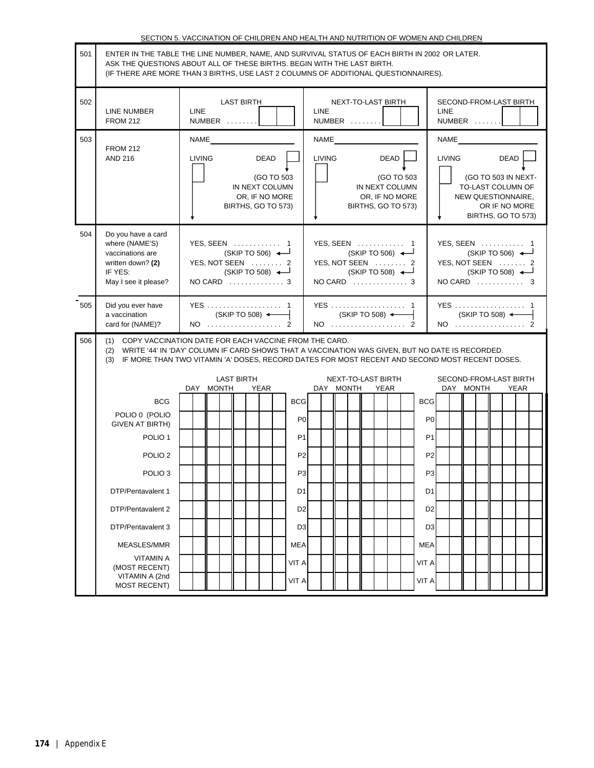## SECTION 5. VACCINATION OF CHILDREN AND HEALTH AND NUTRITION OF WOMEN AND CHILDREN

| No. | Question | LAST BIRTH | NEXT-TO-LAST BIRTH | SECOND-FROM-LAST BIRTH |
|---|---|---|---|---|
| 501 | ENTER IN THE TABLE THE LINE NUMBER, NAME, AND SURVIVAL STATUS OF EACH BIRTH IN 2002 OR LATER. ASK THE QUESTIONS ABOUT ALL OF THESE BIRTHS. BEGIN WITH THE LAST BIRTH. (IF THERE ARE MORE THAN 3 BIRTHS, USE LAST 2 COLUMNS OF ADDITIONAL QUESTIONNAIRES). | | | |
| 502 | LINE NUMBER FROM 212 | LINE NUMBER . . . . . . . . | LINE NUMBER . . . . . . . . | LINE NUMBER . . . . . . . |
| 503 | FROM 212 AND 216 | NAME ______ <br> LIVING <br> DEAD (GO TO 503 IN NEXT COLUMN OR, IF NO MORE BIRTHS, GO TO 573) | NAME ______ <br> LIVING <br> DEAD (GO TO 503 IN NEXT COLUMN OR, IF NO MORE BIRTHS, GO TO 573) | NAME ______ <br> LIVING <br> DEAD (GO TO 503 IN NEXT-TO-LAST COLUMN OF NEW QUESTIONNAIRE, OR IF NO MORE BIRTHS, GO TO 573) |
| 504 | Do you have a card where (NAME'S) vaccinations are written down? **(2)** IF YES: May I see it please? | YES, SEEN . . . . . . . . . . . . 1 (SKIP TO 506) <br> YES, NOT SEEN . . . . . . . . 2 (SKIP TO 508) <br> NO CARD . . . . . . . . . . . . . . 3 | YES, SEEN . . . . . . . . . . . . 1 (SKIP TO 506) <br> YES, NOT SEEN . . . . . . . . 2 (SKIP TO 508) <br> NO CARD . . . . . . . . . . . . . . 3 | YES, SEEN . . . . . . . . . . . 1 (SKIP TO 506) <br> YES, NOT SEEN . . . . . . . 2 (SKIP TO 508) <br> NO CARD . . . . . . . . . . . . 3 |
| 505 | Did you ever have a vaccination card for (NAME)? | YES . . . . . . . . . . . . . . . . . . . 1 (SKIP TO 508) <br> NO . . . . . . . . . . . . . . . . . . . 2 | YES . . . . . . . . . . . . . . . . . . . 1 (SKIP TO 508) <br> NO . . . . . . . . . . . . . . . . . . . 2 | YES . . . . . . . . . . . . . . . . . . 1 (SKIP TO 508) <br> NO . . . . . . . . . . . . . . . . . . 2 |

**506**

(1) COPY VACCINATION DATE FOR EACH VACCINE FROM THE CARD.
(2) WRITE '44' IN 'DAY' COLUMN IF CARD SHOWS THAT A VACCINATION WAS GIVEN, BUT NO DATE IS RECORDED.
(3) IF MORE THAN TWO VITAMIN 'A' DOSES, RECORD DATES FOR MOST RECENT AND SECOND MOST RECENT DOSES.

| Vaccine | LAST BIRTH (DAY / MONTH / YEAR) | | NEXT-TO-LAST BIRTH (DAY / MONTH / YEAR) | | SECOND-FROM-LAST BIRTH (DAY / MONTH / YEAR) |
|---|---|---|---|---|---|
| BCG | | BCG | | BCG | |
| POLIO 0 (POLIO GIVEN AT BIRTH) | | P0 | | P0 | |
| POLIO 1 | | P1 | | P1 | |
| POLIO 2 | | P2 | | P2 | |
| POLIO 3 | | P3 | | P3 | |
| DTP/Pentavalent 1 | | D1 | | D1 | |
| DTP/Pentavalent 2 | | D2 | | D2 | |
| DTP/Pentavalent 3 | | D3 | | D3 | |
| MEASLES/MMR | | MEA | | MEA | |
| VITAMIN A (MOST RECENT) | | VIT A | | VIT A | |
| VITAMIN A (2nd MOST RECENT) | | VIT A | | VIT A | |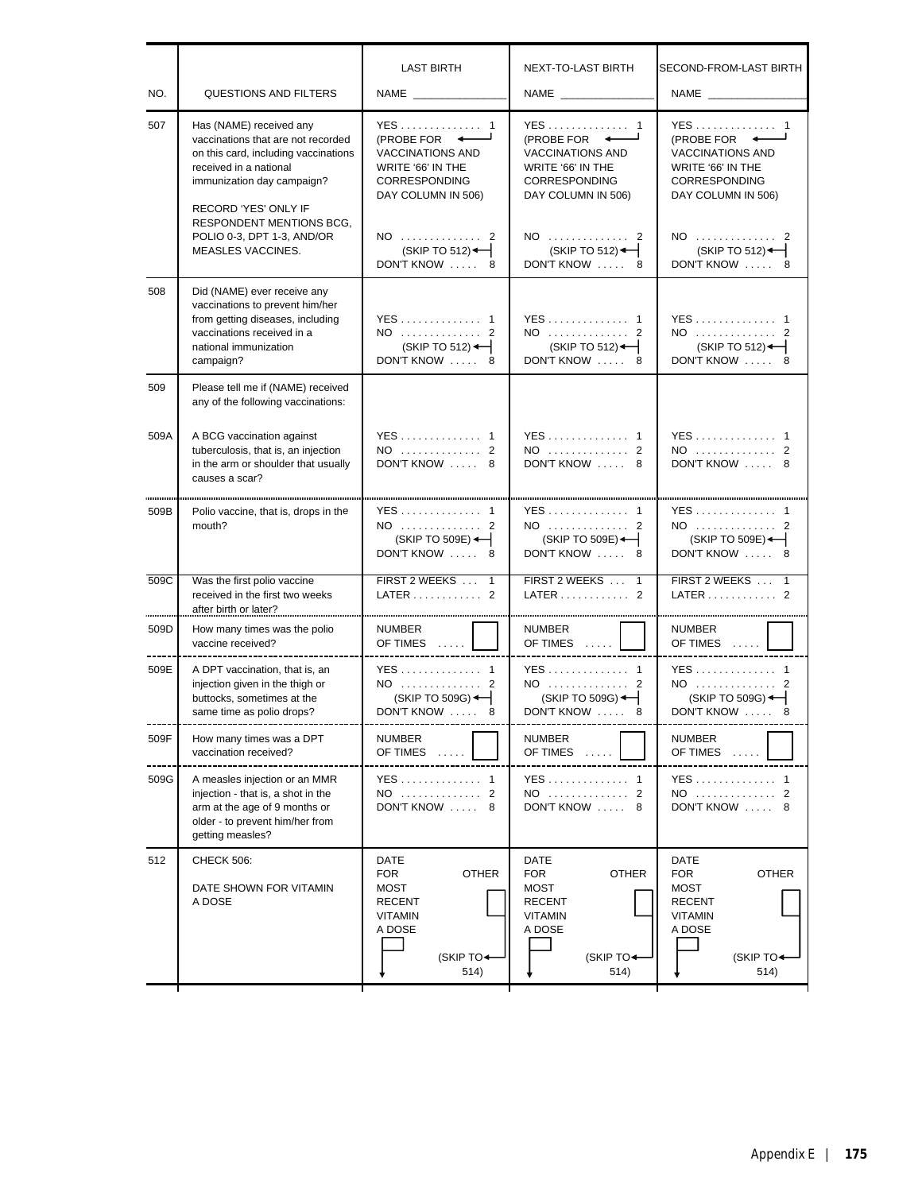| NO. | QUESTIONS AND FILTERS | LAST BIRTH<br>NAME ____________ | NEXT-TO-LAST BIRTH<br>NAME ____________ | SECOND-FROM-LAST BIRTH<br>NAME ____________ |
|---|---|---|---|---|
| 507 | Has (NAME) received any vaccinations that are not recorded on this card, including vaccinations received in a national immunization day campaign?<br><br>RECORD 'YES' ONLY IF RESPONDENT MENTIONS BCG, POLIO 0-3, DPT 1-3, AND/OR MEASLES VACCINES. | YES . . . . . . . . . . . . . . 1<br>(PROBE FOR VACCINATIONS AND WRITE '66' IN THE CORRESPONDING DAY COLUMN IN 506)<br><br>NO . . . . . . . . . . . . . . 2<br>(SKIP TO 512)<br>DON'T KNOW . . . . . 8 | YES . . . . . . . . . . . . . . 1<br>(PROBE FOR VACCINATIONS AND WRITE '66' IN THE CORRESPONDING DAY COLUMN IN 506)<br><br>NO . . . . . . . . . . . . . . 2<br>(SKIP TO 512)<br>DON'T KNOW . . . . . 8 | YES . . . . . . . . . . . . . . 1<br>(PROBE FOR VACCINATIONS AND WRITE '66' IN THE CORRESPONDING DAY COLUMN IN 506)<br><br>NO . . . . . . . . . . . . . . 2<br>(SKIP TO 512)<br>DON'T KNOW . . . . . 8 |
| 508 | Did (NAME) ever receive any vaccinations to prevent him/her from getting diseases, including vaccinations received in a national immunization campaign? | YES . . . . . . . . . . . . . . 1<br>NO . . . . . . . . . . . . . . 2<br>(SKIP TO 512)<br>DON'T KNOW . . . . . 8 | YES . . . . . . . . . . . . . . 1<br>NO . . . . . . . . . . . . . . 2<br>(SKIP TO 512)<br>DON'T KNOW . . . . . 8 | YES . . . . . . . . . . . . . . 1<br>NO . . . . . . . . . . . . . . 2<br>(SKIP TO 512)<br>DON'T KNOW . . . . . 8 |
| 509 | Please tell me if (NAME) received any of the following vaccinations: | | | |
| 509A | A BCG vaccination against tuberculosis, that is, an injection in the arm or shoulder that usually causes a scar? | YES . . . . . . . . . . . . . . 1<br>NO . . . . . . . . . . . . . . 2<br>DON'T KNOW . . . . . 8 | YES . . . . . . . . . . . . . . 1<br>NO . . . . . . . . . . . . . . 2<br>DON'T KNOW . . . . . 8 | YES . . . . . . . . . . . . . . 1<br>NO . . . . . . . . . . . . . . 2<br>DON'T KNOW . . . . . 8 |
| 509B | Polio vaccine, that is, drops in the mouth? | YES . . . . . . . . . . . . . . 1<br>NO . . . . . . . . . . . . . . 2<br>(SKIP TO 509E)<br>DON'T KNOW . . . . . 8 | YES . . . . . . . . . . . . . . 1<br>NO . . . . . . . . . . . . . . 2<br>(SKIP TO 509E)<br>DON'T KNOW . . . . . 8 | YES . . . . . . . . . . . . . . 1<br>NO . . . . . . . . . . . . . . 2<br>(SKIP TO 509E)<br>DON'T KNOW . . . . . 8 |
| 509C | Was the first polio vaccine received in the first two weeks after birth or later? | FIRST 2 WEEKS . . . 1<br>LATER . . . . . . . . . . . . 2 | FIRST 2 WEEKS . . . 1<br>LATER . . . . . . . . . . . . 2 | FIRST 2 WEEKS . . . 1<br>LATER . . . . . . . . . . . . 2 |
| 509D | How many times was the polio vaccine received? | NUMBER OF TIMES . . . . . [ ] | NUMBER OF TIMES . . . . . [ ] | NUMBER OF TIMES . . . . . [ ] |
| 509E | A DPT vaccination, that is, an injection given in the thigh or buttocks, sometimes at the same time as polio drops? | YES . . . . . . . . . . . . . . 1<br>NO . . . . . . . . . . . . . . 2<br>(SKIP TO 509G)<br>DON'T KNOW . . . . . 8 | YES . . . . . . . . . . . . . . 1<br>NO . . . . . . . . . . . . . . 2<br>(SKIP TO 509G)<br>DON'T KNOW . . . . . 8 | YES . . . . . . . . . . . . . . 1<br>NO . . . . . . . . . . . . . . 2<br>(SKIP TO 509G)<br>DON'T KNOW . . . . . 8 |
| 509F | How many times was a DPT vaccination received? | NUMBER OF TIMES . . . . . [ ] | NUMBER OF TIMES . . . . . [ ] | NUMBER OF TIMES . . . . . [ ] |
| 509G | A measles injection or an MMR injection - that is, a shot in the arm at the age of 9 months or older - to prevent him/her from getting measles? | YES . . . . . . . . . . . . . . 1<br>NO . . . . . . . . . . . . . . 2<br>DON'T KNOW . . . . . 8 | YES . . . . . . . . . . . . . . 1<br>NO . . . . . . . . . . . . . . 2<br>DON'T KNOW . . . . . 8 | YES . . . . . . . . . . . . . . 1<br>NO . . . . . . . . . . . . . . 2<br>DON'T KNOW . . . . . 8 |
| 512 | CHECK 506:<br><br>DATE SHOWN FOR VITAMIN A DOSE | DATE FOR MOST RECENT VITAMIN A DOSE [ ]<br>OTHER [ ]<br>(SKIP TO 514) | DATE FOR MOST RECENT VITAMIN A DOSE [ ]<br>OTHER [ ]<br>(SKIP TO 514) | DATE FOR MOST RECENT VITAMIN A DOSE [ ]<br>OTHER [ ]<br>(SKIP TO 514) |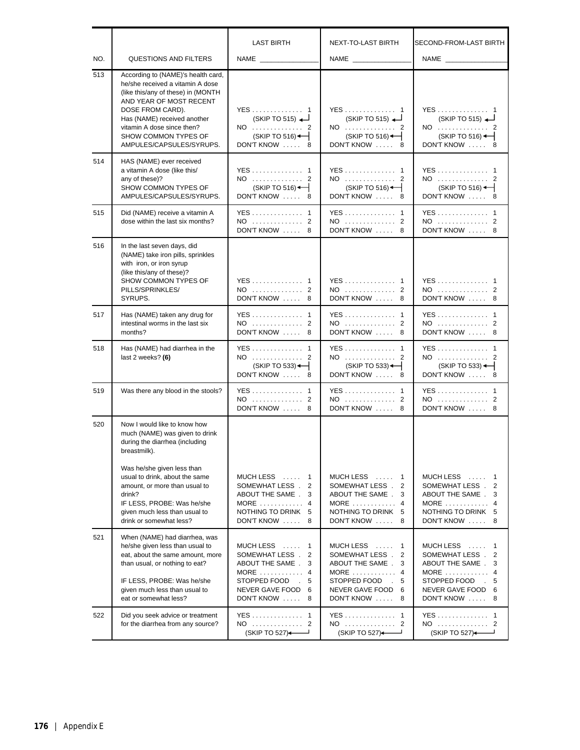| NO. | QUESTIONS AND FILTERS | LAST BIRTH<br>NAME ______________ | NEXT-TO-LAST BIRTH<br>NAME ______________ | SECOND-FROM-LAST BIRTH<br>NAME ______________ |
|---|---|---|---|---|
| 513 | According to (NAME)'s health card, he/she received a vitamin A dose (like this/any of these) in (MONTH AND YEAR OF MOST RECENT DOSE FROM CARD).<br>Has (NAME) received another vitamin A dose since then?<br>SHOW COMMON TYPES OF AMPULES/CAPSULES/SYRUPS. | YES . . . . . . . . . . . . . . 1<br>(SKIP TO 515)<br>NO . . . . . . . . . . . . . . 2<br>(SKIP TO 516)<br>DON'T KNOW . . . . . 8 | YES . . . . . . . . . . . . . . 1<br>(SKIP TO 515)<br>NO . . . . . . . . . . . . . . 2<br>(SKIP TO 516)<br>DON'T KNOW . . . . . 8 | YES . . . . . . . . . . . . . . 1<br>(SKIP TO 515)<br>NO . . . . . . . . . . . . . . 2<br>(SKIP TO 516)<br>DON'T KNOW . . . . . 8 |
| 514 | HAS (NAME) ever received a vitamin A dose (like this/ any of these)?<br>SHOW COMMON TYPES OF AMPULES/CAPSULES/SYRUPS. | YES . . . . . . . . . . . . . . 1<br>NO . . . . . . . . . . . . . . 2<br>(SKIP TO 516)<br>DON'T KNOW . . . . . 8 | YES . . . . . . . . . . . . . . 1<br>NO . . . . . . . . . . . . . . 2<br>(SKIP TO 516)<br>DON'T KNOW . . . . . 8 | YES . . . . . . . . . . . . . . 1<br>NO . . . . . . . . . . . . . . 2<br>(SKIP TO 516)<br>DON'T KNOW . . . . . 8 |
| 515 | Did (NAME) receive a vitamin A dose within the last six months? | YES . . . . . . . . . . . . . . 1<br>NO . . . . . . . . . . . . . . 2<br>DON'T KNOW . . . . . 8 | YES . . . . . . . . . . . . . . 1<br>NO . . . . . . . . . . . . . . 2<br>DON'T KNOW . . . . . 8 | YES . . . . . . . . . . . . . . 1<br>NO . . . . . . . . . . . . . . 2<br>DON'T KNOW . . . . . 8 |
| 516 | In the last seven days, did (NAME) take iron pills, sprinkles with iron, or iron syrup (like this/any of these)?<br>SHOW COMMON TYPES OF PILLS/SPRINKLES/ SYRUPS. | YES . . . . . . . . . . . . . . 1<br>NO . . . . . . . . . . . . . . 2<br>DON'T KNOW . . . . . 8 | YES . . . . . . . . . . . . . . 1<br>NO . . . . . . . . . . . . . . 2<br>DON'T KNOW . . . . . 8 | YES . . . . . . . . . . . . . . 1<br>NO . . . . . . . . . . . . . . 2<br>DON'T KNOW . . . . . 8 |
| 517 | Has (NAME) taken any drug for intestinal worms in the last six months? | YES . . . . . . . . . . . . . . 1<br>NO . . . . . . . . . . . . . . 2<br>DON'T KNOW . . . . . 8 | YES . . . . . . . . . . . . . . 1<br>NO . . . . . . . . . . . . . . 2<br>DON'T KNOW . . . . . 8 | YES . . . . . . . . . . . . . . 1<br>NO . . . . . . . . . . . . . . 2<br>DON'T KNOW . . . . . 8 |
| 518 | Has (NAME) had diarrhea in the last 2 weeks? **(6)** | YES . . . . . . . . . . . . . . 1<br>NO . . . . . . . . . . . . . . 2<br>(SKIP TO 533)<br>DON'T KNOW . . . . . 8 | YES . . . . . . . . . . . . . . 1<br>NO . . . . . . . . . . . . . . 2<br>(SKIP TO 533)<br>DON'T KNOW . . . . . 8 | YES . . . . . . . . . . . . . . 1<br>NO . . . . . . . . . . . . . . 2<br>(SKIP TO 533)<br>DON'T KNOW . . . . . 8 |
| 519 | Was there any blood in the stools? | YES . . . . . . . . . . . . . . 1<br>NO . . . . . . . . . . . . . . 2<br>DON'T KNOW . . . . . 8 | YES . . . . . . . . . . . . . . 1<br>NO . . . . . . . . . . . . . . 2<br>DON'T KNOW . . . . . 8 | YES . . . . . . . . . . . . . . 1<br>NO . . . . . . . . . . . . . . 2<br>DON'T KNOW . . . . . 8 |
| 520 | Now I would like to know how much (NAME) was given to drink during the diarrhea (including breastmilk).<br>Was he/she given less than usual to drink, about the same amount, or more than usual to drink?<br>IF LESS, PROBE: Was he/she given much less than usual to drink or somewhat less? | MUCH LESS . . . . . 1<br>SOMEWHAT LESS . 2<br>ABOUT THE SAME . 3<br>MORE . . . . . . . . . . . . 4<br>NOTHING TO DRINK 5<br>DON'T KNOW . . . . . 8 | MUCH LESS . . . . . 1<br>SOMEWHAT LESS . 2<br>ABOUT THE SAME . 3<br>MORE . . . . . . . . . . . . 4<br>NOTHING TO DRINK 5<br>DON'T KNOW . . . . . 8 | MUCH LESS . . . . . 1<br>SOMEWHAT LESS . 2<br>ABOUT THE SAME . 3<br>MORE . . . . . . . . . . . . 4<br>NOTHING TO DRINK 5<br>DON'T KNOW . . . . . 8 |
| 521 | When (NAME) had diarrhea, was he/she given less than usual to eat, about the same amount, more than usual, or nothing to eat?<br>IF LESS, PROBE: Was he/she given much less than usual to eat or somewhat less? | MUCH LESS . . . . . 1<br>SOMEWHAT LESS . 2<br>ABOUT THE SAME . 3<br>MORE . . . . . . . . . . . . 4<br>STOPPED FOOD . 5<br>NEVER GAVE FOOD 6<br>DON'T KNOW . . . . . 8 | MUCH LESS . . . . . 1<br>SOMEWHAT LESS . 2<br>ABOUT THE SAME . 3<br>MORE . . . . . . . . . . . . 4<br>STOPPED FOOD . 5<br>NEVER GAVE FOOD 6<br>DON'T KNOW . . . . . 8 | MUCH LESS . . . . . 1<br>SOMEWHAT LESS . 2<br>ABOUT THE SAME . 3<br>MORE . . . . . . . . . . . . 4<br>STOPPED FOOD . 5<br>NEVER GAVE FOOD 6<br>DON'T KNOW . . . . . 8 |
| 522 | Did you seek advice or treatment for the diarrhea from any source? | YES . . . . . . . . . . . . . . 1<br>NO . . . . . . . . . . . . . . 2<br>(SKIP TO 527) | YES . . . . . . . . . . . . . . 1<br>NO . . . . . . . . . . . . . . 2<br>(SKIP TO 527) | YES . . . . . . . . . . . . . . 1<br>NO . . . . . . . . . . . . . . 2<br>(SKIP TO 527) |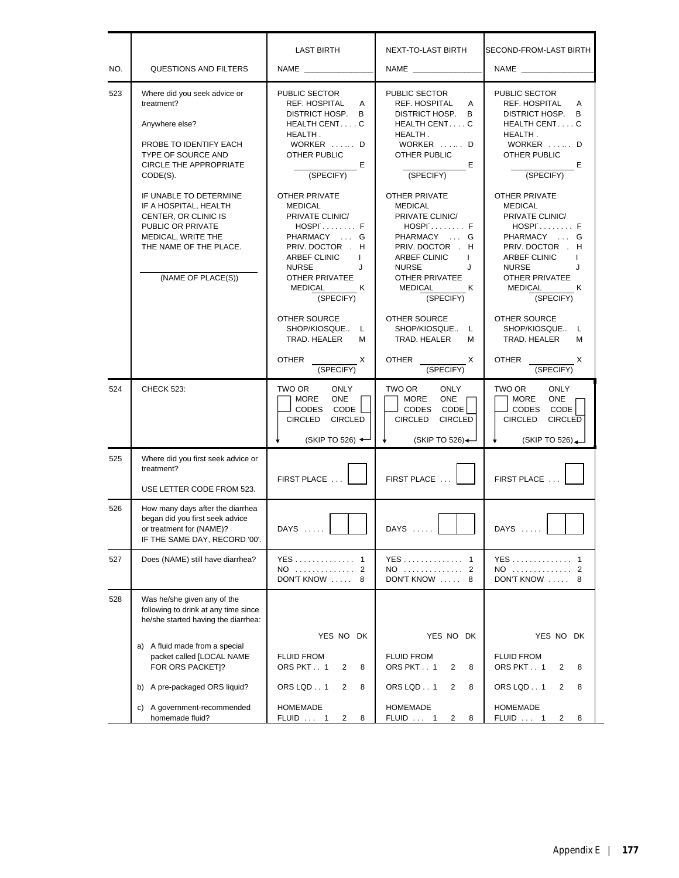| NO. | QUESTIONS AND FILTERS | LAST BIRTH<br>NAME ____________ | NEXT-TO-LAST BIRTH<br>NAME ____________ | SECOND-FROM-LAST BIRTH<br>NAME ____________ |
|---|---|---|---|---|
| 523 | Where did you seek advice or treatment?<br><br>Anywhere else?<br><br>PROBE TO IDENTIFY EACH TYPE OF SOURCE AND CIRCLE THE APPROPRIATE CODE(S).<br><br>IF UNABLE TO DETERMINE IF A HOSPITAL, HEALTH CENTER, OR CLINIC IS PUBLIC OR PRIVATE MEDICAL, WRITE THE THE NAME OF THE PLACE.<br><br>____________<br>(NAME OF PLACE(S)) | PUBLIC SECTOR<br>REF. HOSPITAL A<br>DISTRICT HOSP. B<br>HEALTH CENT . . . . C<br>HEALTH . WORKER . . . .. . D<br>OTHER PUBLIC ____________ E<br>(SPECIFY)<br><br>OTHER PRIVATE MEDICAL<br>PRIVATE CLINIC/ HOSPI . . . . . . . . F<br>PHARMACY . . . G<br>PRIV. DOCTOR . H<br>ARBEF CLINIC I<br>NURSE J<br>OTHER PRIVATEE MEDICAL ________ K<br>(SPECIFY)<br><br>OTHER SOURCE<br>SHOP/KIOSQUE.. L<br>TRAD. HEALER M<br><br>OTHER ________ X<br>(SPECIFY) | PUBLIC SECTOR<br>REF. HOSPITAL A<br>DISTRICT HOSP. B<br>HEALTH CENT . . . . C<br>HEALTH . WORKER . . . .. . D<br>OTHER PUBLIC ____________ E<br>(SPECIFY)<br><br>OTHER PRIVATE MEDICAL<br>PRIVATE CLINIC/ HOSPI . . . . . . . . F<br>PHARMACY . . . G<br>PRIV. DOCTOR . H<br>ARBEF CLINIC I<br>NURSE J<br>OTHER PRIVATEE MEDICAL ________ K<br>(SPECIFY)<br><br>OTHER SOURCE<br>SHOP/KIOSQUE.. L<br>TRAD. HEALER M<br><br>OTHER ________ X<br>(SPECIFY) | PUBLIC SECTOR<br>REF. HOSPITAL A<br>DISTRICT HOSP. B<br>HEALTH CENT . . . . C<br>HEALTH . WORKER . . . .. . D<br>OTHER PUBLIC ____________ E<br>(SPECIFY)<br><br>OTHER PRIVATE MEDICAL<br>PRIVATE CLINIC/ HOSPI . . . . . . . . F<br>PHARMACY . . . G<br>PRIV. DOCTOR . H<br>ARBEF CLINIC I<br>NURSE J<br>OTHER PRIVATEE MEDICAL ________ K<br>(SPECIFY)<br><br>OTHER SOURCE<br>SHOP/KIOSQUE.. L<br>TRAD. HEALER M<br><br>OTHER ________ X<br>(SPECIFY) |
| 524 | CHECK 523: | TWO OR MORE CODES CIRCLED ☐ ↓<br>ONLY ONE CODE CIRCLED ☐ (SKIP TO 526) | TWO OR MORE CODES CIRCLED ☐ ↓<br>ONLY ONE CODE CIRCLED ☐ (SKIP TO 526) | TWO OR MORE CODES CIRCLED ☐ ↓<br>ONLY ONE CODE CIRCLED ☐ (SKIP TO 526) |
| 525 | Where did you first seek advice or treatment?<br><br>USE LETTER CODE FROM 523. | FIRST PLACE . . . ☐ | FIRST PLACE . . . ☐ | FIRST PLACE . . . ☐ |
| 526 | How many days after the diarrhea began did you first seek advice or treatment for (NAME)?<br>IF THE SAME DAY, RECORD '00'. | DAYS . . . . . ☐☐ | DAYS . . . . . ☐☐ | DAYS . . . . . ☐☐ |
| 527 | Does (NAME) still have diarrhea? | YES . . . . . . . . . . . . . . 1<br>NO . . . . . . . . . . . . . . 2<br>DON'T KNOW . . . . . 8 | YES . . . . . . . . . . . . . . 1<br>NO . . . . . . . . . . . . . . 2<br>DON'T KNOW . . . . . 8 | YES . . . . . . . . . . . . . . 1<br>NO . . . . . . . . . . . . . . 2<br>DON'T KNOW . . . . . 8 |
| 528 | Was he/she given any of the following to drink at any time since he/she started having the diarrhea: | YES NO DK | YES NO DK | YES NO DK |
| | a) A fluid made from a special packet called [LOCAL NAME FOR ORS PACKET]? | FLUID FROM ORS PKT . . 1 2 8 | FLUID FROM ORS PKT . . 1 2 8 | FLUID FROM ORS PKT . . 1 2 8 |
| | b) A pre-packaged ORS liquid? | ORS LQD . . 1 2 8 | ORS LQD . . 1 2 8 | ORS LQD . . 1 2 8 |
| | c) A government-recommended homemade fluid? | HOMEMADE FLUID . . . 1 2 8 | HOMEMADE FLUID . . . 1 2 8 | HOMEMADE FLUID . . . 1 2 8 |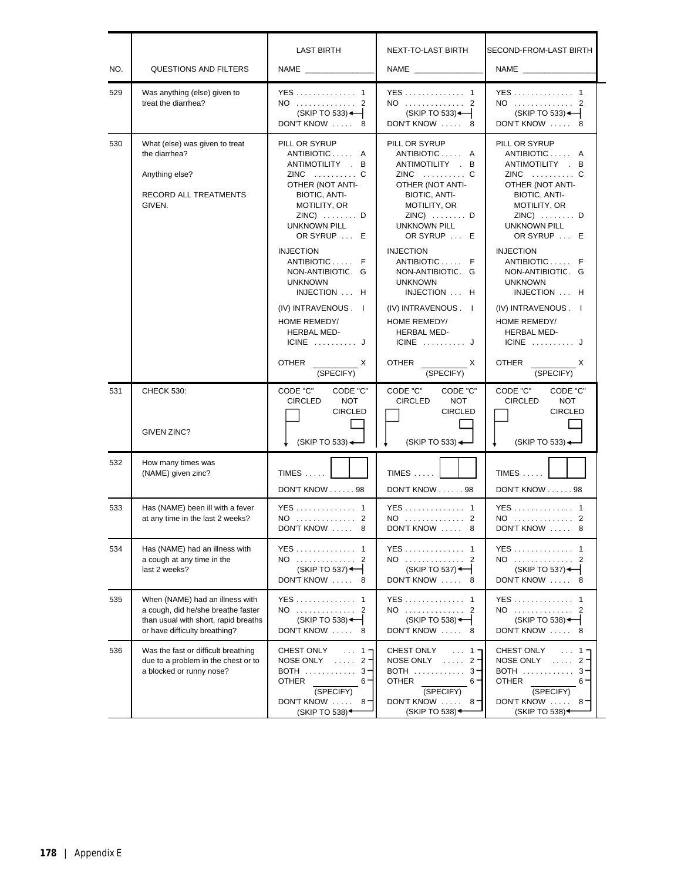| NO. | QUESTIONS AND FILTERS | LAST BIRTH<br>NAME ______________ | NEXT-TO-LAST BIRTH<br>NAME ______________ | SECOND-FROM-LAST BIRTH<br>NAME ______________ |
|---|---|---|---|---|
| 529 | Was anything (else) given to treat the diarrhea? | YES . . . . . . . . . . . . . . 1<br>NO . . . . . . . . . . . . . . 2<br>(SKIP TO 533)<br>DON'T KNOW . . . . . 8 | YES . . . . . . . . . . . . . . 1<br>NO . . . . . . . . . . . . . . 2<br>(SKIP TO 533)<br>DON'T KNOW . . . . . 8 | YES . . . . . . . . . . . . . . 1<br>NO . . . . . . . . . . . . . . 2<br>(SKIP TO 533)<br>DON'T KNOW . . . . . 8 |
| 530 | What (else) was given to treat the diarrhea?<br><br>Anything else?<br><br>RECORD ALL TREATMENTS GIVEN. | PILL OR SYRUP<br>ANTIBIOTIC . . . . . A<br>ANTIMOTILITY . B<br>ZINC . . . . . . . . . . C<br>OTHER (NOT ANTI-BIOTIC, ANTI-MOTILITY, OR ZINC) . . . . . . . . D<br>UNKNOWN PILL OR SYRUP . . . E<br><br>INJECTION<br>ANTIBIOTIC . . . . . F<br>NON-ANTIBIOTIC . G<br>UNKNOWN INJECTION . . . H<br><br>(IV) INTRAVENOUS . I<br><br>HOME REMEDY/ HERBAL MED-ICINE . . . . . . . . . . J<br><br>OTHER ________ X<br>(SPECIFY) | PILL OR SYRUP<br>ANTIBIOTIC . . . . . A<br>ANTIMOTILITY . B<br>ZINC . . . . . . . . . . C<br>OTHER (NOT ANTI-BIOTIC, ANTI-MOTILITY, OR ZINC) . . . . . . . . D<br>UNKNOWN PILL OR SYRUP . . . E<br><br>INJECTION<br>ANTIBIOTIC . . . . . F<br>NON-ANTIBIOTIC . G<br>UNKNOWN INJECTION . . . H<br><br>(IV) INTRAVENOUS . I<br><br>HOME REMEDY/ HERBAL MED-ICINE . . . . . . . . . . J<br><br>OTHER ________ X<br>(SPECIFY) | PILL OR SYRUP<br>ANTIBIOTIC . . . . . A<br>ANTIMOTILITY . B<br>ZINC . . . . . . . . . . C<br>OTHER (NOT ANTI-BIOTIC, ANTI-MOTILITY, OR ZINC) . . . . . . . . D<br>UNKNOWN PILL OR SYRUP . . . E<br><br>INJECTION<br>ANTIBIOTIC . . . . . F<br>NON-ANTIBIOTIC . G<br>UNKNOWN INJECTION . . . H<br><br>(IV) INTRAVENOUS . I<br><br>HOME REMEDY/ HERBAL MED-ICINE . . . . . . . . . . J<br><br>OTHER ________ X<br>(SPECIFY) |
| 531 | CHECK 530:<br><br>GIVEN ZINC? | CODE "C" CIRCLED ☐<br>CODE "C" NOT CIRCLED ☐<br>(SKIP TO 533) | CODE "C" CIRCLED ☐<br>CODE "C" NOT CIRCLED ☐<br>(SKIP TO 533) | CODE "C" CIRCLED ☐<br>CODE "C" NOT CIRCLED ☐<br>(SKIP TO 533) |
| 532 | How many times was (NAME) given zinc? | TIMES . . . . . ☐☐<br>DON'T KNOW . . . . . . 98 | TIMES . . . . . ☐☐<br>DON'T KNOW . . . . . . 98 | TIMES . . . . . ☐☐<br>DON'T KNOW . . . . . . 98 |
| 533 | Has (NAME) been ill with a fever at any time in the last 2 weeks? | YES . . . . . . . . . . . . . . 1<br>NO . . . . . . . . . . . . . . 2<br>DON'T KNOW . . . . . 8 | YES . . . . . . . . . . . . . . 1<br>NO . . . . . . . . . . . . . . 2<br>DON'T KNOW . . . . . 8 | YES . . . . . . . . . . . . . . 1<br>NO . . . . . . . . . . . . . . 2<br>DON'T KNOW . . . . . 8 |
| 534 | Has (NAME) had an illness with a cough at any time in the last 2 weeks? | YES . . . . . . . . . . . . . . 1<br>NO . . . . . . . . . . . . . . 2<br>(SKIP TO 537)<br>DON'T KNOW . . . . . 8 | YES . . . . . . . . . . . . . . 1<br>NO . . . . . . . . . . . . . . 2<br>(SKIP TO 537)<br>DON'T KNOW . . . . . 8 | YES . . . . . . . . . . . . . . 1<br>NO . . . . . . . . . . . . . . 2<br>(SKIP TO 537)<br>DON'T KNOW . . . . . 8 |
| 535 | When (NAME) had an illness with a cough, did he/she breathe faster than usual with short, rapid breaths or have difficulty breathing? | YES . . . . . . . . . . . . . . 1<br>NO . . . . . . . . . . . . . . 2<br>(SKIP TO 538)<br>DON'T KNOW . . . . . 8 | YES . . . . . . . . . . . . . . 1<br>NO . . . . . . . . . . . . . . 2<br>(SKIP TO 538)<br>DON'T KNOW . . . . . 8 | YES . . . . . . . . . . . . . . 1<br>NO . . . . . . . . . . . . . . 2<br>(SKIP TO 538)<br>DON'T KNOW . . . . . 8 |
| 536 | Was the fast or difficult breathing due to a problem in the chest or to a blocked or runny nose? | CHEST ONLY . . . 1<br>NOSE ONLY . . . . . 2<br>BOTH . . . . . . . . . . . . 3<br>OTHER ________ 6<br>(SPECIFY)<br>DON'T KNOW . . . . . 8<br>(SKIP TO 538) | CHEST ONLY . . . 1<br>NOSE ONLY . . . . . 2<br>BOTH . . . . . . . . . . . . 3<br>OTHER ________ 6<br>(SPECIFY)<br>DON'T KNOW . . . . . 8<br>(SKIP TO 538) | CHEST ONLY . . . 1<br>NOSE ONLY . . . . . 2<br>BOTH . . . . . . . . . . . . 3<br>OTHER ________ 6<br>(SPECIFY)<br>DON'T KNOW . . . . . 8<br>(SKIP TO 538) |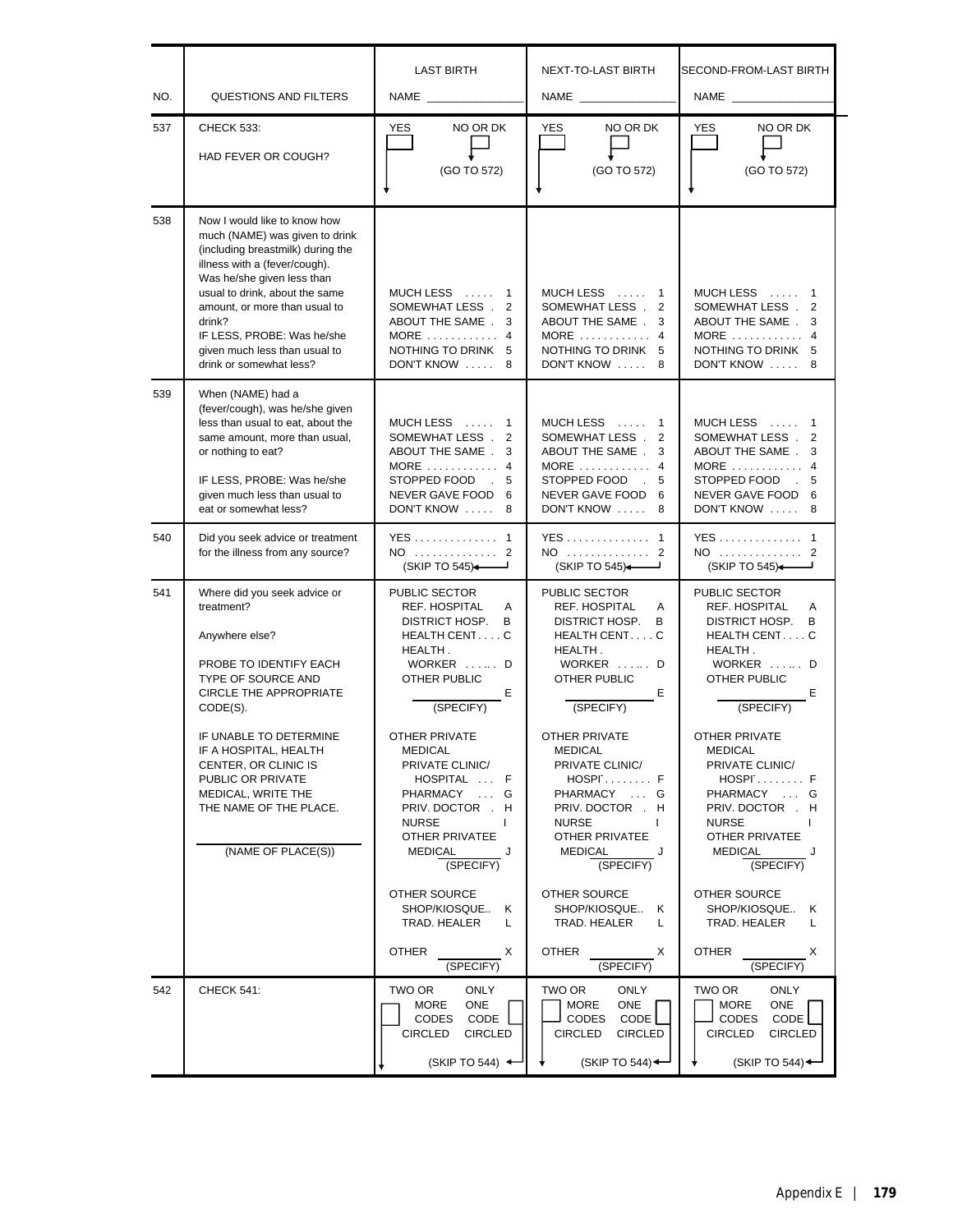| NO. | QUESTIONS AND FILTERS | LAST BIRTH<br>NAME _______ | NEXT-TO-LAST BIRTH<br>NAME _______ | SECOND-FROM-LAST BIRTH<br>NAME _______ |
|---|---|---|---|---|
| 537 | CHECK 533:<br>HAD FEVER OR COUGH? | YES ☐ ↓<br>NO OR DK ☐ (GO TO 572) | YES ☐ ↓<br>NO OR DK ☐ (GO TO 572) | YES ☐ ↓<br>NO OR DK ☐ (GO TO 572) |
| 538 | Now I would like to know how much (NAME) was given to drink (including breastmilk) during the illness with a (fever/cough). Was he/she given less than usual to drink, about the same amount, or more than usual to drink?<br>IF LESS, PROBE: Was he/she given much less than usual to drink or somewhat less? | MUCH LESS ..... 1<br>SOMEWHAT LESS . 2<br>ABOUT THE SAME . 3<br>MORE ............ 4<br>NOTHING TO DRINK 5<br>DON'T KNOW ..... 8 | MUCH LESS ..... 1<br>SOMEWHAT LESS . 2<br>ABOUT THE SAME . 3<br>MORE ............ 4<br>NOTHING TO DRINK 5<br>DON'T KNOW ..... 8 | MUCH LESS ..... 1<br>SOMEWHAT LESS . 2<br>ABOUT THE SAME . 3<br>MORE ............ 4<br>NOTHING TO DRINK 5<br>DON'T KNOW ..... 8 |
| 539 | When (NAME) had a (fever/cough), was he/she given less than usual to eat, about the same amount, more than usual, or nothing to eat?<br>IF LESS, PROBE: Was he/she given much less than usual to eat or somewhat less? | MUCH LESS ..... 1<br>SOMEWHAT LESS . 2<br>ABOUT THE SAME . 3<br>MORE ............ 4<br>STOPPED FOOD . 5<br>NEVER GAVE FOOD 6<br>DON'T KNOW ..... 8 | MUCH LESS ..... 1<br>SOMEWHAT LESS . 2<br>ABOUT THE SAME . 3<br>MORE ............ 4<br>STOPPED FOOD . 5<br>NEVER GAVE FOOD 6<br>DON'T KNOW ..... 8 | MUCH LESS ..... 1<br>SOMEWHAT LESS . 2<br>ABOUT THE SAME . 3<br>MORE ............ 4<br>STOPPED FOOD . 5<br>NEVER GAVE FOOD 6<br>DON'T KNOW ..... 8 |
| 540 | Did you seek advice or treatment for the illness from any source? | YES .............. 1<br>NO .............. 2<br>(SKIP TO 545) | YES .............. 1<br>NO .............. 2<br>(SKIP TO 545) | YES .............. 1<br>NO .............. 2<br>(SKIP TO 545) |
| 541 | Where did you seek advice or treatment?<br><br>Anywhere else?<br><br>PROBE TO IDENTIFY EACH TYPE OF SOURCE AND CIRCLE THE APPROPRIATE CODE(S).<br><br>IF UNABLE TO DETERMINE IF A HOSPITAL, HEALTH CENTER, OR CLINIC IS PUBLIC OR PRIVATE MEDICAL, WRITE THE THE NAME OF THE PLACE.<br><br>_______<br>(NAME OF PLACE(S)) | PUBLIC SECTOR<br>REF. HOSPITAL A<br>DISTRICT HOSP. B<br>HEALTH CENT.... C<br>HEALTH . WORKER ...... D<br>OTHER PUBLIC _______ E<br>(SPECIFY)<br><br>OTHER PRIVATE MEDICAL<br>PRIVATE CLINIC/ HOSPITAL ... F<br>PHARMACY ... G<br>PRIV. DOCTOR . H<br>NURSE I<br>OTHER PRIVATEE MEDICAL _______ J<br>(SPECIFY)<br><br>OTHER SOURCE<br>SHOP/KIOSQUE.. K<br>TRAD. HEALER L<br><br>OTHER _______ X<br>(SPECIFY) | PUBLIC SECTOR<br>REF. HOSPITAL A<br>DISTRICT HOSP. B<br>HEALTH CENT.... C<br>HEALTH . WORKER ...... D<br>OTHER PUBLIC _______ E<br>(SPECIFY)<br><br>OTHER PRIVATE MEDICAL<br>PRIVATE CLINIC/ HOSPI`........ F<br>PHARMACY ... G<br>PRIV. DOCTOR . H<br>NURSE I<br>OTHER PRIVATEE MEDICAL _______ J<br>(SPECIFY)<br><br>OTHER SOURCE<br>SHOP/KIOSQUE.. K<br>TRAD. HEALER L<br><br>OTHER _______ X<br>(SPECIFY) | PUBLIC SECTOR<br>REF. HOSPITAL A<br>DISTRICT HOSP. B<br>HEALTH CENT.... C<br>HEALTH . WORKER ...... D<br>OTHER PUBLIC _______ E<br>(SPECIFY)<br><br>OTHER PRIVATE MEDICAL<br>PRIVATE CLINIC/ HOSPI`........ F<br>PHARMACY ... G<br>PRIV. DOCTOR . H<br>NURSE I<br>OTHER PRIVATEE MEDICAL _______ J<br>(SPECIFY)<br><br>OTHER SOURCE<br>SHOP/KIOSQUE.. K<br>TRAD. HEALER L<br><br>OTHER _______ X<br>(SPECIFY) |
| 542 | CHECK 541: | TWO OR MORE CODES CIRCLED ☐ ↓<br>ONLY ONE CODE CIRCLED ☐ (SKIP TO 544) | TWO OR MORE CODES CIRCLED ☐ ↓<br>ONLY ONE CODE CIRCLED ☐ (SKIP TO 544) | TWO OR MORE CODES CIRCLED ☐ ↓<br>ONLY ONE CODE CIRCLED ☐ (SKIP TO 544) |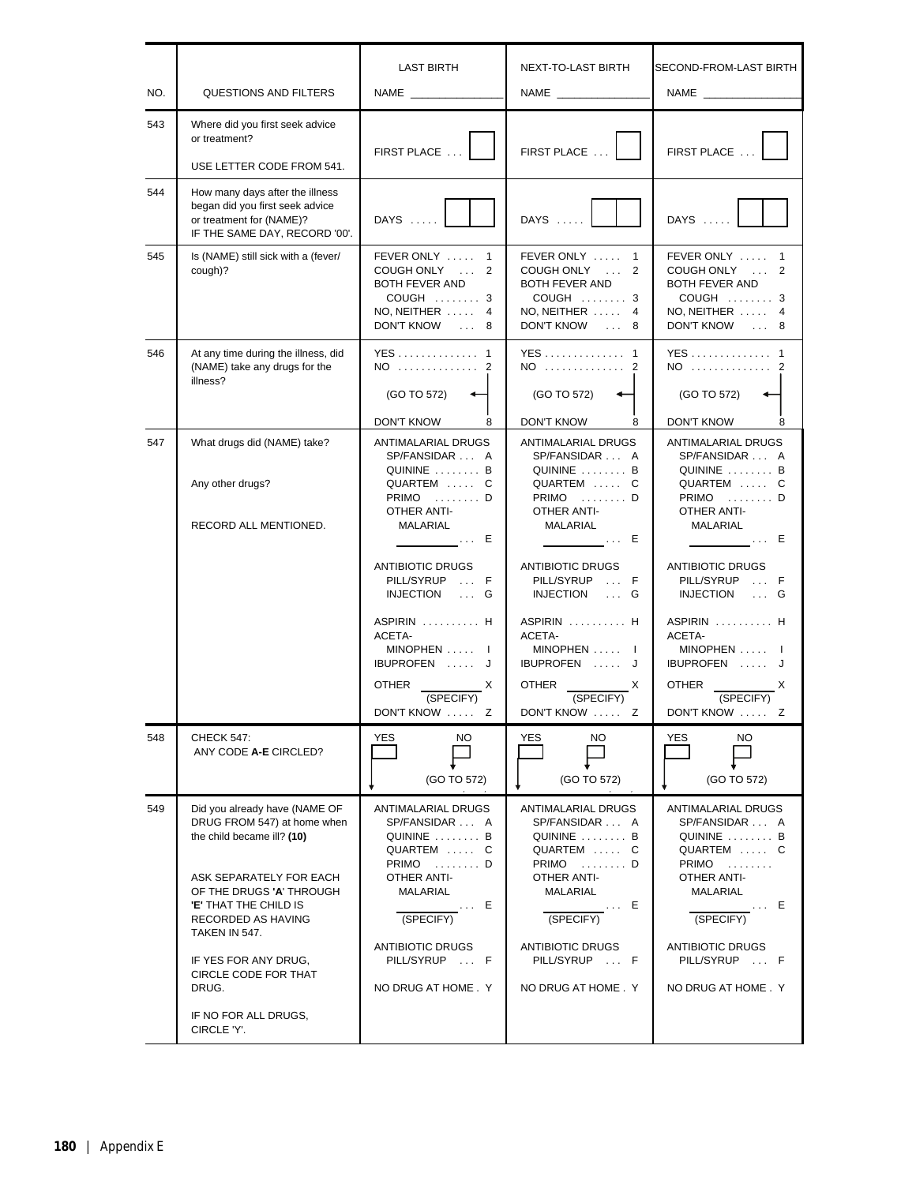| NO. | QUESTIONS AND FILTERS | LAST BIRTH<br>NAME ______________ | NEXT-TO-LAST BIRTH<br>NAME ______________ | SECOND-FROM-LAST BIRTH<br>NAME ______________ |
|---|---|---|---|---|
| 543 | Where did you first seek advice or treatment?<br><br>USE LETTER CODE FROM 541. | FIRST PLACE . . . [ ] | FIRST PLACE . . . [ ] | FIRST PLACE . . . [ ] |
| 544 | How many days after the illness began did you first seek advice or treatment for (NAME)?<br>IF THE SAME DAY, RECORD '00'. | DAYS . . . . . [ ][ ] | DAYS . . . . . [ ][ ] | DAYS . . . . . [ ][ ] |
| 545 | Is (NAME) still sick with a (fever/ cough)? | FEVER ONLY . . . . . 1<br>COUGH ONLY . . . 2<br>BOTH FEVER AND COUGH . . . . . . . . 3<br>NO, NEITHER . . . . . 4<br>DON'T KNOW . . . 8 | FEVER ONLY . . . . . 1<br>COUGH ONLY . . . 2<br>BOTH FEVER AND COUGH . . . . . . . . 3<br>NO, NEITHER . . . . . 4<br>DON'T KNOW . . . 8 | FEVER ONLY . . . . . 1<br>COUGH ONLY . . . 2<br>BOTH FEVER AND COUGH . . . . . . . . 3<br>NO, NEITHER . . . . . 4<br>DON'T KNOW . . . 8 |
| 546 | At any time during the illness, did (NAME) take any drugs for the illness? | YES . . . . . . . . . . . . . . 1<br>NO . . . . . . . . . . . . . . 2<br>(GO TO 572)<br>DON'T KNOW 8 | YES . . . . . . . . . . . . . . 1<br>NO . . . . . . . . . . . . . . 2<br>(GO TO 572)<br>DON'T KNOW 8 | YES . . . . . . . . . . . . . . 1<br>NO . . . . . . . . . . . . . . 2<br>(GO TO 572)<br>DON'T KNOW 8 |
| 547 | What drugs did (NAME) take?<br><br>Any other drugs?<br><br>RECORD ALL MENTIONED. | ANTIMALARIAL DRUGS<br>SP/FANSIDAR . . . A<br>QUININE . . . . . . . . B<br>QUARTEM . . . . . C<br>PRIMO . . . . . . . . D<br>OTHER ANTI-MALARIAL<br>__________ . . . E<br><br>ANTIBIOTIC DRUGS<br>PILL/SYRUP . . . F<br>INJECTION . . . G<br><br>ASPIRIN . . . . . . . . . . H<br>ACETA-MINOPHEN . . . . . I<br>IBUPROFEN . . . . . J<br><br>OTHER __________ X<br>(SPECIFY)<br>DON'T KNOW . . . . . Z | ANTIMALARIAL DRUGS<br>SP/FANSIDAR . . . A<br>QUININE . . . . . . . . B<br>QUARTEM . . . . . C<br>PRIMO . . . . . . . . D<br>OTHER ANTI-MALARIAL<br>__________ . . . E<br><br>ANTIBIOTIC DRUGS<br>PILL/SYRUP . . . F<br>INJECTION . . . G<br><br>ASPIRIN . . . . . . . . . . H<br>ACETA-MINOPHEN . . . . . I<br>IBUPROFEN . . . . . J<br><br>OTHER __________ X<br>(SPECIFY)<br>DON'T KNOW . . . . . Z | ANTIMALARIAL DRUGS<br>SP/FANSIDAR . . . A<br>QUININE . . . . . . . . B<br>QUARTEM . . . . . C<br>PRIMO . . . . . . . . D<br>OTHER ANTI-MALARIAL<br>__________ . . . E<br><br>ANTIBIOTIC DRUGS<br>PILL/SYRUP . . . F<br>INJECTION . . . G<br><br>ASPIRIN . . . . . . . . . . H<br>ACETA-MINOPHEN . . . . . I<br>IBUPROFEN . . . . . J<br><br>OTHER __________ X<br>(SPECIFY)<br>DON'T KNOW . . . . . Z |
| 548 | CHECK 547:<br>ANY CODE **A-E** CIRCLED? | YES [ ] NO [ ]<br>(GO TO 572) | YES [ ] NO [ ]<br>(GO TO 572) | YES [ ] NO [ ]<br>(GO TO 572) |
| 549 | Did you already have (NAME OF DRUG FROM 547) at home when the child became ill? **(10)**<br><br>ASK SEPARATELY FOR EACH OF THE DRUGS '**A**' THROUGH '**E**' THAT THE CHILD IS RECORDED AS HAVING TAKEN IN 547.<br><br>IF YES FOR ANY DRUG, CIRCLE CODE FOR THAT DRUG.<br><br>IF NO FOR ALL DRUGS, CIRCLE 'Y'. | ANTIMALARIAL DRUGS<br>SP/FANSIDAR . . . A<br>QUININE . . . . . . . . B<br>QUARTEM . . . . . C<br>PRIMO . . . . . . . . D<br>OTHER ANTI-MALARIAL<br>__________ . . . E<br>(SPECIFY)<br><br>ANTIBIOTIC DRUGS<br>PILL/SYRUP . . . F<br><br>NO DRUG AT HOME . Y | ANTIMALARIAL DRUGS<br>SP/FANSIDAR . . . A<br>QUININE . . . . . . . . B<br>QUARTEM . . . . . C<br>PRIMO . . . . . . . . D<br>OTHER ANTI-MALARIAL<br>__________ . . . E<br>(SPECIFY)<br><br>ANTIBIOTIC DRUGS<br>PILL/SYRUP . . . F<br><br>NO DRUG AT HOME . Y | ANTIMALARIAL DRUGS<br>SP/FANSIDAR . . . A<br>QUININE . . . . . . . . B<br>QUARTEM . . . . . C<br>PRIMO . . . . . . . .<br>OTHER ANTI-MALARIAL<br>__________ . . . E<br>(SPECIFY)<br><br>ANTIBIOTIC DRUGS<br>PILL/SYRUP . . . F<br><br>NO DRUG AT HOME . Y |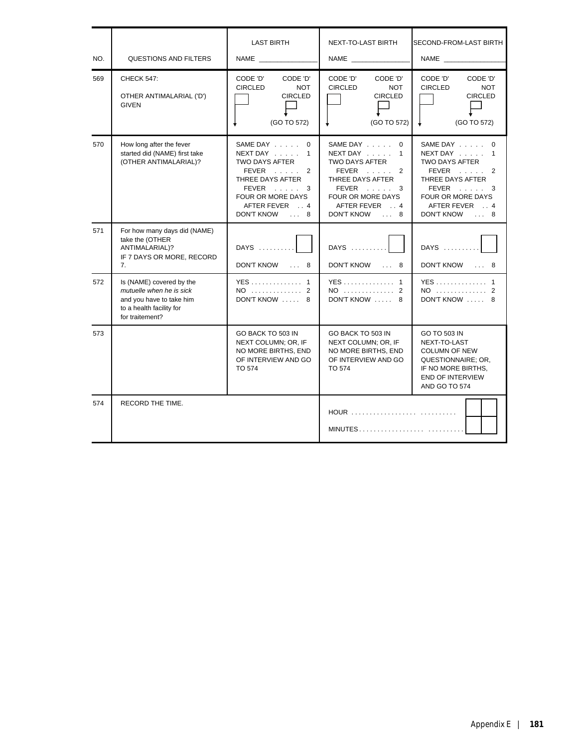| NO. | QUESTIONS AND FILTERS | LAST BIRTH<br>NAME ______________ | NEXT-TO-LAST BIRTH<br>NAME ______________ | SECOND-FROM-LAST BIRTH<br>NAME ______________ |
|---|---|---|---|---|
| 569 | CHECK 547:<br><br>OTHER ANTIMALARIAL ('D') GIVEN | CODE 'D' CIRCLED ☐<br>CODE 'D' NOT CIRCLED ☐ (GO TO 572) | CODE 'D' CIRCLED ☐<br>CODE 'D' NOT CIRCLED ☐ (GO TO 572) | CODE 'D' CIRCLED ☐<br>CODE 'D' NOT CIRCLED ☐ (GO TO 572) |
| 570 | How long after the fever started did (NAME) first take (OTHER ANTIMALARIAL)? | SAME DAY . . . . . 0<br>NEXT DAY . . . . . 1<br>TWO DAYS AFTER FEVER . . . . . 2<br>THREE DAYS AFTER FEVER . . . . . 3<br>FOUR OR MORE DAYS AFTER FEVER . . 4<br>DON'T KNOW . . . 8 | SAME DAY . . . . . 0<br>NEXT DAY . . . . . 1<br>TWO DAYS AFTER FEVER . . . . . 2<br>THREE DAYS AFTER FEVER . . . . . 3<br>FOUR OR MORE DAYS AFTER FEVER . . 4<br>DON'T KNOW . . . 8 | SAME DAY . . . . . 0<br>NEXT DAY . . . . . 1<br>TWO DAYS AFTER FEVER . . . . . 2<br>THREE DAYS AFTER FEVER . . . . . 3<br>FOUR OR MORE DAYS AFTER FEVER . . 4<br>DON'T KNOW . . . 8 |
| 571 | For how many days did (NAME) take the (OTHER ANTIMALARIAL)?<br>IF 7 DAYS OR MORE, RECORD 7. | DAYS . . . . . . . . . ☐<br><br>DON'T KNOW . . . 8 | DAYS . . . . . . . . . ☐<br><br>DON'T KNOW . . . 8 | DAYS . . . . . . . . . ☐<br><br>DON'T KNOW . . . 8 |
| 572 | Is (NAME) covered by the *mutuelle when he is sick* and you have to take him to a health facility for for traitement? | YES . . . . . . . . . . . . . . 1<br>NO . . . . . . . . . . . . . . 2<br>DON'T KNOW . . . . . 8 | YES . . . . . . . . . . . . . . 1<br>NO . . . . . . . . . . . . . . 2<br>DON'T KNOW . . . . . 8 | YES . . . . . . . . . . . . . . 1<br>NO . . . . . . . . . . . . . . 2<br>DON'T KNOW . . . . . 8 |
| 573 | | GO BACK TO 503 IN NEXT COLUMN; OR, IF NO MORE BIRTHS, END OF INTERVIEW AND GO TO 574 | GO BACK TO 503 IN NEXT COLUMN; OR, IF NO MORE BIRTHS, END OF INTERVIEW AND GO TO 574 | GO TO 503 IN NEXT-TO-LAST COLUMN OF NEW QUESTIONNAIRE; OR, IF NO MORE BIRTHS, END OF INTERVIEW AND GO TO 574 |
| 574 | RECORD THE TIME. | | HOUR . . . . . . . . . . . . . . . . . . . . . . . . . . . ☐☐<br>MINUTES . . . . . . . . . . . . . . . . . . . . . . . . . . ☐☐ | |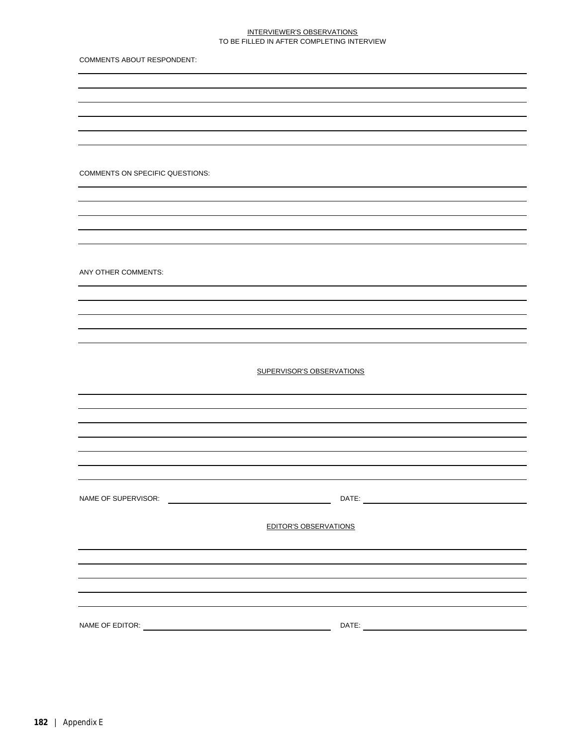INTERVIEWER'S OBSERVATIONS
TO BE FILLED IN AFTER COMPLETING INTERVIEW

COMMENTS ABOUT RESPONDENT:

______________________________________________________________________________

______________________________________________________________________________

______________________________________________________________________________

______________________________________________________________________________

______________________________________________________________________________

______________________________________________________________________________

COMMENTS ON SPECIFIC QUESTIONS:

______________________________________________________________________________

______________________________________________________________________________

______________________________________________________________________________

______________________________________________________________________________

______________________________________________________________________________

ANY OTHER COMMENTS:

______________________________________________________________________________

______________________________________________________________________________

______________________________________________________________________________

______________________________________________________________________________

______________________________________________________________________________

SUPERVISOR'S OBSERVATIONS

______________________________________________________________________________

______________________________________________________________________________

______________________________________________________________________________

______________________________________________________________________________

______________________________________________________________________________

______________________________________________________________________________

______________________________________________________________________________

NAME OF SUPERVISOR: ______________________________ DATE: ______________________________

EDITOR'S OBSERVATIONS

______________________________________________________________________________

______________________________________________________________________________

______________________________________________________________________________

______________________________________________________________________________

______________________________________________________________________________

NAME OF EDITOR: ______________________________ DATE: ______________________________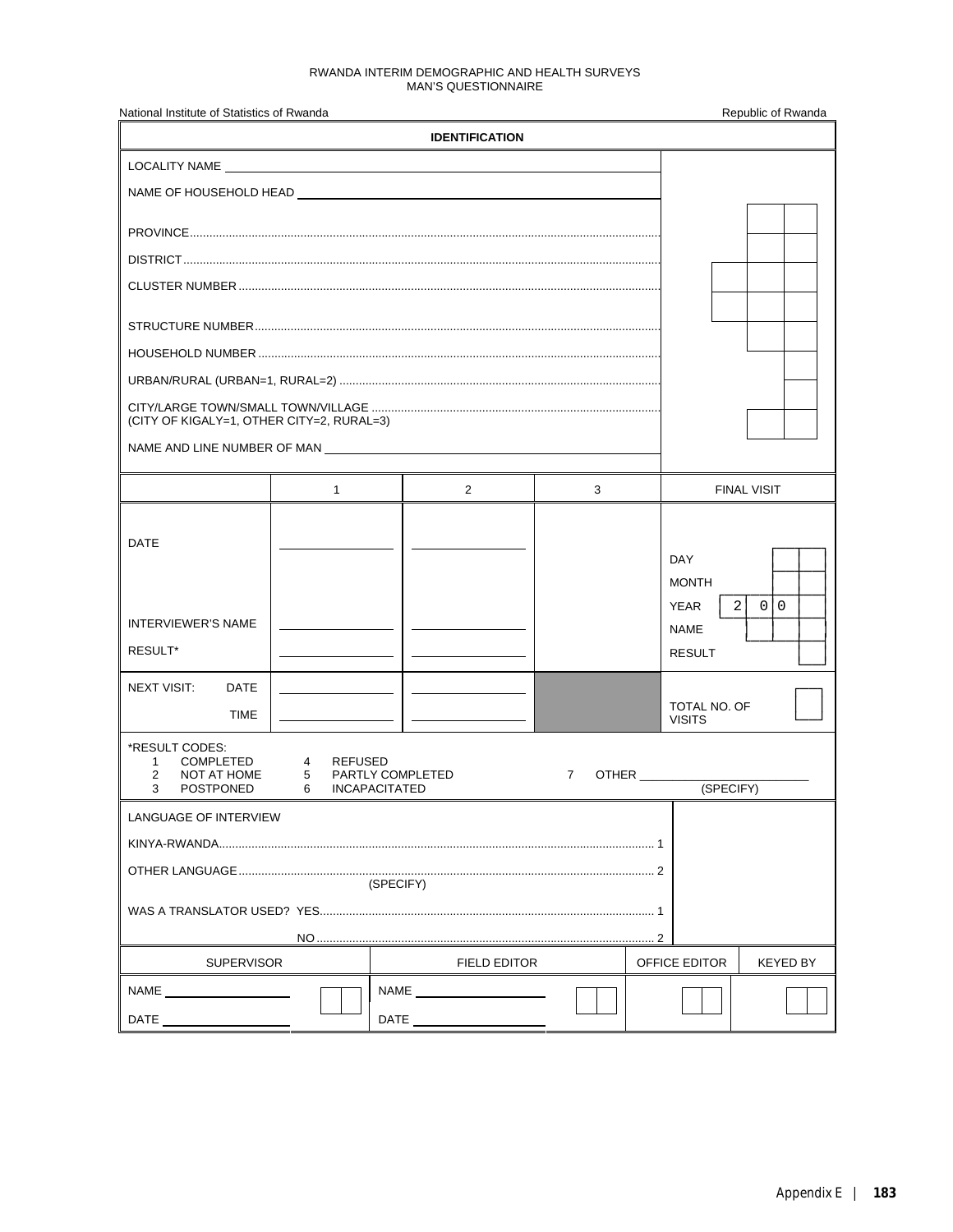RWANDA INTERIM DEMOGRAPHIC AND HEALTH SURVEYS
MAN'S QUESTIONNAIRE

National Institute of Statistics of Rwanda | Republic of Rwanda

## IDENTIFICATION

| | |
|---|---|
| LOCALITY NAME ______________________ | |
| NAME OF HOUSEHOLD HEAD ______________________ | |
| PROVINCE........................................ | [ ][ ] |
| DISTRICT........................................ | [ ][ ] |
| CLUSTER NUMBER........................................ | [ ][ ][ ] |
| | [ ][ ][ ] |
| STRUCTURE NUMBER........................................ | [ ][ ] |
| HOUSEHOLD NUMBER........................................ | [ ] |
| URBAN/RURAL (URBAN=1, RURAL=2)........................................ | [ ] |
| CITY/LARGE TOWN/SMALL TOWN/VILLAGE........................................ (CITY OF KIGALY=1, OTHER CITY=2, RURAL=3) | [ ][ ] |
| NAME AND LINE NUMBER OF MAN ______________________ | |

| | 1 | 2 | 3 | FINAL VISIT |
|---|---|---|---|---|
| DATE | ________ | ________ | | DAY [ ][ ] <br> MONTH [ ][ ] <br> YEAR [2][0][0][ ] |
| INTERVIEWER'S NAME | ________ | ________ | | NAME [ ][ ][ ] |
| RESULT* | ________ | ________ | | RESULT [ ] |
| NEXT VISIT: DATE | ________ | ________ | | |
| TIME | ________ | ________ | | TOTAL NO. OF VISITS [ ] |

*RESULT CODES:
1 COMPLETED
2 NOT AT HOME
3 POSTPONED
4 REFUSED
5 PARTLY COMPLETED
6 INCAPACITATED
7 OTHER ______________________ (SPECIFY)

LANGUAGE OF INTERVIEW

KINYA-RWANDA........................................ 1

OTHER LANGUAGE........................................ 2
(SPECIFY)

WAS A TRANSLATOR USED? YES........................................ 1

NO........................................ 2

| SUPERVISOR | | FIELD EDITOR | | OFFICE EDITOR | KEYED BY |
|---|---|---|---|---|---|
| NAME ____________ <br> DATE ____________ | [ ][ ] | NAME ____________ <br> DATE ____________ | [ ][ ] | [ ][ ] | [ ][ ] |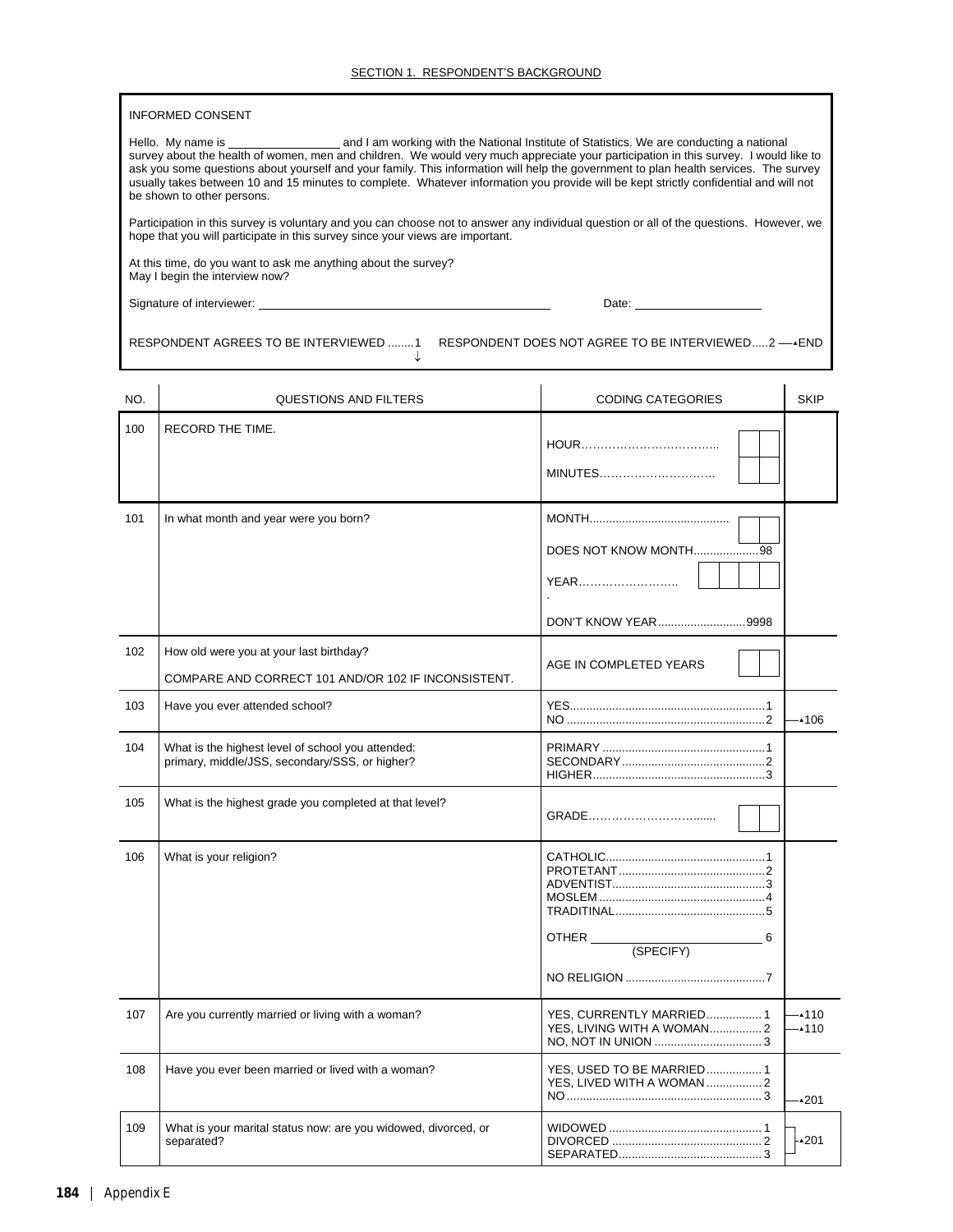## SECTION 1. RESPONDENT'S BACKGROUND

**INFORMED CONSENT**

Hello. My name is \_\_\_\_\_\_\_\_\_\_\_\_\_\_\_\_\_\_ and I am working with the National Institute of Statistics. We are conducting a national survey about the health of women, men and children. We would very much appreciate your participation in this survey. I would like to ask you some questions about yourself and your family. This information will help the government to plan health services. The survey usually takes between 10 and 15 minutes to complete. Whatever information you provide will be kept strictly confidential and will not be shown to other persons.

Participation in this survey is voluntary and you can choose not to answer any individual question or all of the questions. However, we hope that you will participate in this survey since your views are important.

At this time, do you want to ask me anything about the survey?
May I begin the interview now?

Signature of interviewer: \_\_\_\_\_\_\_\_\_\_\_\_\_\_\_\_\_\_\_\_\_\_\_\_\_\_\_\_\_\_\_\_\_\_\_\_ Date: \_\_\_\_\_\_\_\_\_\_\_\_\_\_\_\_

RESPONDENT AGREES TO BE INTERVIEWED ........1 ↓    RESPONDENT DOES NOT AGREE TO BE INTERVIEWED.....2 → END

| NO. | QUESTIONS AND FILTERS | CODING CATEGORIES | SKIP |
|---|---|---|---|
| 100 | RECORD THE TIME. | HOUR................................... [ ][ ]<br>MINUTES............................. [ ][ ] | |
| 101 | In what month and year were you born? | MONTH.......................................... [ ][ ]<br>DOES NOT KNOW MONTH....................98<br>YEAR.......................... [ ][ ][ ][ ]<br>DON'T KNOW YEAR...........................9998 | |
| 102 | How old were you at your last birthday?<br><br>COMPARE AND CORRECT 101 AND/OR 102 IF INCONSISTENT. | AGE IN COMPLETED YEARS [ ][ ] | |
| 103 | Have you ever attended school? | YES............................................................1<br>NO .............................................................2 | <br>→106 |
| 104 | What is the highest level of school you attended: primary, middle/JSS, secondary/SSS, or higher? | PRIMARY ..................................................1<br>SECONDARY............................................2<br>HIGHER.....................................................3 | |
| 105 | What is the highest grade you completed at that level? | GRADE............................... [ ][ ] | |
| 106 | What is your religion? | CATHOLIC.................................................1<br>PROTETANT.............................................2<br>ADVENTIST...............................................3<br>MOSLEM...................................................4<br>TRADITINAL..............................................5<br>OTHER \_\_\_\_\_\_\_\_\_\_\_\_\_\_\_\_ 6<br>(SPECIFY)<br>NO RELIGION ...........................................7 | |
| 107 | Are you currently married or living with a woman? | YES, CURRENTLY MARRIED................. 1<br>YES, LIVING WITH A WOMAN................ 2<br>NO, NOT IN UNION ................................. 3 | →110<br>→110 |
| 108 | Have you ever been married or lived with a woman? | YES, USED TO BE MARRIED................. 1<br>YES, LIVED WITH A WOMAN ................. 2<br>NO ........................................................... 3 | <br><br>→201 |
| 109 | What is your marital status now: are you widowed, divorced, or separated? | WIDOWED ............................................... 1<br>DIVORCED ............................................. 2<br>SEPARATED............................................ 3 | →201 |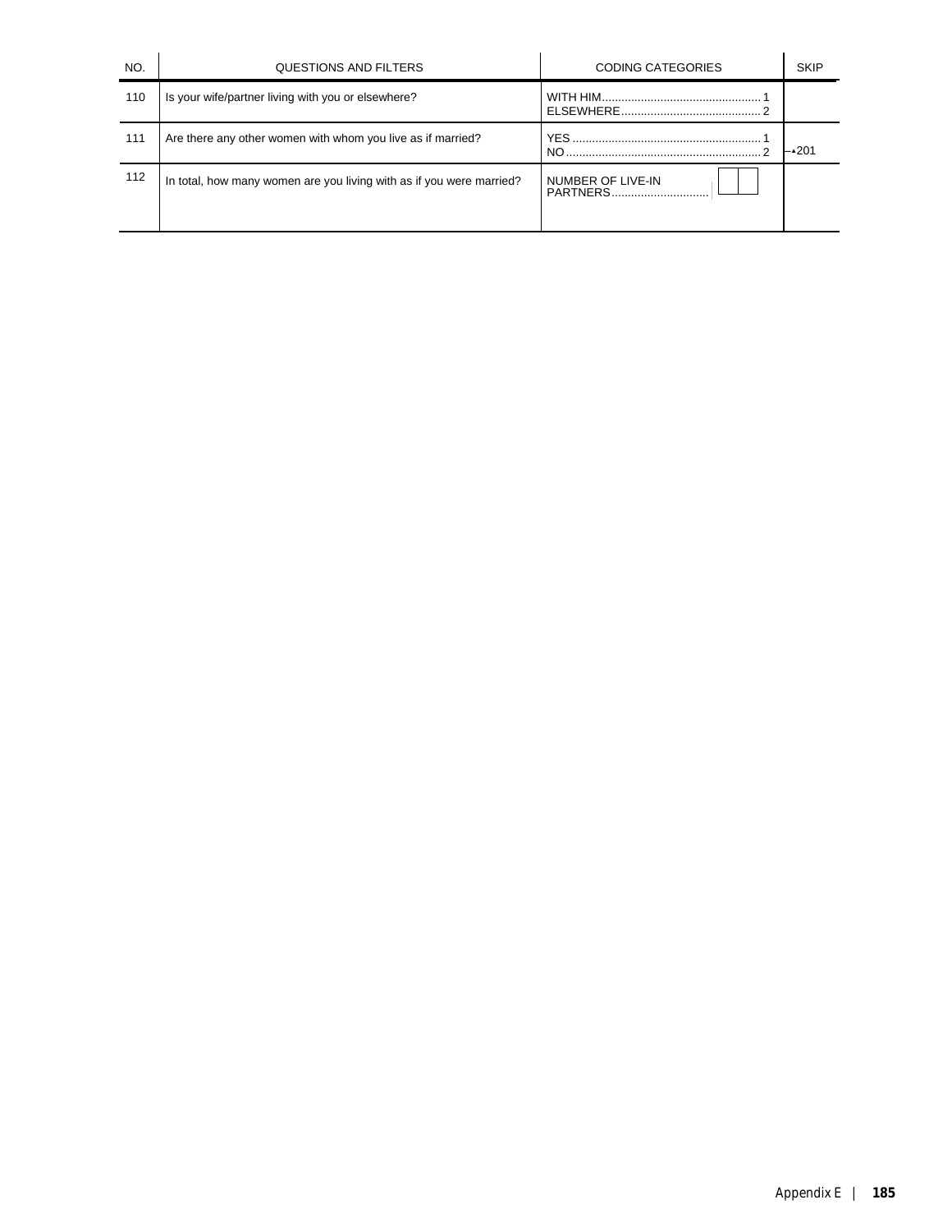| NO. | QUESTIONS AND FILTERS | CODING CATEGORIES | SKIP |
|---|---|---|---|
| 110 | Is your wife/partner living with you or elsewhere? | WITH HIM........................................ 1<br>ELSEWHERE.................................. 2 | |
| 111 | Are there any other women with whom you live as if married? | YES ................................................ 1<br>NO.................................................. 2 | →201 |
| 112 | In total, how many women are you living with as if you were married? | NUMBER OF LIVE-IN PARTNERS............................ [ ][ ] | |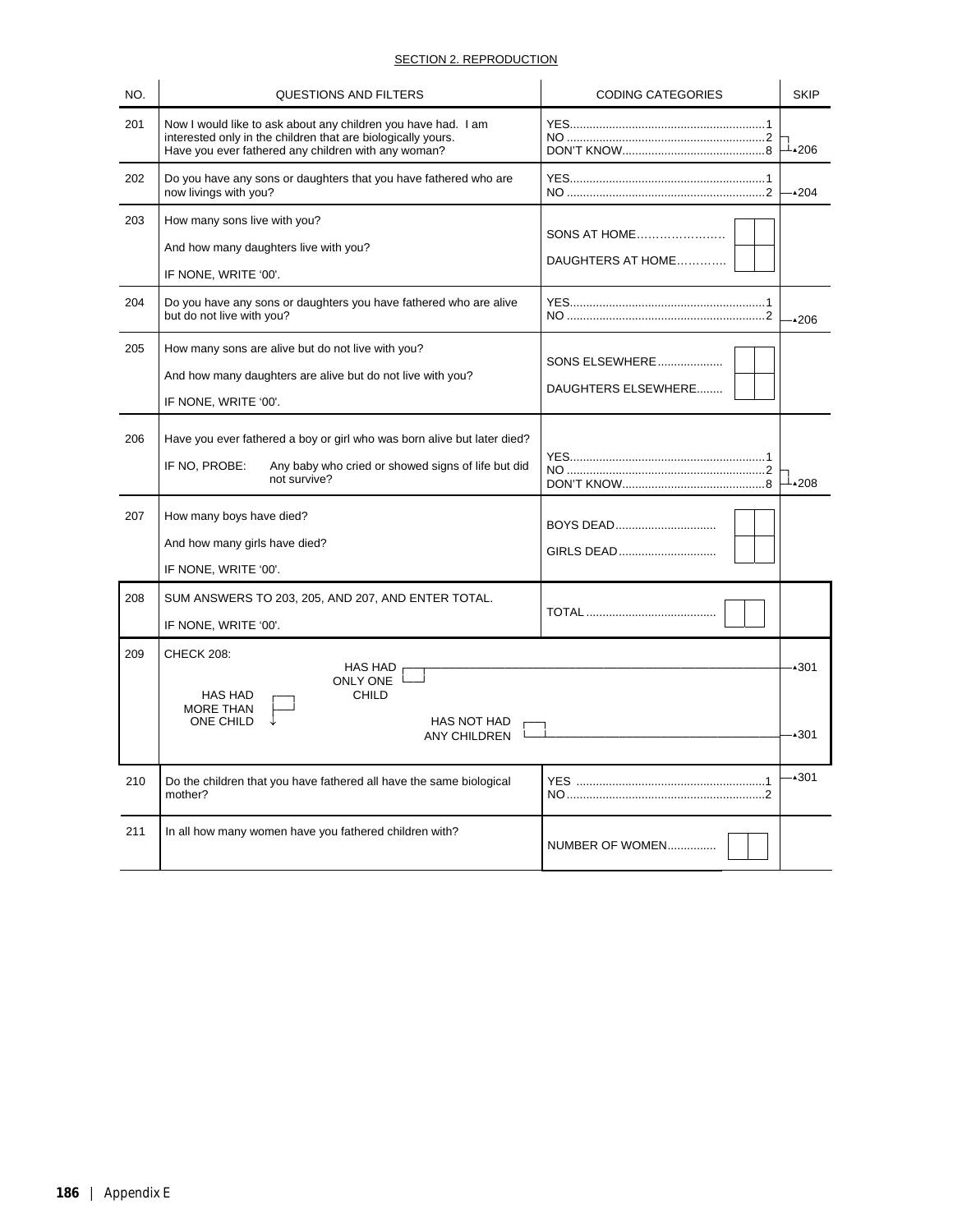## SECTION 2. REPRODUCTION

| NO. | QUESTIONS AND FILTERS | CODING CATEGORIES | SKIP |
|---|---|---|---|
| 201 | Now I would like to ask about any children you have had. I am interested only in the children that are biologically yours. Have you ever fathered any children with any woman? | YES....1<br>NO....2<br>DON'T KNOW....8 | NO/DON'T KNOW → 206 |
| 202 | Do you have any sons or daughters that you have fathered who are now livings with you? | YES....1<br>NO....2 | NO → 204 |
| 203 | How many sons live with you?<br>And how many daughters live with you?<br>IF NONE, WRITE '00'. | SONS AT HOME....[ ][ ]<br>DAUGHTERS AT HOME....[ ][ ] | |
| 204 | Do you have any sons or daughters you have fathered who are alive but do not live with you? | YES....1<br>NO....2 | NO → 206 |
| 205 | How many sons are alive but do not live with you?<br>And how many daughters are alive but do not live with you?<br>IF NONE, WRITE '00'. | SONS ELSEWHERE....[ ][ ]<br>DAUGHTERS ELSEWHERE....[ ][ ] | |
| 206 | Have you ever fathered a boy or girl who was born alive but later died?<br>IF NO, PROBE: Any baby who cried or showed signs of life but did not survive? | YES....1<br>NO....2<br>DON'T KNOW....8 | NO/DON'T KNOW → 208 |
| 207 | How many boys have died?<br>And how many girls have died?<br>IF NONE, WRITE '00'. | BOYS DEAD....[ ][ ]<br>GIRLS DEAD....[ ][ ] | |
| 208 | SUM ANSWERS TO 203, 205, AND 207, AND ENTER TOTAL.<br>IF NONE, WRITE '00'. | TOTAL....[ ][ ] | |
| 209 | CHECK 208:<br>HAS HAD ONLY ONE CHILD [ ] → 301<br>HAS HAD MORE THAN ONE CHILD [ ] ↓<br>HAS NOT HAD ANY CHILDREN [ ] → 301 | | 301<br><br>301 |
| 210 | Do the children that you have fathered all have the same biological mother? | YES....1<br>NO....2 | YES → 301 |
| 211 | In all how many women have you fathered children with? | NUMBER OF WOMEN....[ ][ ] | |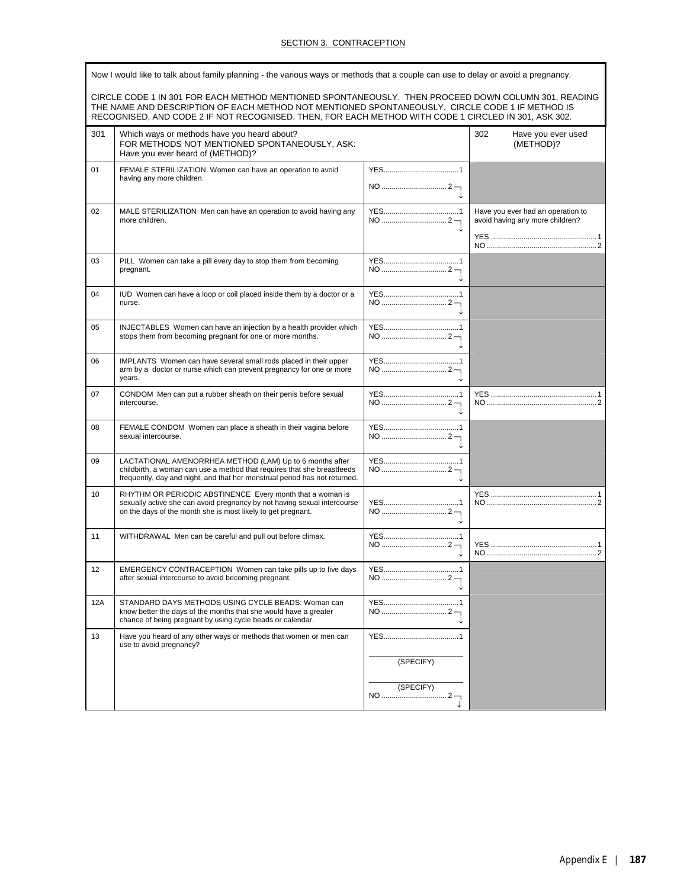## SECTION 3. CONTRACEPTION

Now I would like to talk about family planning - the various ways or methods that a couple can use to delay or avoid a pregnancy.

CIRCLE CODE 1 IN 301 FOR EACH METHOD MENTIONED SPONTANEOUSLY. THEN PROCEED DOWN COLUMN 301, READING THE NAME AND DESCRIPTION OF EACH METHOD NOT MENTIONED SPONTANEOUSLY. CIRCLE CODE 1 IF METHOD IS RECOGNISED, AND CODE 2 IF NOT RECOGNISED. THEN, FOR EACH METHOD WITH CODE 1 CIRCLED IN 301, ASK 302.

| 301 | Which ways or methods have you heard about? FOR METHODS NOT MENTIONED SPONTANEOUSLY, ASK: Have you ever heard of (METHOD)? | | 302 Have you ever used (METHOD)? |
|---|---|---|---|
| 01 | FEMALE STERILIZATION Women can have an operation to avoid having any more children. | YES....1<br>NO....2 | |
| 02 | MALE STERILIZATION Men can have an operation to avoid having any more children. | YES....1<br>NO....2 | Have you ever had an operation to avoid having any more children?<br>YES....1<br>NO....2 |
| 03 | PILL Women can take a pill every day to stop them from becoming pregnant. | YES....1<br>NO....2 | |
| 04 | IUD Women can have a loop or coil placed inside them by a doctor or a nurse. | YES....1<br>NO....2 | |
| 05 | INJECTABLES Women can have an injection by a health provider which stops them from becoming pregnant for one or more months. | YES....1<br>NO....2 | |
| 06 | IMPLANTS Women can have several small rods placed in their upper arm by a doctor or nurse which can prevent pregnancy for one or more years. | YES....1<br>NO....2 | |
| 07 | CONDOM Men can put a rubber sheath on their penis before sexual intercourse. | YES....1<br>NO....2 | YES....1<br>NO....2 |
| 08 | FEMALE CONDOM Women can place a sheath in their vagina before sexual intercourse. | YES....1<br>NO....2 | |
| 09 | LACTATIONAL AMENORRHEA METHOD (LAM) Up to 6 months after childbirth, a woman can use a method that requires that she breastfeeds frequently, day and night, and that her menstrual period has not returned. | YES....1<br>NO....2 | |
| 10 | RHYTHM OR PERIODIC ABSTINENCE Every month that a woman is sexually active she can avoid pregnancy by not having sexual intercourse on the days of the month she is most likely to get pregnant. | YES....1<br>NO....2 | YES....1<br>NO....2 |
| 11 | WITHDRAWAL Men can be careful and pull out before climax. | YES....1<br>NO....2 | YES....1<br>NO....2 |
| 12 | EMERGENCY CONTRACEPTION Women can take pills up to five days after sexual intercourse to avoid becoming pregnant. | YES....1<br>NO....2 | |
| 12A | STANDARD DAYS METHODS USING CYCLE BEADS: Woman can know better the days of the months that she would have a greater chance of being pregnant by using cycle beads or calendar. | YES....1<br>NO....2 | |
| 13 | Have you heard of any other ways or methods that women or men can use to avoid pregnancy? | YES....1<br>(SPECIFY)<br>(SPECIFY)<br>NO....2 | |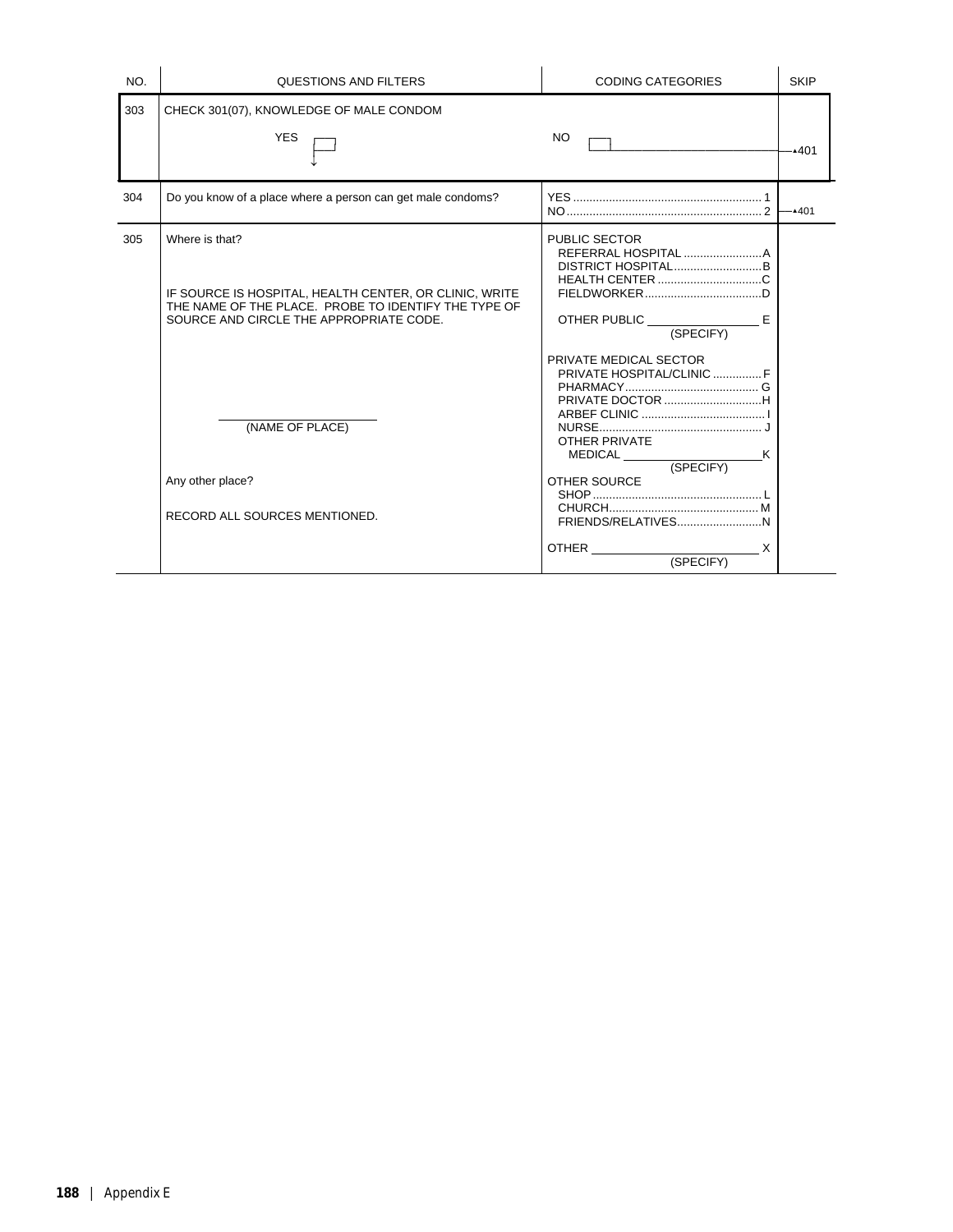| NO. | QUESTIONS AND FILTERS | CODING CATEGORIES | SKIP |
|---|---|---|---|
| 303 | CHECK 301(07), KNOWLEDGE OF MALE CONDOM<br><br>YES ☐ ↓ | NO ☐ | →401 |
| 304 | Do you know of a place where a person can get male condoms? | YES .......... 1<br>NO .......... 2 | →401 |
| 305 | Where is that?<br><br>IF SOURCE IS HOSPITAL, HEALTH CENTER, OR CLINIC, WRITE THE NAME OF THE PLACE. PROBE TO IDENTIFY THE TYPE OF SOURCE AND CIRCLE THE APPROPRIATE CODE.<br><br>\_\_\_\_\_\_\_\_\_\_\_\_\_\_\_\_\_\_<br>(NAME OF PLACE)<br><br>Any other place?<br><br>RECORD ALL SOURCES MENTIONED. | PUBLIC SECTOR<br>REFERRAL HOSPITAL .......... A<br>DISTRICT HOSPITAL .......... B<br>HEALTH CENTER .......... C<br>FIELDWORKER .......... D<br>OTHER PUBLIC \_\_\_\_\_\_\_\_ E<br>(SPECIFY)<br><br>PRIVATE MEDICAL SECTOR<br>PRIVATE HOSPITAL/CLINIC .......... F<br>PHARMACY .......... G<br>PRIVATE DOCTOR .......... H<br>ARBEF CLINIC .......... I<br>NURSE .......... J<br>OTHER PRIVATE<br>MEDICAL \_\_\_\_\_\_\_\_ K<br>(SPECIFY)<br><br>OTHER SOURCE<br>SHOP .......... L<br>CHURCH .......... M<br>FRIENDS/RELATIVES .......... N<br><br>OTHER \_\_\_\_\_\_\_\_ X<br>(SPECIFY) | |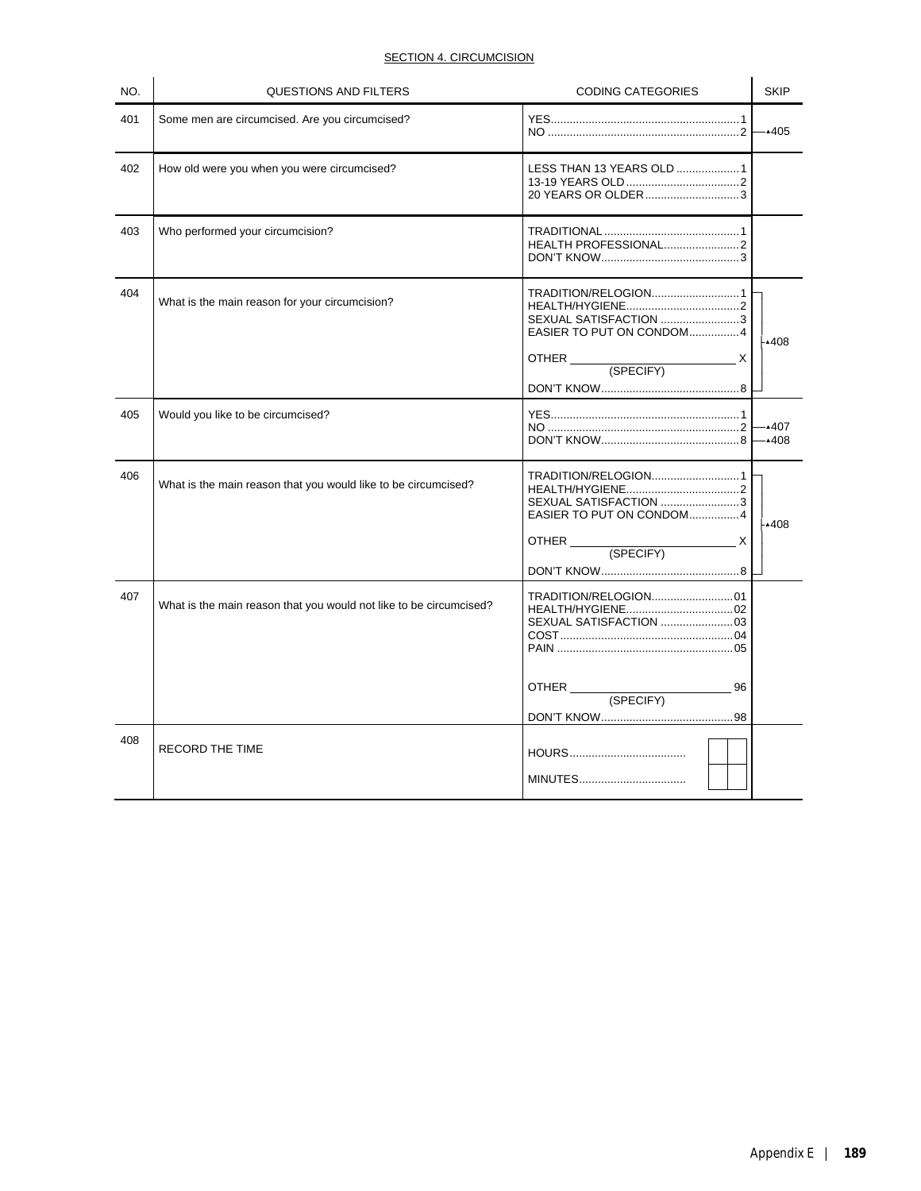SECTION 4. CIRCUMCISION

| NO. | QUESTIONS AND FILTERS | CODING CATEGORIES | SKIP |
|---|---|---|---|
| 401 | Some men are circumcised. Are you circumcised? | YES....1<br>NO....2 | <br>→405 |
| 402 | How old were you when you were circumcised? | LESS THAN 13 YEARS OLD....1<br>13-19 YEARS OLD....2<br>20 YEARS OR OLDER....3 | |
| 403 | Who performed your circumcision? | TRADITIONAL....1<br>HEALTH PROFESSIONAL....2<br>DON'T KNOW....3 | |
| 404 | What is the main reason for your circumcision? | TRADITION/RELOGION....1<br>HEALTH/HYGIENE....2<br>SEXUAL SATISFACTION....3<br>EASIER TO PUT ON CONDOM....4<br>OTHER ____ X<br>(SPECIFY)<br>DON'T KNOW....8 | →408 |
| 405 | Would you like to be circumcised? | YES....1<br>NO....2<br>DON'T KNOW....8 | <br>→407<br>→408 |
| 406 | What is the main reason that you would like to be circumcised? | TRADITION/RELOGION....1<br>HEALTH/HYGIENE....2<br>SEXUAL SATISFACTION....3<br>EASIER TO PUT ON CONDOM....4<br>OTHER ____ X<br>(SPECIFY)<br>DON'T KNOW....8 | →408 |
| 407 | What is the main reason that you would not like to be circumcised? | TRADITION/RELOGION....01<br>HEALTH/HYGIENE....02<br>SEXUAL SATISFACTION....03<br>COST....04<br>PAIN....05<br>OTHER ____ 96<br>(SPECIFY)<br>DON'T KNOW....98 | |
| 408 | RECORD THE TIME | HOURS.... [ ][ ]<br>MINUTES.... [ ][ ] | |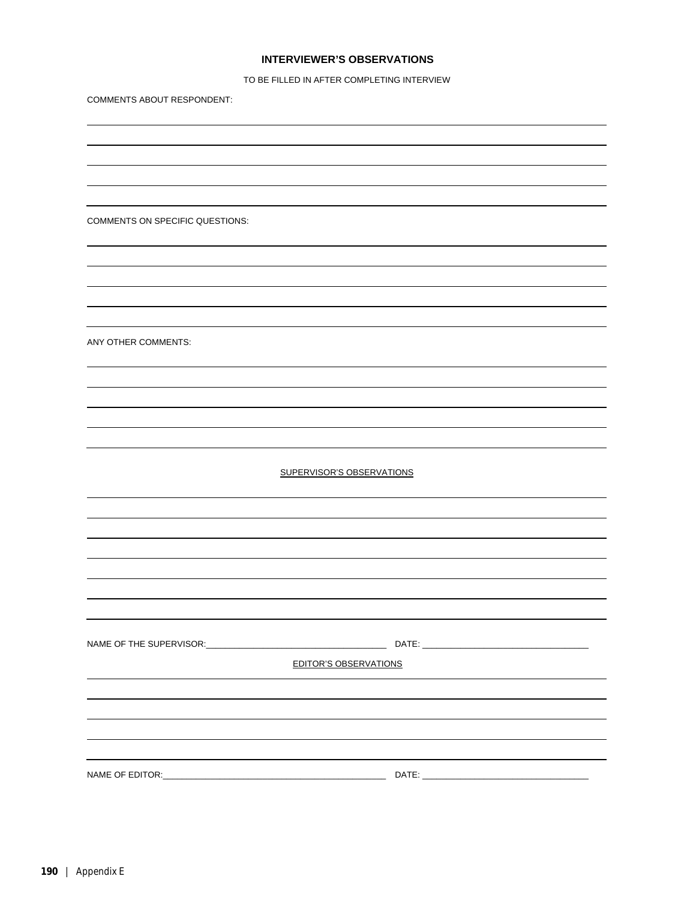## INTERVIEWER'S OBSERVATIONS

TO BE FILLED IN AFTER COMPLETING INTERVIEW

COMMENTS ABOUT RESPONDENT:

COMMENTS ON SPECIFIC QUESTIONS:

ANY OTHER COMMENTS:

SUPERVISOR'S OBSERVATIONS

NAME OF THE SUPERVISOR: \_\_\_\_\_\_\_\_\_\_\_\_\_\_\_\_\_\_\_\_ DATE: \_\_\_\_\_\_\_\_\_\_\_\_\_\_\_\_\_\_\_\_

EDITOR'S OBSERVATIONS

NAME OF EDITOR: \_\_\_\_\_\_\_\_\_\_\_\_\_\_\_\_\_\_\_\_ DATE: \_\_\_\_\_\_\_\_\_\_\_\_\_\_\_\_\_\_\_\_